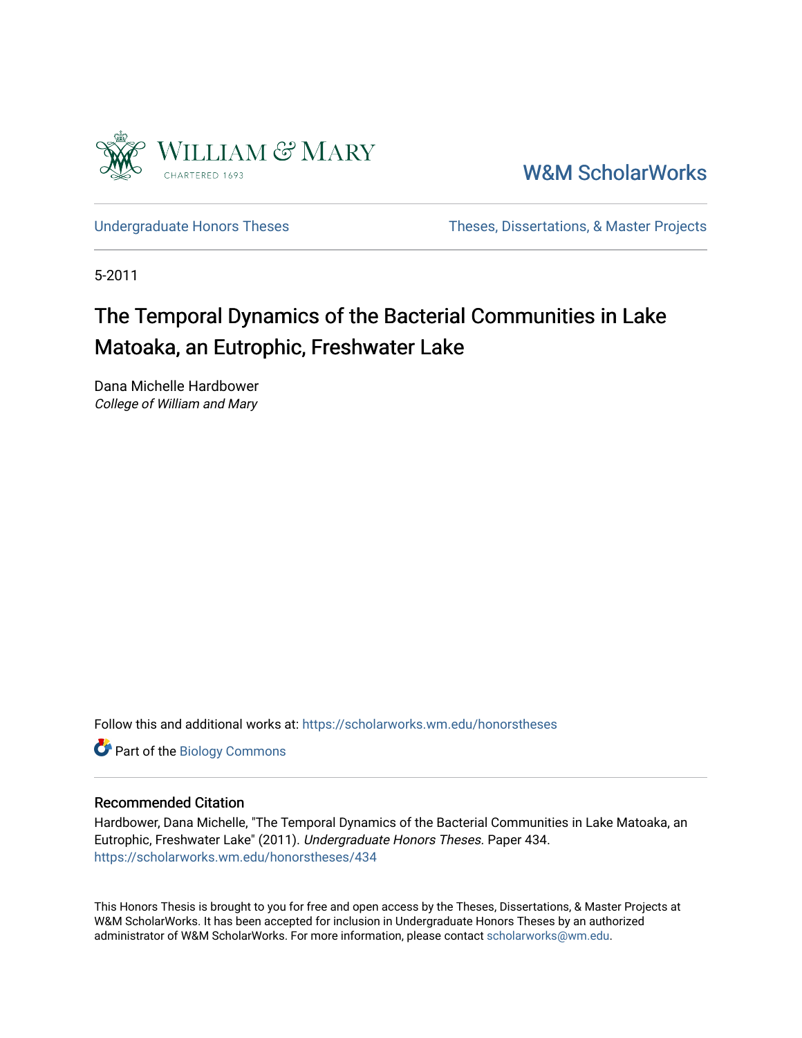W&M ScholarWorks

Undergraduate Honors Theses

Theses, Dissertations, & Master Projects

5-2011

# The Temporal Dynamics of the Bacterial Communities in Lake Matoaka, an Eutrophic, Freshwater Lake

Dana Michelle Hardbower
*College of William and Mary*

Follow this and additional works at: https://scholarworks.wm.edu/honorstheses

Part of the Biology Commons

## Recommended Citation

Hardbower, Dana Michelle, "The Temporal Dynamics of the Bacterial Communities in Lake Matoaka, an Eutrophic, Freshwater Lake" (2011). *Undergraduate Honors Theses.* Paper 434.
https://scholarworks.wm.edu/honorstheses/434

This Honors Thesis is brought to you for free and open access by the Theses, Dissertations, & Master Projects at W&M ScholarWorks. It has been accepted for inclusion in Undergraduate Honors Theses by an authorized administrator of W&M ScholarWorks. For more information, please contact scholarworks@wm.edu.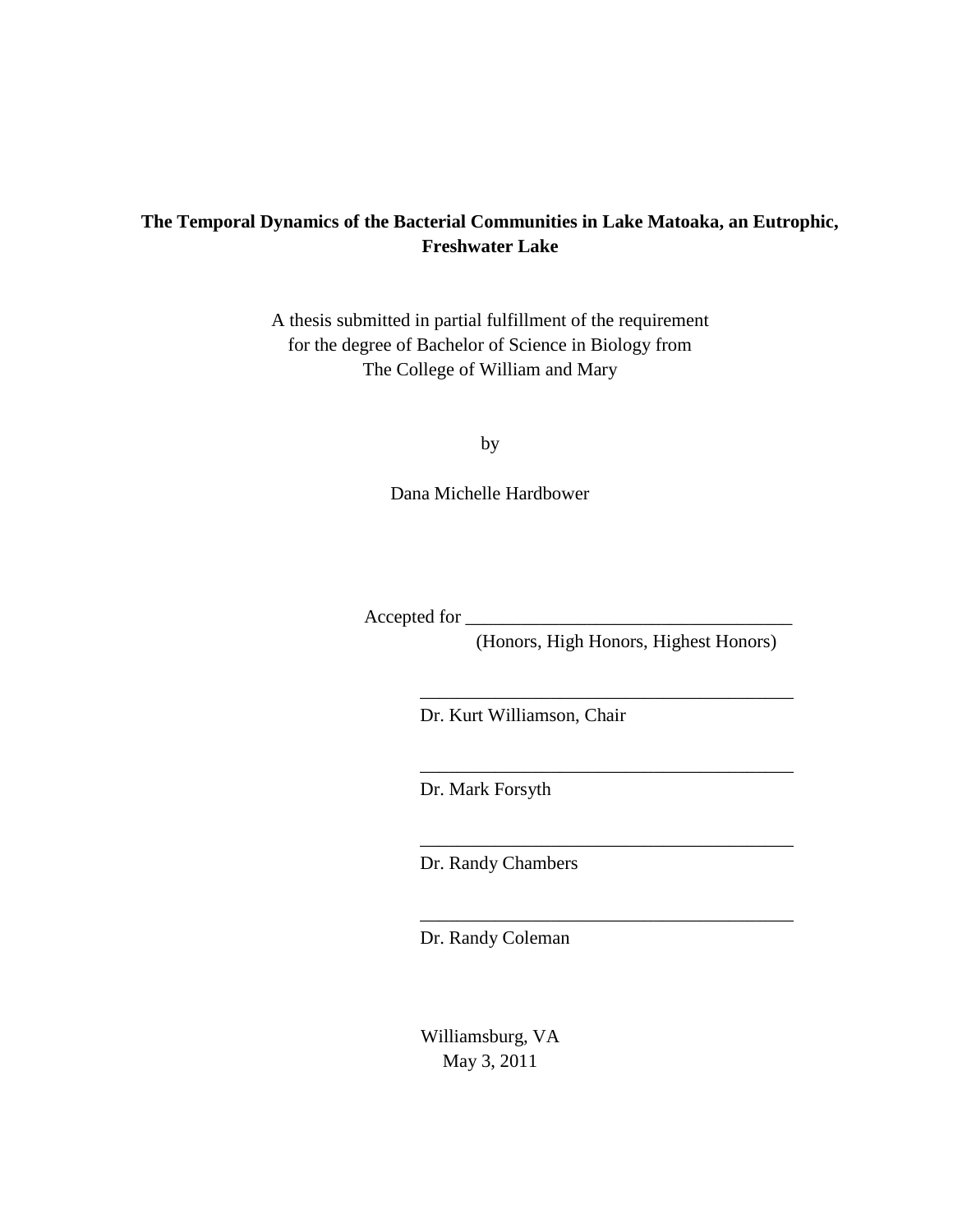**The Temporal Dynamics of the Bacterial Communities in Lake Matoaka, an Eutrophic, Freshwater Lake**

A thesis submitted in partial fulfillment of the requirement
for the degree of Bachelor of Science in Biology from
The College of William and Mary

by

Dana Michelle Hardbower

Accepted for ___________________________________
(Honors, High Honors, Highest Honors)

________________________________________
Dr. Kurt Williamson, Chair

________________________________________
Dr. Mark Forsyth

________________________________________
Dr. Randy Chambers

________________________________________
Dr. Randy Coleman

Williamsburg, VA
May 3, 2011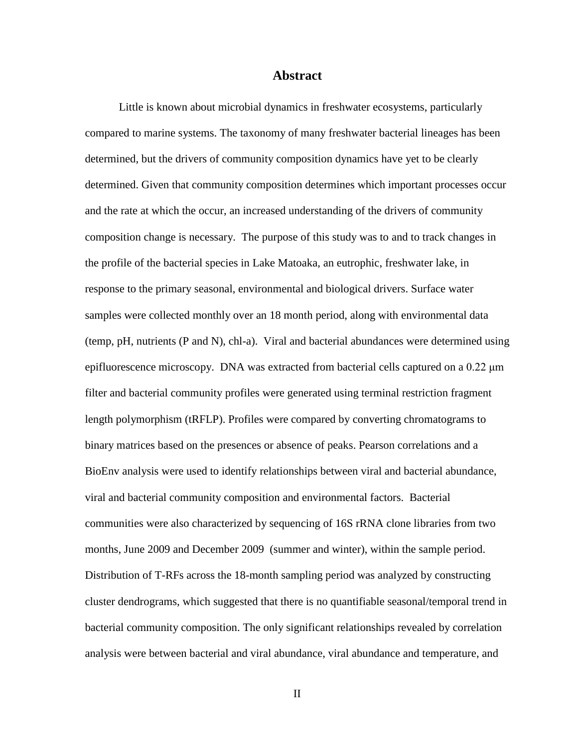# Abstract

Little is known about microbial dynamics in freshwater ecosystems, particularly compared to marine systems. The taxonomy of many freshwater bacterial lineages has been determined, but the drivers of community composition dynamics have yet to be clearly determined. Given that community composition determines which important processes occur and the rate at which the occur, an increased understanding of the drivers of community composition change is necessary. The purpose of this study was to and to track changes in the profile of the bacterial species in Lake Matoaka, an eutrophic, freshwater lake, in response to the primary seasonal, environmental and biological drivers. Surface water samples were collected monthly over an 18 month period, along with environmental data (temp, pH, nutrients (P and N), chl-a). Viral and bacterial abundances were determined using epifluorescence microscopy. DNA was extracted from bacterial cells captured on a 0.22 μm filter and bacterial community profiles were generated using terminal restriction fragment length polymorphism (tRFLP). Profiles were compared by converting chromatograms to binary matrices based on the presences or absence of peaks. Pearson correlations and a BioEnv analysis were used to identify relationships between viral and bacterial abundance, viral and bacterial community composition and environmental factors. Bacterial communities were also characterized by sequencing of 16S rRNA clone libraries from two months, June 2009 and December 2009 (summer and winter), within the sample period. Distribution of T-RFs across the 18-month sampling period was analyzed by constructing cluster dendrograms, which suggested that there is no quantifiable seasonal/temporal trend in bacterial community composition. The only significant relationships revealed by correlation analysis were between bacterial and viral abundance, viral abundance and temperature, and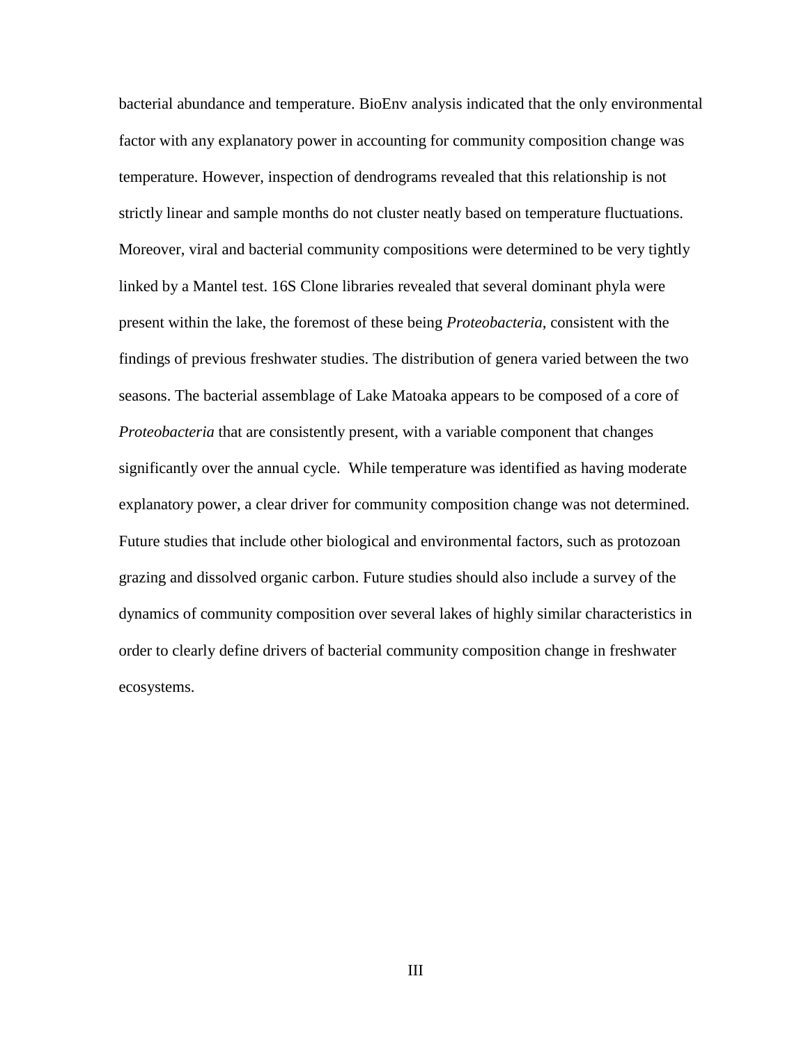bacterial abundance and temperature. BioEnv analysis indicated that the only environmental factor with any explanatory power in accounting for community composition change was temperature. However, inspection of dendrograms revealed that this relationship is not strictly linear and sample months do not cluster neatly based on temperature fluctuations. Moreover, viral and bacterial community compositions were determined to be very tightly linked by a Mantel test. 16S Clone libraries revealed that several dominant phyla were present within the lake, the foremost of these being *Proteobacteria*, consistent with the findings of previous freshwater studies. The distribution of genera varied between the two seasons. The bacterial assemblage of Lake Matoaka appears to be composed of a core of *Proteobacteria* that are consistently present, with a variable component that changes significantly over the annual cycle. While temperature was identified as having moderate explanatory power, a clear driver for community composition change was not determined. Future studies that include other biological and environmental factors, such as protozoan grazing and dissolved organic carbon. Future studies should also include a survey of the dynamics of community composition over several lakes of highly similar characteristics in order to clearly define drivers of bacterial community composition change in freshwater ecosystems.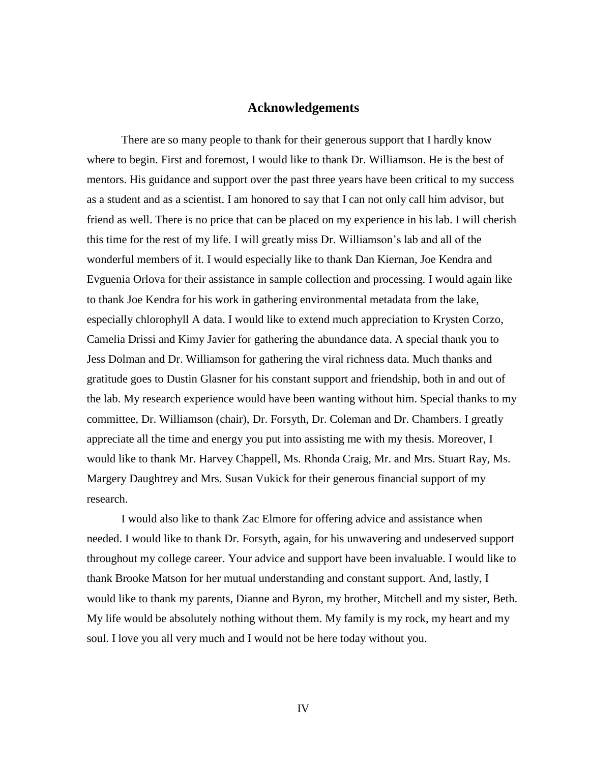# Acknowledgements

There are so many people to thank for their generous support that I hardly know where to begin. First and foremost, I would like to thank Dr. Williamson. He is the best of mentors. His guidance and support over the past three years have been critical to my success as a student and as a scientist. I am honored to say that I can not only call him advisor, but friend as well. There is no price that can be placed on my experience in his lab. I will cherish this time for the rest of my life. I will greatly miss Dr. Williamson's lab and all of the wonderful members of it. I would especially like to thank Dan Kiernan, Joe Kendra and Evguenia Orlova for their assistance in sample collection and processing. I would again like to thank Joe Kendra for his work in gathering environmental metadata from the lake, especially chlorophyll A data. I would like to extend much appreciation to Krysten Corzo, Camelia Drissi and Kimy Javier for gathering the abundance data. A special thank you to Jess Dolman and Dr. Williamson for gathering the viral richness data. Much thanks and gratitude goes to Dustin Glasner for his constant support and friendship, both in and out of the lab. My research experience would have been wanting without him. Special thanks to my committee, Dr. Williamson (chair), Dr. Forsyth, Dr. Coleman and Dr. Chambers. I greatly appreciate all the time and energy you put into assisting me with my thesis. Moreover, I would like to thank Mr. Harvey Chappell, Ms. Rhonda Craig, Mr. and Mrs. Stuart Ray, Ms. Margery Daughtrey and Mrs. Susan Vukick for their generous financial support of my research.

I would also like to thank Zac Elmore for offering advice and assistance when needed. I would like to thank Dr. Forsyth, again, for his unwavering and undeserved support throughout my college career. Your advice and support have been invaluable. I would like to thank Brooke Matson for her mutual understanding and constant support. And, lastly, I would like to thank my parents, Dianne and Byron, my brother, Mitchell and my sister, Beth. My life would be absolutely nothing without them. My family is my rock, my heart and my soul. I love you all very much and I would not be here today without you.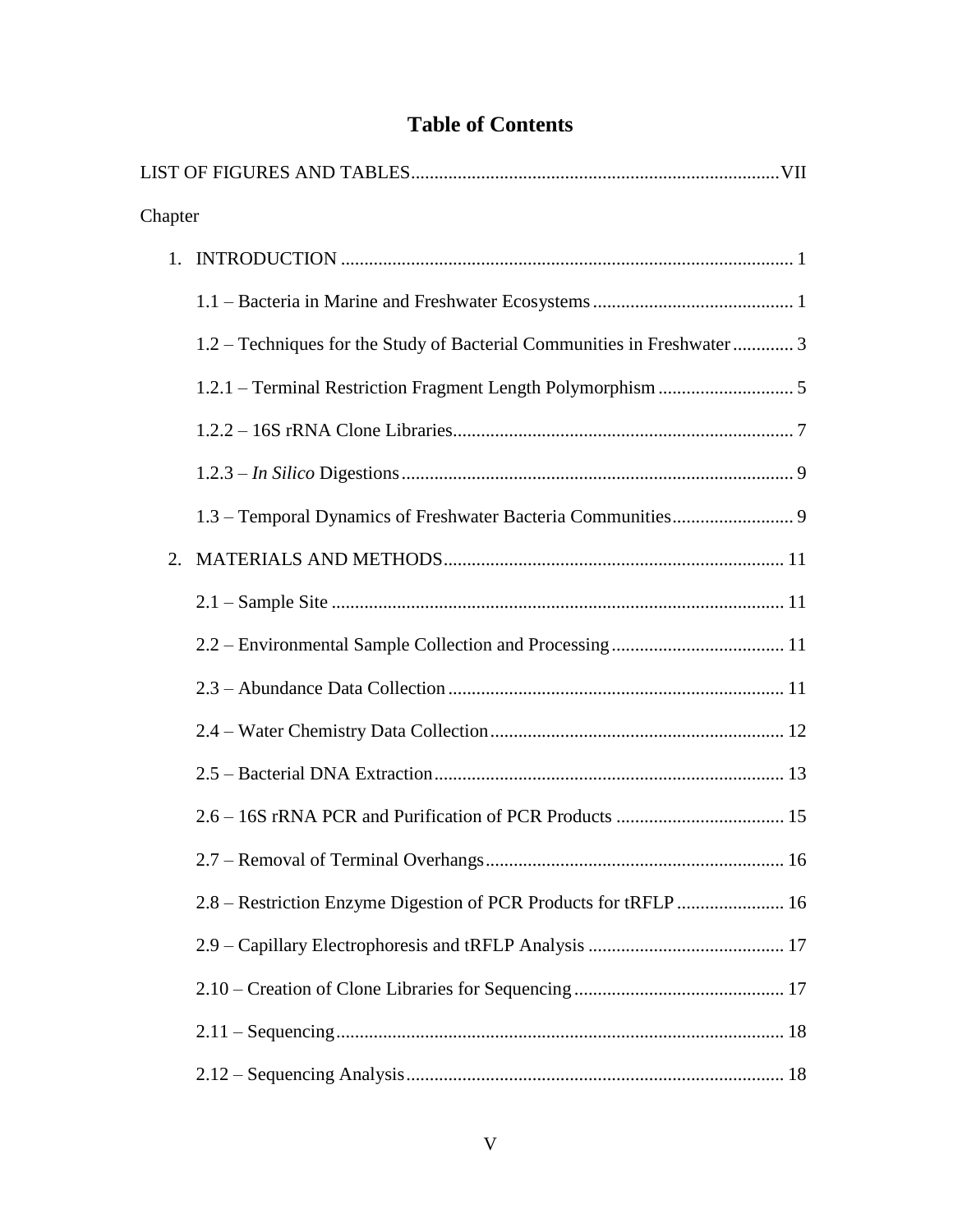# Table of Contents

LIST OF FIGURES AND TABLES .......... VII

Chapter

1. INTRODUCTION .......... 1
   - 1.1 – Bacteria in Marine and Freshwater Ecosystems .......... 1
   - 1.2 – Techniques for the Study of Bacterial Communities in Freshwater .......... 3
   - 1.2.1 – Terminal Restriction Fragment Length Polymorphism .......... 5
   - 1.2.2 – 16S rRNA Clone Libraries .......... 7
   - 1.2.3 – *In Silico* Digestions .......... 9
   - 1.3 – Temporal Dynamics of Freshwater Bacteria Communities .......... 9
2. MATERIALS AND METHODS .......... 11
   - 2.1 – Sample Site .......... 11
   - 2.2 – Environmental Sample Collection and Processing .......... 11
   - 2.3 – Abundance Data Collection .......... 11
   - 2.4 – Water Chemistry Data Collection .......... 12
   - 2.5 – Bacterial DNA Extraction .......... 13
   - 2.6 – 16S rRNA PCR and Purification of PCR Products .......... 15
   - 2.7 – Removal of Terminal Overhangs .......... 16
   - 2.8 – Restriction Enzyme Digestion of PCR Products for tRFLP .......... 16
   - 2.9 – Capillary Electrophoresis and tRFLP Analysis .......... 17
   - 2.10 – Creation of Clone Libraries for Sequencing .......... 17
   - 2.11 – Sequencing .......... 18
   - 2.12 – Sequencing Analysis .......... 18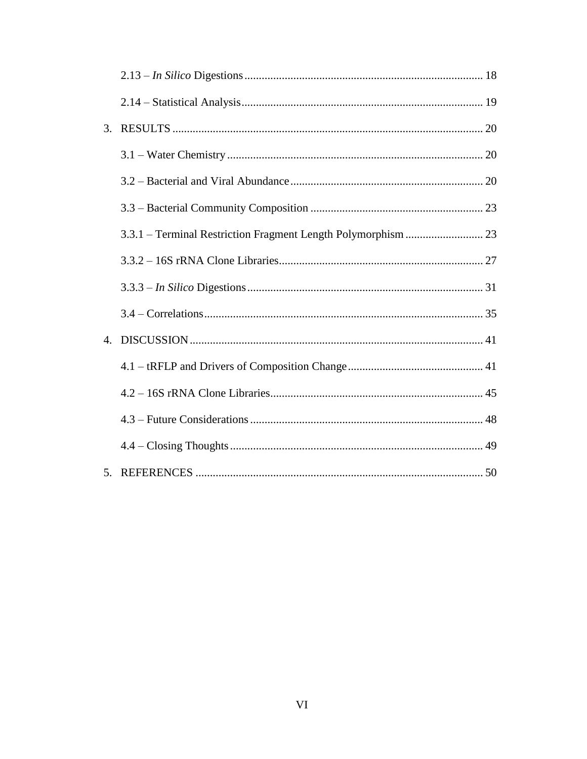2.13 – *In Silico* Digestions ... 18

2.14 – Statistical Analysis ... 19

3. RESULTS ... 20

 3.1 – Water Chemistry ... 20

 3.2 – Bacterial and Viral Abundance ... 20

 3.3 – Bacterial Community Composition ... 23

 3.3.1 – Terminal Restriction Fragment Length Polymorphism ... 23

 3.3.2 – 16S rRNA Clone Libraries ... 27

 3.3.3 – *In Silico* Digestions ... 31

 3.4 – Correlations ... 35

4. DISCUSSION ... 41

 4.1 – tRFLP and Drivers of Composition Change ... 41

 4.2 – 16S rRNA Clone Libraries ... 45

 4.3 – Future Considerations ... 48

 4.4 – Closing Thoughts ... 49

5. REFERENCES ... 50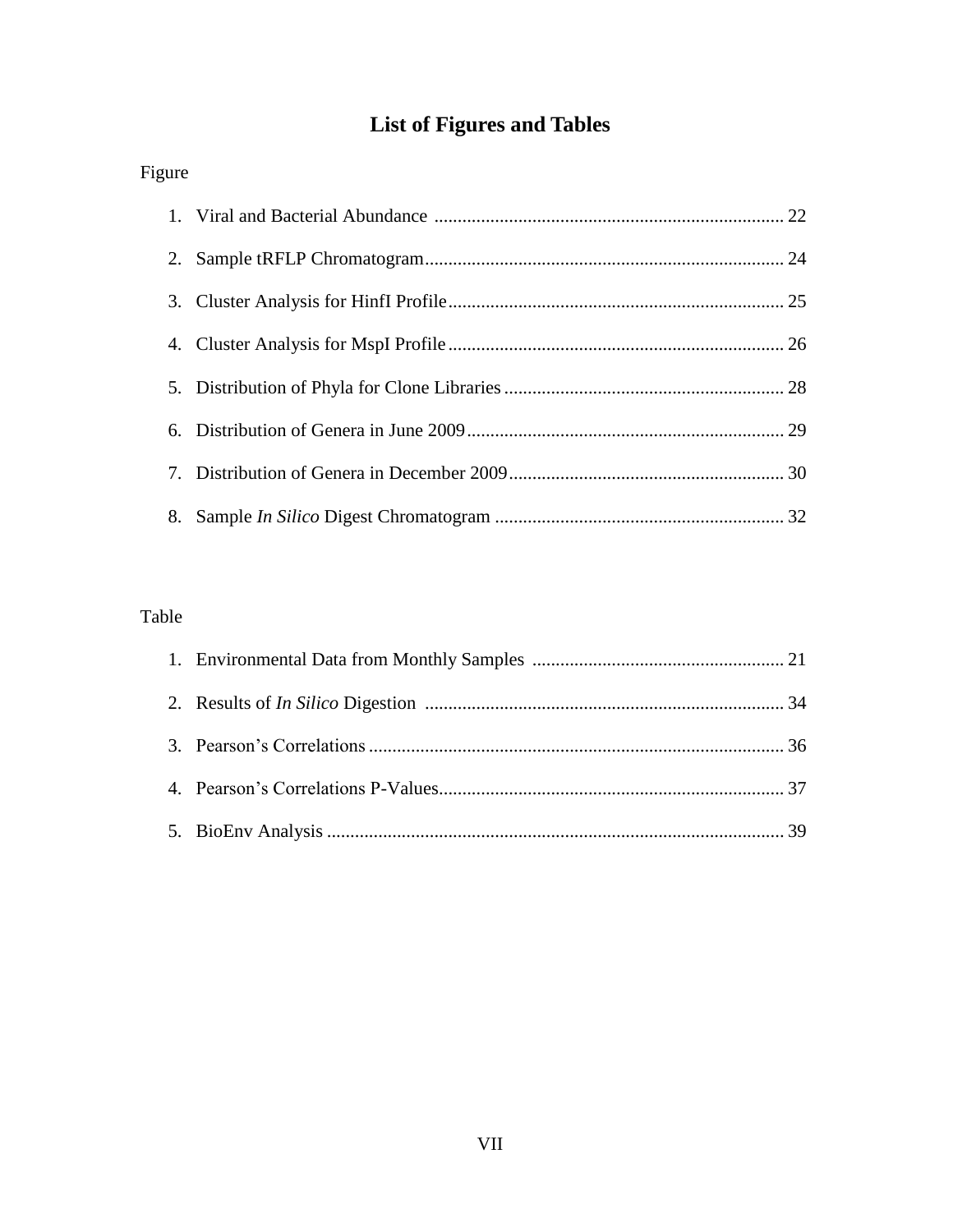# List of Figures and Tables

Figure

1. Viral and Bacterial Abundance .......................................................................... 22
2. Sample tRFLP Chromatogram............................................................................ 24
3. Cluster Analysis for HinfI Profile....................................................................... 25
4. Cluster Analysis for MspI Profile....................................................................... 26
5. Distribution of Phyla for Clone Libraries............................................................ 28
6. Distribution of Genera in June 2009.................................................................... 29
7. Distribution of Genera in December 2009........................................................... 30
8. Sample *In Silico* Digest Chromatogram .............................................................. 32

Table

1. Environmental Data from Monthly Samples ...................................................... 21
2. Results of *In Silico* Digestion ............................................................................. 34
3. Pearson's Correlations......................................................................................... 36
4. Pearson's Correlations P-Values.......................................................................... 37
5. BioEnv Analysis .................................................................................................. 39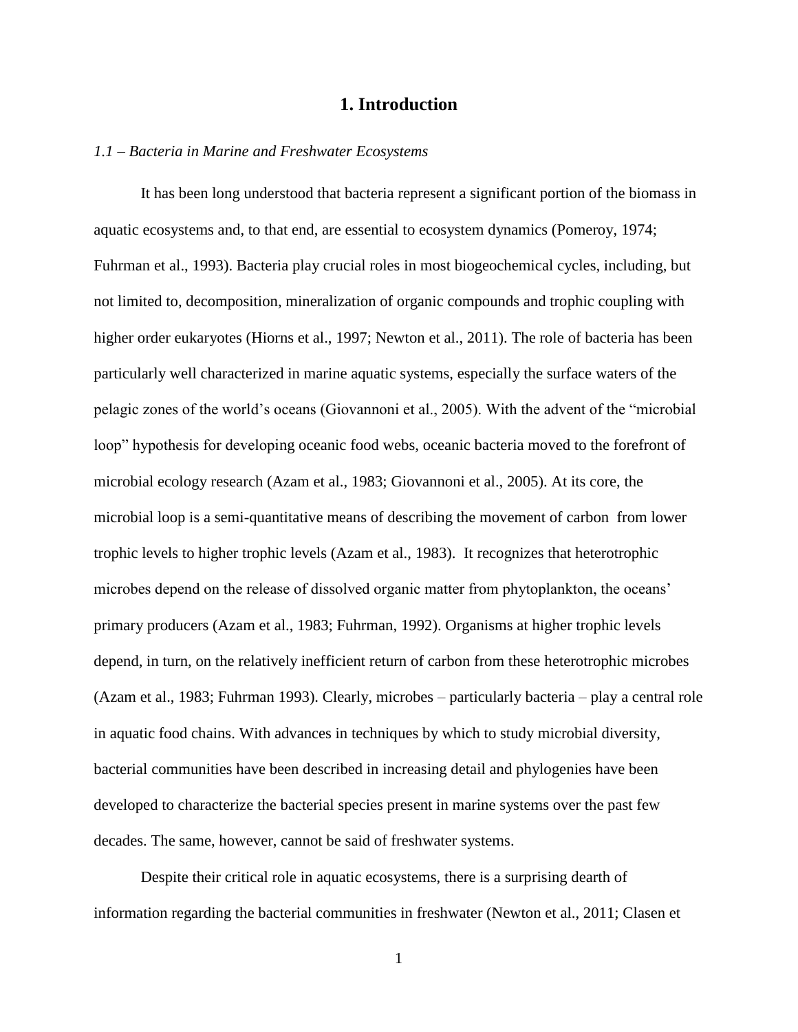# 1. Introduction

*1.1 – Bacteria in Marine and Freshwater Ecosystems*

It has been long understood that bacteria represent a significant portion of the biomass in aquatic ecosystems and, to that end, are essential to ecosystem dynamics (Pomeroy, 1974; Fuhrman et al., 1993). Bacteria play crucial roles in most biogeochemical cycles, including, but not limited to, decomposition, mineralization of organic compounds and trophic coupling with higher order eukaryotes (Hiorns et al., 1997; Newton et al., 2011). The role of bacteria has been particularly well characterized in marine aquatic systems, especially the surface waters of the pelagic zones of the world's oceans (Giovannoni et al., 2005). With the advent of the "microbial loop" hypothesis for developing oceanic food webs, oceanic bacteria moved to the forefront of microbial ecology research (Azam et al., 1983; Giovannoni et al., 2005). At its core, the microbial loop is a semi-quantitative means of describing the movement of carbon from lower trophic levels to higher trophic levels (Azam et al., 1983). It recognizes that heterotrophic microbes depend on the release of dissolved organic matter from phytoplankton, the oceans' primary producers (Azam et al., 1983; Fuhrman, 1992). Organisms at higher trophic levels depend, in turn, on the relatively inefficient return of carbon from these heterotrophic microbes (Azam et al., 1983; Fuhrman 1993). Clearly, microbes – particularly bacteria – play a central role in aquatic food chains. With advances in techniques by which to study microbial diversity, bacterial communities have been described in increasing detail and phylogenies have been developed to characterize the bacterial species present in marine systems over the past few decades. The same, however, cannot be said of freshwater systems.

Despite their critical role in aquatic ecosystems, there is a surprising dearth of information regarding the bacterial communities in freshwater (Newton et al., 2011; Clasen et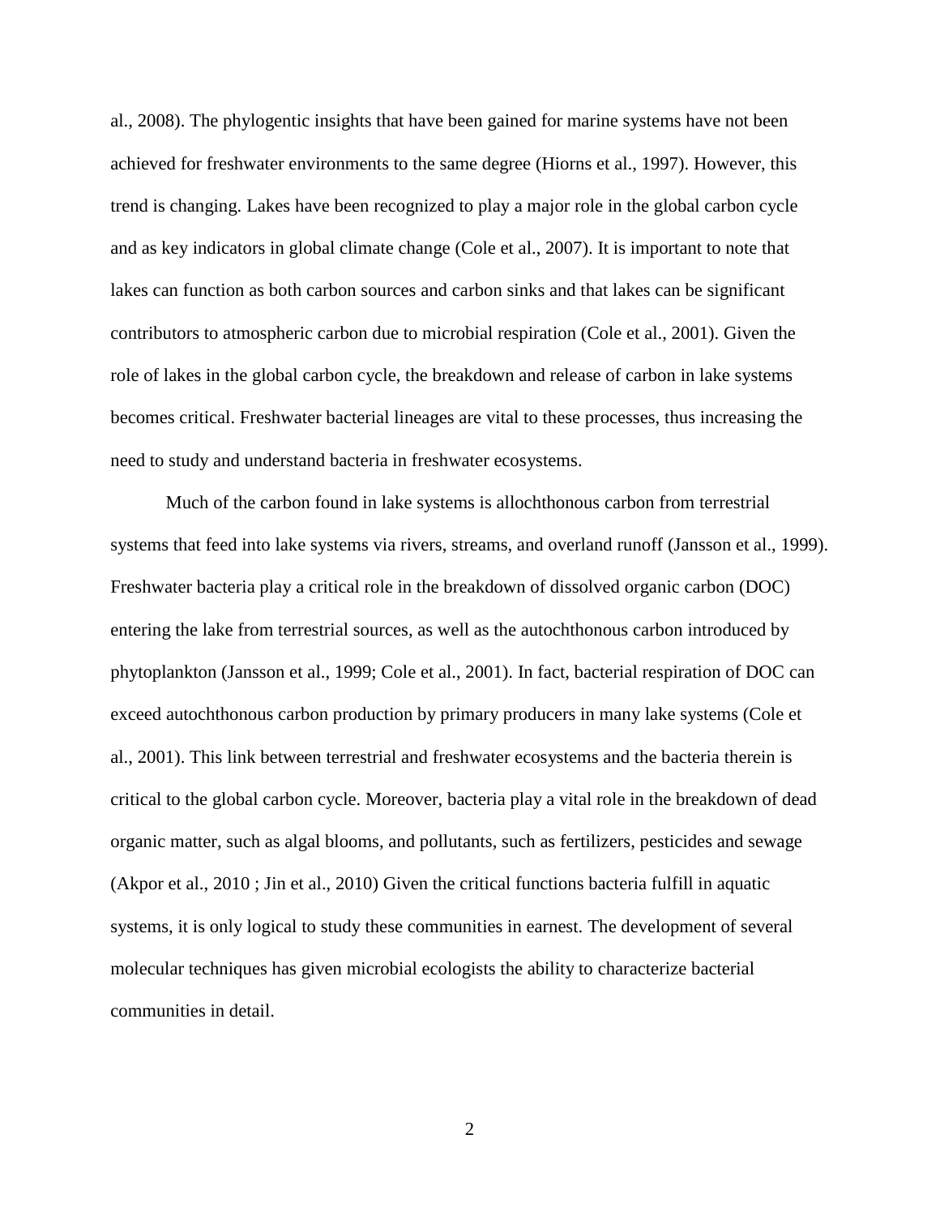al., 2008). The phylogentic insights that have been gained for marine systems have not been achieved for freshwater environments to the same degree (Hiorns et al., 1997). However, this trend is changing. Lakes have been recognized to play a major role in the global carbon cycle and as key indicators in global climate change (Cole et al., 2007). It is important to note that lakes can function as both carbon sources and carbon sinks and that lakes can be significant contributors to atmospheric carbon due to microbial respiration (Cole et al., 2001). Given the role of lakes in the global carbon cycle, the breakdown and release of carbon in lake systems becomes critical. Freshwater bacterial lineages are vital to these processes, thus increasing the need to study and understand bacteria in freshwater ecosystems.

Much of the carbon found in lake systems is allochthonous carbon from terrestrial systems that feed into lake systems via rivers, streams, and overland runoff (Jansson et al., 1999). Freshwater bacteria play a critical role in the breakdown of dissolved organic carbon (DOC) entering the lake from terrestrial sources, as well as the autochthonous carbon introduced by phytoplankton (Jansson et al., 1999; Cole et al., 2001). In fact, bacterial respiration of DOC can exceed autochthonous carbon production by primary producers in many lake systems (Cole et al., 2001). This link between terrestrial and freshwater ecosystems and the bacteria therein is critical to the global carbon cycle. Moreover, bacteria play a vital role in the breakdown of dead organic matter, such as algal blooms, and pollutants, such as fertilizers, pesticides and sewage (Akpor et al., 2010 ; Jin et al., 2010) Given the critical functions bacteria fulfill in aquatic systems, it is only logical to study these communities in earnest. The development of several molecular techniques has given microbial ecologists the ability to characterize bacterial communities in detail.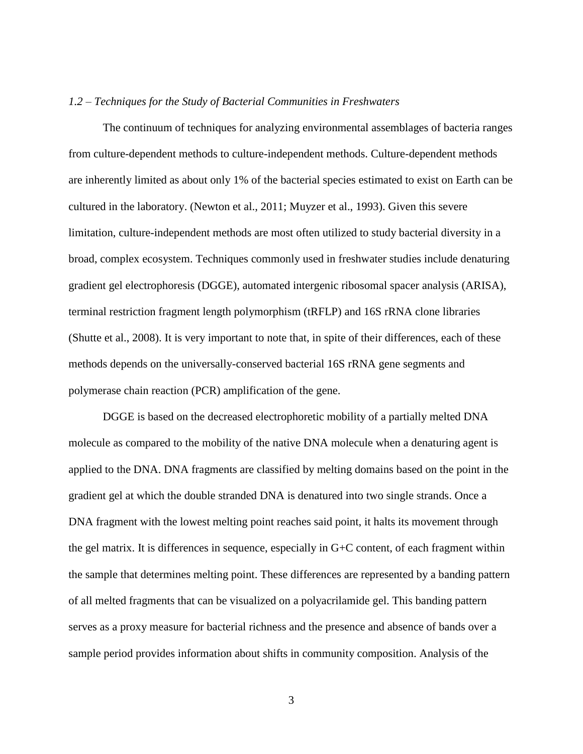*1.2 – Techniques for the Study of Bacterial Communities in Freshwaters*

The continuum of techniques for analyzing environmental assemblages of bacteria ranges from culture-dependent methods to culture-independent methods. Culture-dependent methods are inherently limited as about only 1% of the bacterial species estimated to exist on Earth can be cultured in the laboratory. (Newton et al., 2011; Muyzer et al., 1993). Given this severe limitation, culture-independent methods are most often utilized to study bacterial diversity in a broad, complex ecosystem. Techniques commonly used in freshwater studies include denaturing gradient gel electrophoresis (DGGE), automated intergenic ribosomal spacer analysis (ARISA), terminal restriction fragment length polymorphism (tRFLP) and 16S rRNA clone libraries (Shutte et al., 2008). It is very important to note that, in spite of their differences, each of these methods depends on the universally-conserved bacterial 16S rRNA gene segments and polymerase chain reaction (PCR) amplification of the gene.

DGGE is based on the decreased electrophoretic mobility of a partially melted DNA molecule as compared to the mobility of the native DNA molecule when a denaturing agent is applied to the DNA. DNA fragments are classified by melting domains based on the point in the gradient gel at which the double stranded DNA is denatured into two single strands. Once a DNA fragment with the lowest melting point reaches said point, it halts its movement through the gel matrix. It is differences in sequence, especially in G+C content, of each fragment within the sample that determines melting point. These differences are represented by a banding pattern of all melted fragments that can be visualized on a polyacrilamide gel. This banding pattern serves as a proxy measure for bacterial richness and the presence and absence of bands over a sample period provides information about shifts in community composition. Analysis of the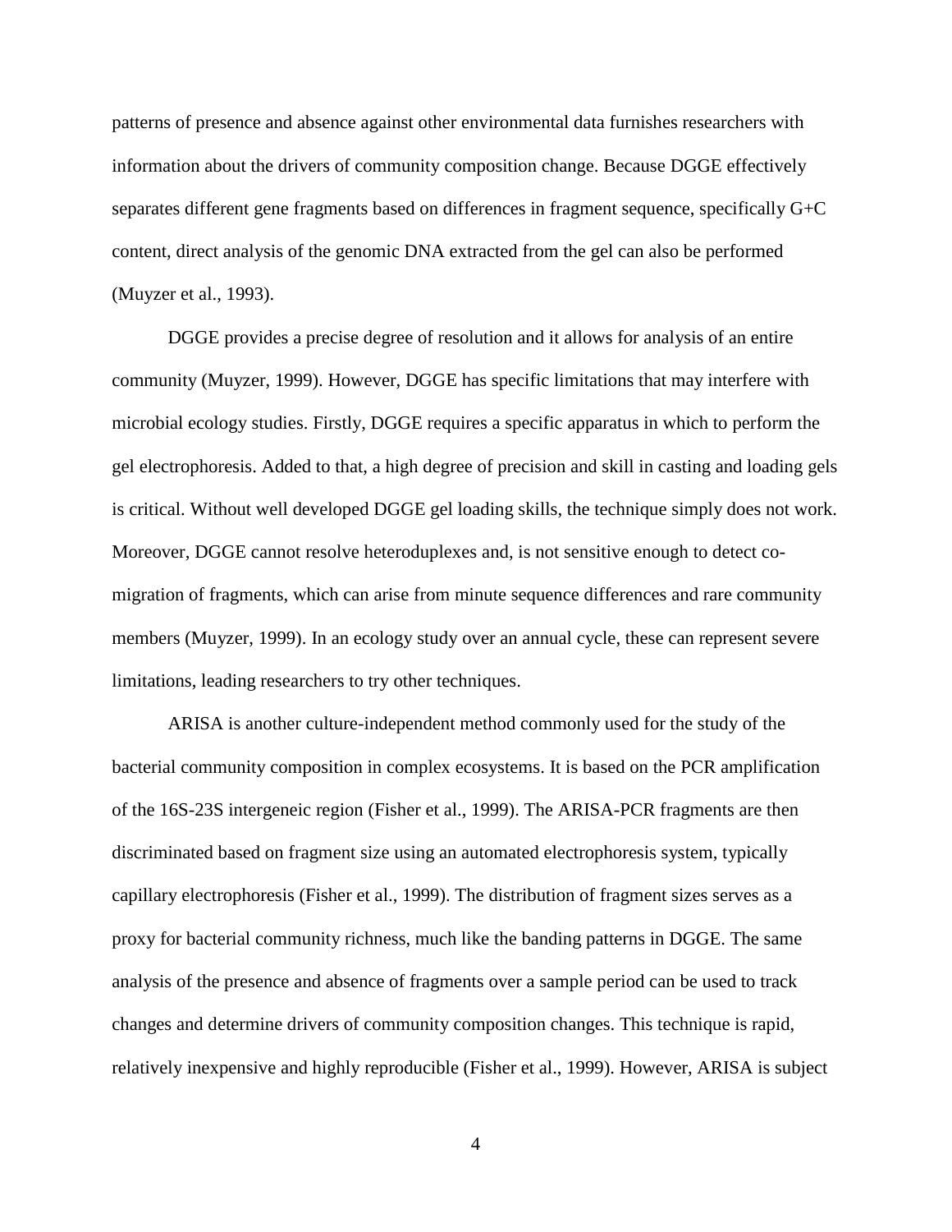patterns of presence and absence against other environmental data furnishes researchers with information about the drivers of community composition change. Because DGGE effectively separates different gene fragments based on differences in fragment sequence, specifically G+C content, direct analysis of the genomic DNA extracted from the gel can also be performed (Muyzer et al., 1993).

DGGE provides a precise degree of resolution and it allows for analysis of an entire community (Muyzer, 1999). However, DGGE has specific limitations that may interfere with microbial ecology studies. Firstly, DGGE requires a specific apparatus in which to perform the gel electrophoresis. Added to that, a high degree of precision and skill in casting and loading gels is critical. Without well developed DGGE gel loading skills, the technique simply does not work. Moreover, DGGE cannot resolve heteroduplexes and, is not sensitive enough to detect co-migration of fragments, which can arise from minute sequence differences and rare community members (Muyzer, 1999). In an ecology study over an annual cycle, these can represent severe limitations, leading researchers to try other techniques.

ARISA is another culture-independent method commonly used for the study of the bacterial community composition in complex ecosystems. It is based on the PCR amplification of the 16S-23S intergeneic region (Fisher et al., 1999). The ARISA-PCR fragments are then discriminated based on fragment size using an automated electrophoresis system, typically capillary electrophoresis (Fisher et al., 1999). The distribution of fragment sizes serves as a proxy for bacterial community richness, much like the banding patterns in DGGE. The same analysis of the presence and absence of fragments over a sample period can be used to track changes and determine drivers of community composition changes. This technique is rapid, relatively inexpensive and highly reproducible (Fisher et al., 1999). However, ARISA is subject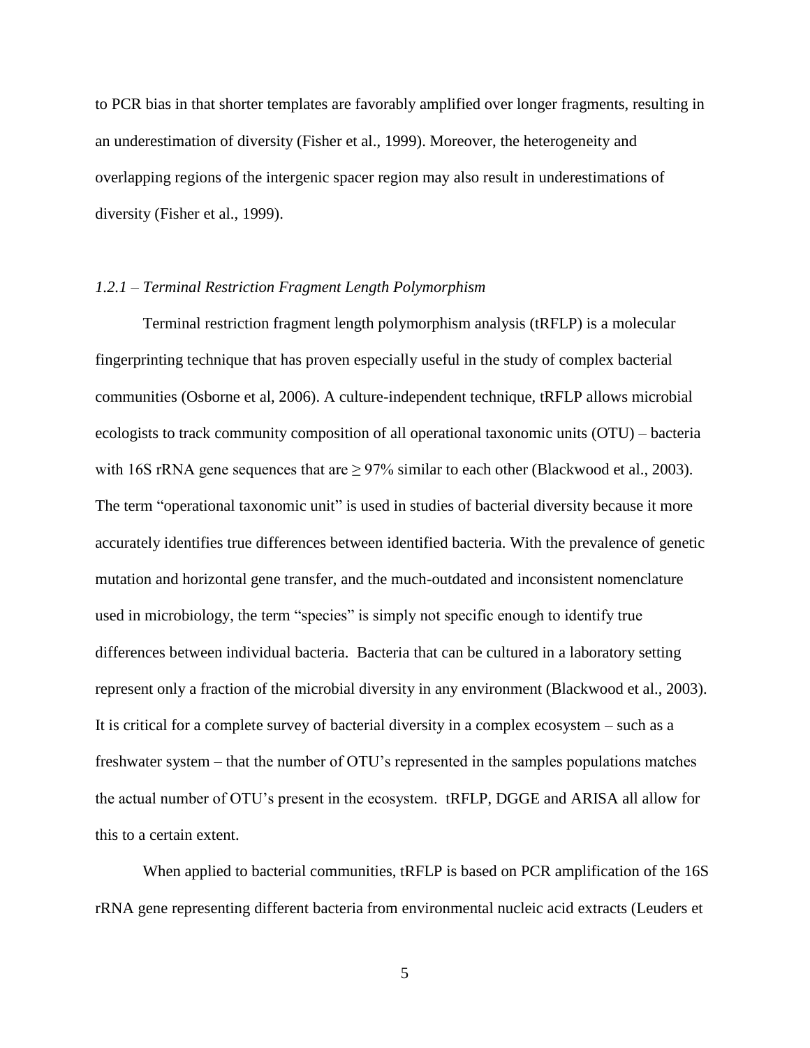to PCR bias in that shorter templates are favorably amplified over longer fragments, resulting in an underestimation of diversity (Fisher et al., 1999). Moreover, the heterogeneity and overlapping regions of the intergenic spacer region may also result in underestimations of diversity (Fisher et al., 1999).

### *1.2.1 – Terminal Restriction Fragment Length Polymorphism*

Terminal restriction fragment length polymorphism analysis (tRFLP) is a molecular fingerprinting technique that has proven especially useful in the study of complex bacterial communities (Osborne et al, 2006). A culture-independent technique, tRFLP allows microbial ecologists to track community composition of all operational taxonomic units (OTU) – bacteria with 16S rRNA gene sequences that are $\geq$ 97% similar to each other (Blackwood et al., 2003). The term "operational taxonomic unit" is used in studies of bacterial diversity because it more accurately identifies true differences between identified bacteria. With the prevalence of genetic mutation and horizontal gene transfer, and the much-outdated and inconsistent nomenclature used in microbiology, the term "species" is simply not specific enough to identify true differences between individual bacteria. Bacteria that can be cultured in a laboratory setting represent only a fraction of the microbial diversity in any environment (Blackwood et al., 2003). It is critical for a complete survey of bacterial diversity in a complex ecosystem – such as a freshwater system – that the number of OTU's represented in the samples populations matches the actual number of OTU's present in the ecosystem. tRFLP, DGGE and ARISA all allow for this to a certain extent.

When applied to bacterial communities, tRFLP is based on PCR amplification of the 16S rRNA gene representing different bacteria from environmental nucleic acid extracts (Leuders et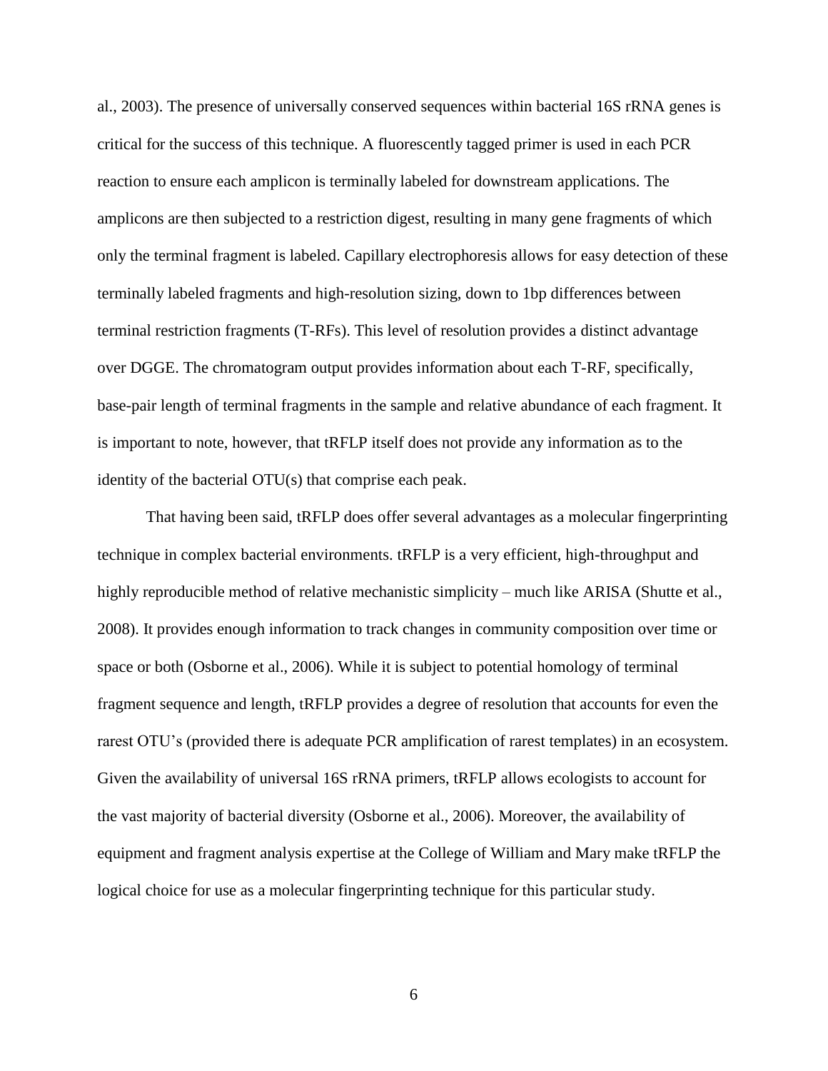al., 2003). The presence of universally conserved sequences within bacterial 16S rRNA genes is critical for the success of this technique. A fluorescently tagged primer is used in each PCR reaction to ensure each amplicon is terminally labeled for downstream applications. The amplicons are then subjected to a restriction digest, resulting in many gene fragments of which only the terminal fragment is labeled. Capillary electrophoresis allows for easy detection of these terminally labeled fragments and high-resolution sizing, down to 1bp differences between terminal restriction fragments (T-RFs). This level of resolution provides a distinct advantage over DGGE. The chromatogram output provides information about each T-RF, specifically, base-pair length of terminal fragments in the sample and relative abundance of each fragment. It is important to note, however, that tRFLP itself does not provide any information as to the identity of the bacterial OTU(s) that comprise each peak.

That having been said, tRFLP does offer several advantages as a molecular fingerprinting technique in complex bacterial environments. tRFLP is a very efficient, high-throughput and highly reproducible method of relative mechanistic simplicity – much like ARISA (Shutte et al., 2008). It provides enough information to track changes in community composition over time or space or both (Osborne et al., 2006). While it is subject to potential homology of terminal fragment sequence and length, tRFLP provides a degree of resolution that accounts for even the rarest OTU's (provided there is adequate PCR amplification of rarest templates) in an ecosystem. Given the availability of universal 16S rRNA primers, tRFLP allows ecologists to account for the vast majority of bacterial diversity (Osborne et al., 2006). Moreover, the availability of equipment and fragment analysis expertise at the College of William and Mary make tRFLP the logical choice for use as a molecular fingerprinting technique for this particular study.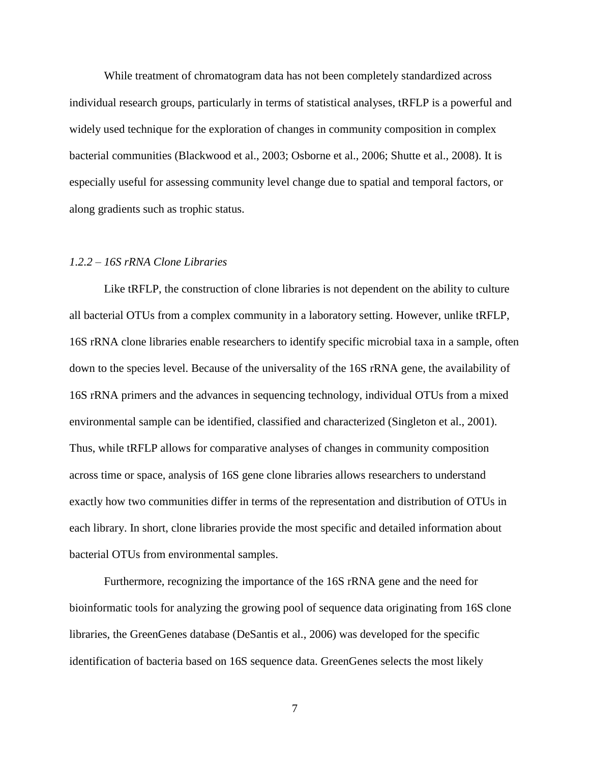While treatment of chromatogram data has not been completely standardized across individual research groups, particularly in terms of statistical analyses, tRFLP is a powerful and widely used technique for the exploration of changes in community composition in complex bacterial communities (Blackwood et al., 2003; Osborne et al., 2006; Shutte et al., 2008). It is especially useful for assessing community level change due to spatial and temporal factors, or along gradients such as trophic status.

### *1.2.2 – 16S rRNA Clone Libraries*

Like tRFLP, the construction of clone libraries is not dependent on the ability to culture all bacterial OTUs from a complex community in a laboratory setting. However, unlike tRFLP, 16S rRNA clone libraries enable researchers to identify specific microbial taxa in a sample, often down to the species level. Because of the universality of the 16S rRNA gene, the availability of 16S rRNA primers and the advances in sequencing technology, individual OTUs from a mixed environmental sample can be identified, classified and characterized (Singleton et al., 2001). Thus, while tRFLP allows for comparative analyses of changes in community composition across time or space, analysis of 16S gene clone libraries allows researchers to understand exactly how two communities differ in terms of the representation and distribution of OTUs in each library. In short, clone libraries provide the most specific and detailed information about bacterial OTUs from environmental samples.

Furthermore, recognizing the importance of the 16S rRNA gene and the need for bioinformatic tools for analyzing the growing pool of sequence data originating from 16S clone libraries, the GreenGenes database (DeSantis et al., 2006) was developed for the specific identification of bacteria based on 16S sequence data. GreenGenes selects the most likely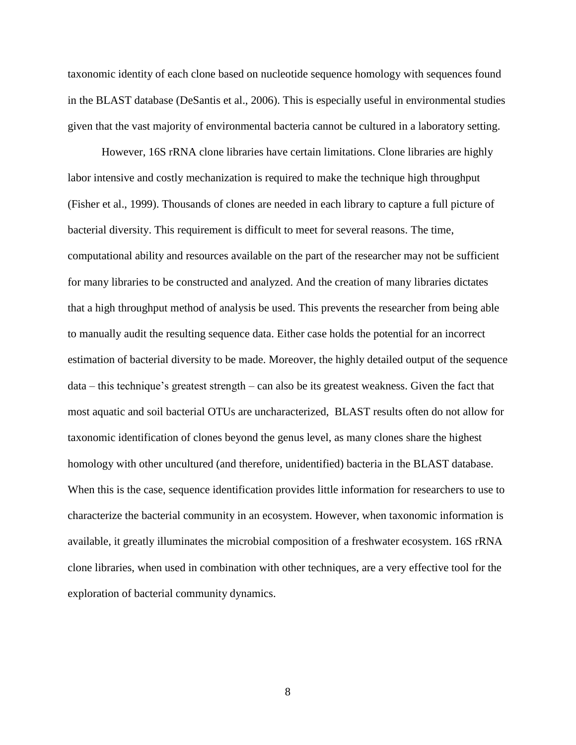taxonomic identity of each clone based on nucleotide sequence homology with sequences found in the BLAST database (DeSantis et al., 2006). This is especially useful in environmental studies given that the vast majority of environmental bacteria cannot be cultured in a laboratory setting.

However, 16S rRNA clone libraries have certain limitations. Clone libraries are highly labor intensive and costly mechanization is required to make the technique high throughput (Fisher et al., 1999). Thousands of clones are needed in each library to capture a full picture of bacterial diversity. This requirement is difficult to meet for several reasons. The time, computational ability and resources available on the part of the researcher may not be sufficient for many libraries to be constructed and analyzed. And the creation of many libraries dictates that a high throughput method of analysis be used. This prevents the researcher from being able to manually audit the resulting sequence data. Either case holds the potential for an incorrect estimation of bacterial diversity to be made. Moreover, the highly detailed output of the sequence data – this technique's greatest strength – can also be its greatest weakness. Given the fact that most aquatic and soil bacterial OTUs are uncharacterized, BLAST results often do not allow for taxonomic identification of clones beyond the genus level, as many clones share the highest homology with other uncultured (and therefore, unidentified) bacteria in the BLAST database. When this is the case, sequence identification provides little information for researchers to use to characterize the bacterial community in an ecosystem. However, when taxonomic information is available, it greatly illuminates the microbial composition of a freshwater ecosystem. 16S rRNA clone libraries, when used in combination with other techniques, are a very effective tool for the exploration of bacterial community dynamics.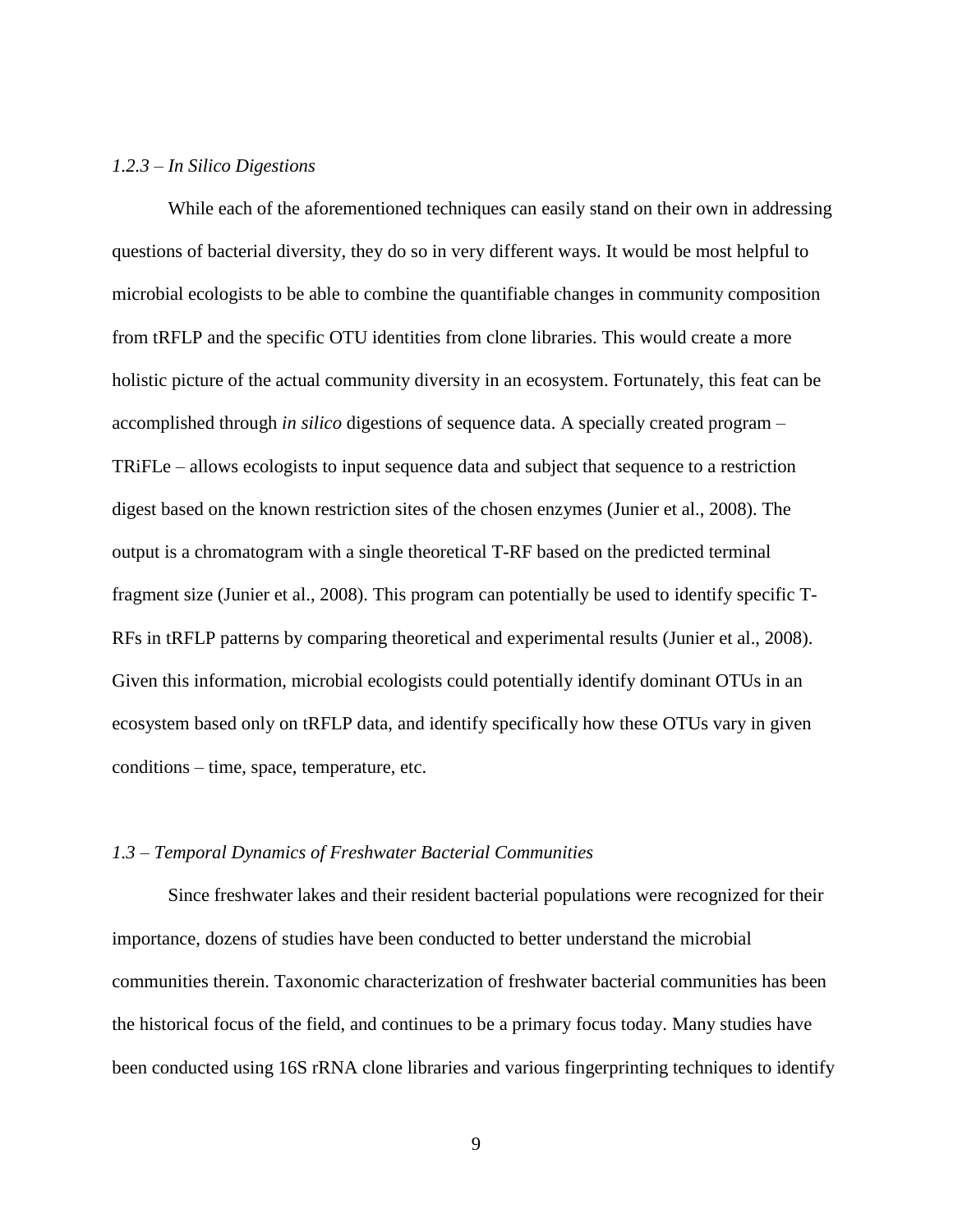### *1.2.3 – In Silico Digestions*

While each of the aforementioned techniques can easily stand on their own in addressing questions of bacterial diversity, they do so in very different ways. It would be most helpful to microbial ecologists to be able to combine the quantifiable changes in community composition from tRFLP and the specific OTU identities from clone libraries. This would create a more holistic picture of the actual community diversity in an ecosystem. Fortunately, this feat can be accomplished through *in silico* digestions of sequence data. A specially created program – TRiFLe – allows ecologists to input sequence data and subject that sequence to a restriction digest based on the known restriction sites of the chosen enzymes (Junier et al., 2008). The output is a chromatogram with a single theoretical T-RF based on the predicted terminal fragment size (Junier et al., 2008). This program can potentially be used to identify specific T-RFs in tRFLP patterns by comparing theoretical and experimental results (Junier et al., 2008). Given this information, microbial ecologists could potentially identify dominant OTUs in an ecosystem based only on tRFLP data, and identify specifically how these OTUs vary in given conditions – time, space, temperature, etc.

## *1.3 – Temporal Dynamics of Freshwater Bacterial Communities*

Since freshwater lakes and their resident bacterial populations were recognized for their importance, dozens of studies have been conducted to better understand the microbial communities therein. Taxonomic characterization of freshwater bacterial communities has been the historical focus of the field, and continues to be a primary focus today. Many studies have been conducted using 16S rRNA clone libraries and various fingerprinting techniques to identify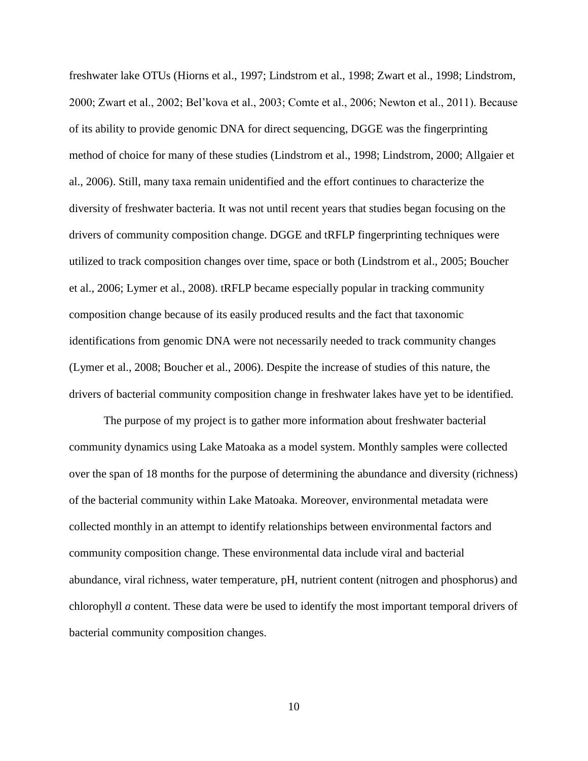freshwater lake OTUs (Hiorns et al., 1997; Lindstrom et al., 1998; Zwart et al., 1998; Lindstrom, 2000; Zwart et al., 2002; Bel'kova et al., 2003; Comte et al., 2006; Newton et al., 2011). Because of its ability to provide genomic DNA for direct sequencing, DGGE was the fingerprinting method of choice for many of these studies (Lindstrom et al., 1998; Lindstrom, 2000; Allgaier et al., 2006). Still, many taxa remain unidentified and the effort continues to characterize the diversity of freshwater bacteria. It was not until recent years that studies began focusing on the drivers of community composition change. DGGE and tRFLP fingerprinting techniques were utilized to track composition changes over time, space or both (Lindstrom et al., 2005; Boucher et al., 2006; Lymer et al., 2008). tRFLP became especially popular in tracking community composition change because of its easily produced results and the fact that taxonomic identifications from genomic DNA were not necessarily needed to track community changes (Lymer et al., 2008; Boucher et al., 2006). Despite the increase of studies of this nature, the drivers of bacterial community composition change in freshwater lakes have yet to be identified.

The purpose of my project is to gather more information about freshwater bacterial community dynamics using Lake Matoaka as a model system. Monthly samples were collected over the span of 18 months for the purpose of determining the abundance and diversity (richness) of the bacterial community within Lake Matoaka. Moreover, environmental metadata were collected monthly in an attempt to identify relationships between environmental factors and community composition change. These environmental data include viral and bacterial abundance, viral richness, water temperature, pH, nutrient content (nitrogen and phosphorus) and chlorophyll *a* content. These data were be used to identify the most important temporal drivers of bacterial community composition changes.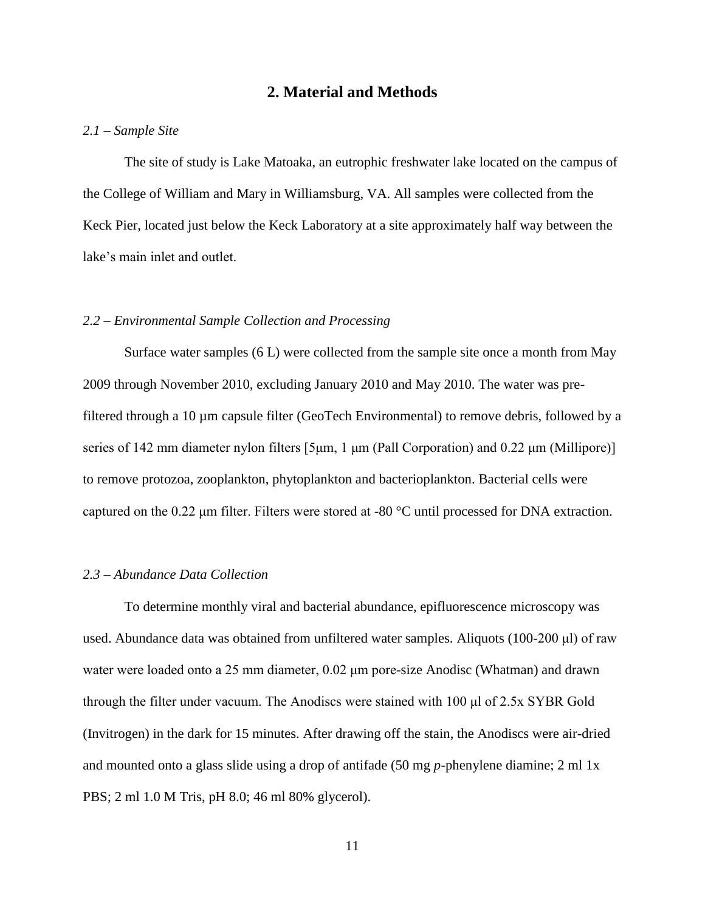## 2. Material and Methods

### *2.1 – Sample Site*

The site of study is Lake Matoaka, an eutrophic freshwater lake located on the campus of the College of William and Mary in Williamsburg, VA. All samples were collected from the Keck Pier, located just below the Keck Laboratory at a site approximately half way between the lake's main inlet and outlet.

### *2.2 – Environmental Sample Collection and Processing*

Surface water samples (6 L) were collected from the sample site once a month from May 2009 through November 2010, excluding January 2010 and May 2010. The water was pre-filtered through a 10 μm capsule filter (GeoTech Environmental) to remove debris, followed by a series of 142 mm diameter nylon filters [5μm, 1 μm (Pall Corporation) and 0.22 μm (Millipore)] to remove protozoa, zooplankton, phytoplankton and bacterioplankton. Bacterial cells were captured on the 0.22 μm filter. Filters were stored at -80 °C until processed for DNA extraction.

### *2.3 – Abundance Data Collection*

To determine monthly viral and bacterial abundance, epifluorescence microscopy was used. Abundance data was obtained from unfiltered water samples. Aliquots (100-200 μl) of raw water were loaded onto a 25 mm diameter, 0.02 μm pore-size Anodisc (Whatman) and drawn through the filter under vacuum. The Anodiscs were stained with 100 μl of 2.5x SYBR Gold (Invitrogen) in the dark for 15 minutes. After drawing off the stain, the Anodiscs were air-dried and mounted onto a glass slide using a drop of antifade (50 mg *p*-phenylene diamine; 2 ml 1x PBS; 2 ml 1.0 M Tris, pH 8.0; 46 ml 80% glycerol).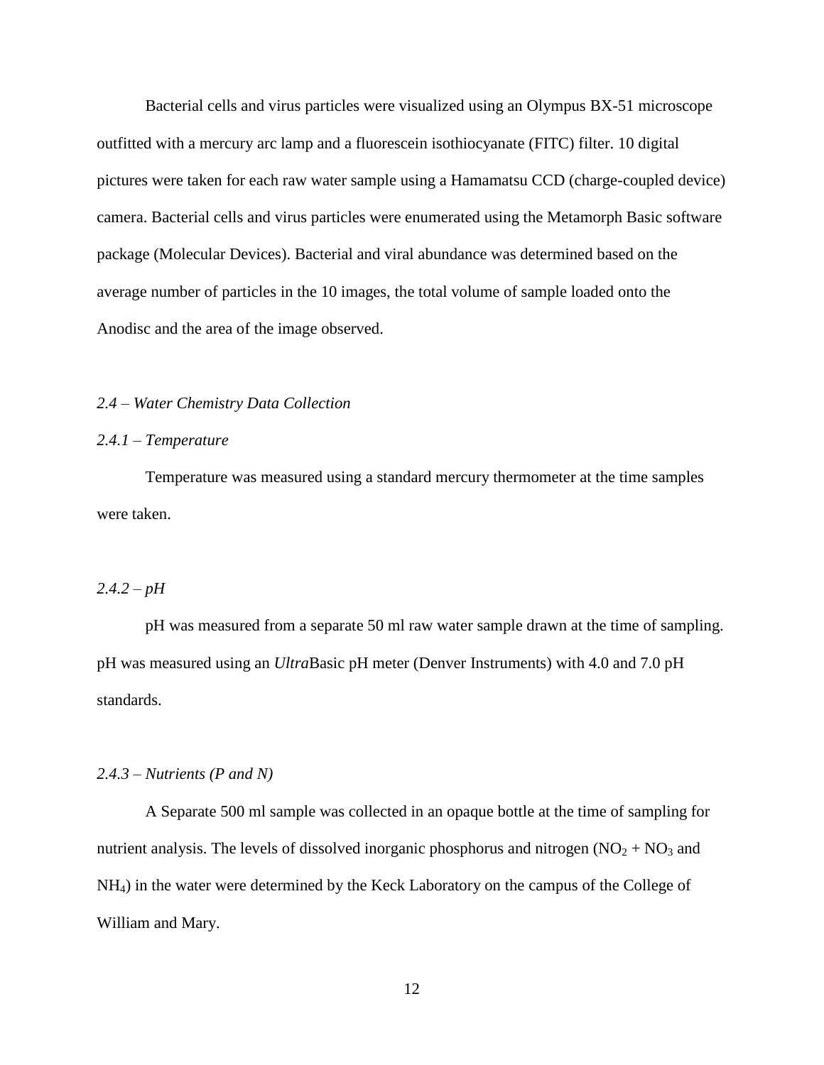Bacterial cells and virus particles were visualized using an Olympus BX-51 microscope outfitted with a mercury arc lamp and a fluorescein isothiocyanate (FITC) filter. 10 digital pictures were taken for each raw water sample using a Hamamatsu CCD (charge-coupled device) camera. Bacterial cells and virus particles were enumerated using the Metamorph Basic software package (Molecular Devices). Bacterial and viral abundance was determined based on the average number of particles in the 10 images, the total volume of sample loaded onto the Anodisc and the area of the image observed.

### *2.4 – Water Chemistry Data Collection*

#### *2.4.1 – Temperature*

Temperature was measured using a standard mercury thermometer at the time samples were taken.

#### *2.4.2 – pH*

pH was measured from a separate 50 ml raw water sample drawn at the time of sampling. pH was measured using an *Ultra*Basic pH meter (Denver Instruments) with 4.0 and 7.0 pH standards.

#### *2.4.3 – Nutrients (P and N)*

A Separate 500 ml sample was collected in an opaque bottle at the time of sampling for nutrient analysis. The levels of dissolved inorganic phosphorus and nitrogen ($NO_2$ + $NO_3$ and $NH_4$) in the water were determined by the Keck Laboratory on the campus of the College of William and Mary.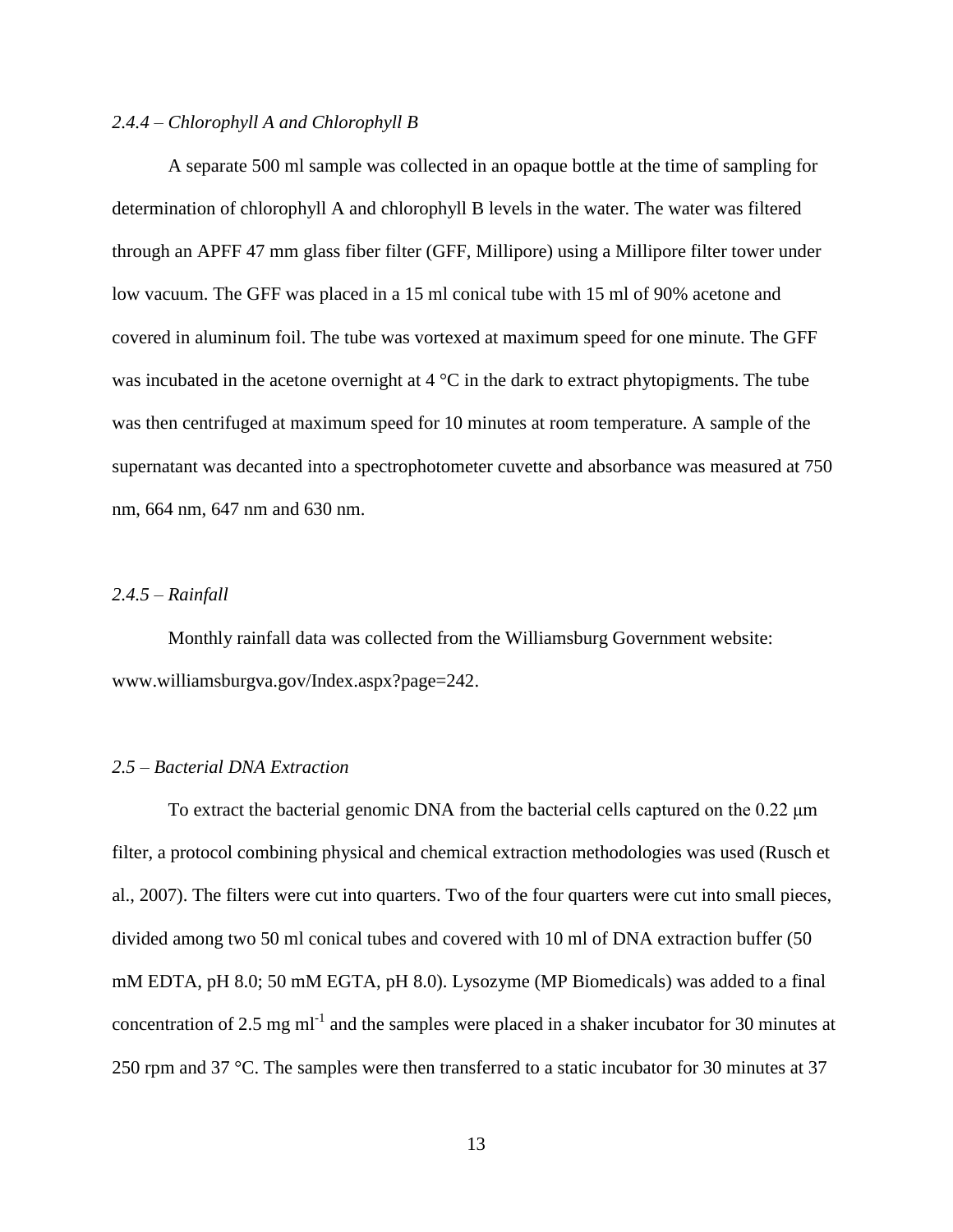### *2.4.4 – Chlorophyll A and Chlorophyll B*

A separate 500 ml sample was collected in an opaque bottle at the time of sampling for determination of chlorophyll A and chlorophyll B levels in the water. The water was filtered through an APFF 47 mm glass fiber filter (GFF, Millipore) using a Millipore filter tower under low vacuum. The GFF was placed in a 15 ml conical tube with 15 ml of 90% acetone and covered in aluminum foil. The tube was vortexed at maximum speed for one minute. The GFF was incubated in the acetone overnight at 4 °C in the dark to extract phytopigments. The tube was then centrifuged at maximum speed for 10 minutes at room temperature. A sample of the supernatant was decanted into a spectrophotometer cuvette and absorbance was measured at 750 nm, 664 nm, 647 nm and 630 nm.

### *2.4.5 – Rainfall*

Monthly rainfall data was collected from the Williamsburg Government website: www.williamsburgva.gov/Index.aspx?page=242.

## *2.5 – Bacterial DNA Extraction*

To extract the bacterial genomic DNA from the bacterial cells captured on the 0.22 μm filter, a protocol combining physical and chemical extraction methodologies was used (Rusch et al., 2007). The filters were cut into quarters. Two of the four quarters were cut into small pieces, divided among two 50 ml conical tubes and covered with 10 ml of DNA extraction buffer (50 mM EDTA, pH 8.0; 50 mM EGTA, pH 8.0). Lysozyme (MP Biomedicals) was added to a final concentration of 2.5 mg $ml^{-1}$ and the samples were placed in a shaker incubator for 30 minutes at 250 rpm and 37 °C. The samples were then transferred to a static incubator for 30 minutes at 37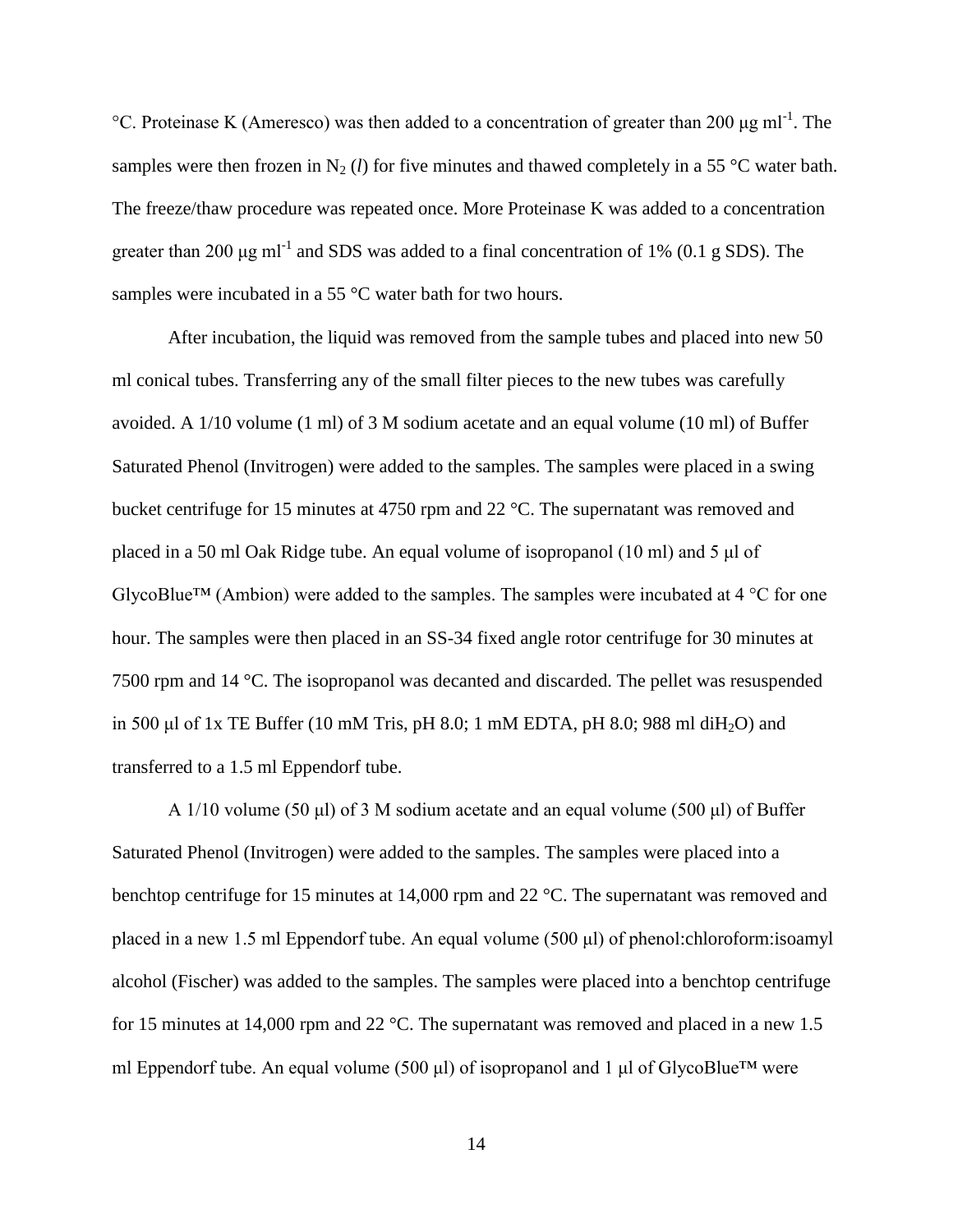°C. Proteinase K (Ameresco) was then added to a concentration of greater than 200 μg $ml^{-1}$. The samples were then frozen in $N_2$ (*l*) for five minutes and thawed completely in a 55 °C water bath. The freeze/thaw procedure was repeated once. More Proteinase K was added to a concentration greater than 200 μg $ml^{-1}$ and SDS was added to a final concentration of 1% (0.1 g SDS). The samples were incubated in a 55 °C water bath for two hours.

After incubation, the liquid was removed from the sample tubes and placed into new 50 ml conical tubes. Transferring any of the small filter pieces to the new tubes was carefully avoided. A 1/10 volume (1 ml) of 3 M sodium acetate and an equal volume (10 ml) of Buffer Saturated Phenol (Invitrogen) were added to the samples. The samples were placed in a swing bucket centrifuge for 15 minutes at 4750 rpm and 22 °C. The supernatant was removed and placed in a 50 ml Oak Ridge tube. An equal volume of isopropanol (10 ml) and 5 μl of GlycoBlue™ (Ambion) were added to the samples. The samples were incubated at 4 °C for one hour. The samples were then placed in an SS-34 fixed angle rotor centrifuge for 30 minutes at 7500 rpm and 14 °C. The isopropanol was decanted and discarded. The pellet was resuspended in 500 μl of 1x TE Buffer (10 mM Tris, pH 8.0; 1 mM EDTA, pH 8.0; 988 ml $diH_2O$) and transferred to a 1.5 ml Eppendorf tube.

A 1/10 volume (50 μl) of 3 M sodium acetate and an equal volume (500 μl) of Buffer Saturated Phenol (Invitrogen) were added to the samples. The samples were placed into a benchtop centrifuge for 15 minutes at 14,000 rpm and 22 °C. The supernatant was removed and placed in a new 1.5 ml Eppendorf tube. An equal volume (500 μl) of phenol:chloroform:isoamyl alcohol (Fischer) was added to the samples. The samples were placed into a benchtop centrifuge for 15 minutes at 14,000 rpm and 22 °C. The supernatant was removed and placed in a new 1.5 ml Eppendorf tube. An equal volume (500 μl) of isopropanol and 1 μl of GlycoBlue™ were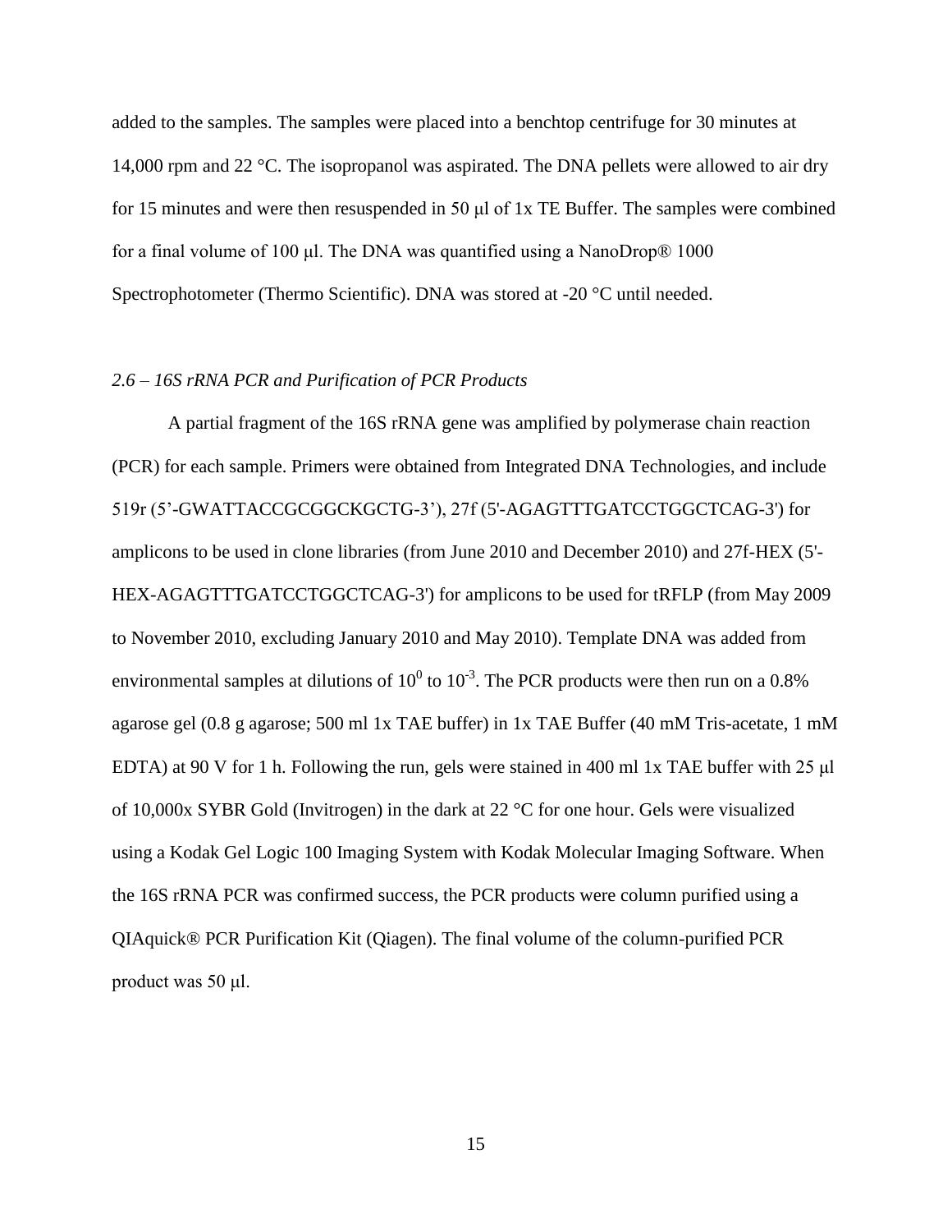added to the samples. The samples were placed into a benchtop centrifuge for 30 minutes at 14,000 rpm and 22 °C. The isopropanol was aspirated. The DNA pellets were allowed to air dry for 15 minutes and were then resuspended in 50 μl of 1x TE Buffer. The samples were combined for a final volume of 100 μl. The DNA was quantified using a NanoDrop® 1000 Spectrophotometer (Thermo Scientific). DNA was stored at -20 °C until needed.

### *2.6 – 16S rRNA PCR and Purification of PCR Products*

A partial fragment of the 16S rRNA gene was amplified by polymerase chain reaction (PCR) for each sample. Primers were obtained from Integrated DNA Technologies, and include 519r (5'-GWATTACCGCGGCKGCTG-3'), 27f (5'-AGAGTTTGATCCTGGCTCAG-3') for amplicons to be used in clone libraries (from June 2010 and December 2010) and 27f-HEX (5'-HEX-AGAGTTTGATCCTGGCTCAG-3') for amplicons to be used for tRFLP (from May 2009 to November 2010, excluding January 2010 and May 2010). Template DNA was added from environmental samples at dilutions of $10^0$ to $10^{-3}$. The PCR products were then run on a 0.8% agarose gel (0.8 g agarose; 500 ml 1x TAE buffer) in 1x TAE Buffer (40 mM Tris-acetate, 1 mM EDTA) at 90 V for 1 h. Following the run, gels were stained in 400 ml 1x TAE buffer with 25 μl of 10,000x SYBR Gold (Invitrogen) in the dark at 22 °C for one hour. Gels were visualized using a Kodak Gel Logic 100 Imaging System with Kodak Molecular Imaging Software. When the 16S rRNA PCR was confirmed success, the PCR products were column purified using a QIAquick® PCR Purification Kit (Qiagen). The final volume of the column-purified PCR product was 50 μl.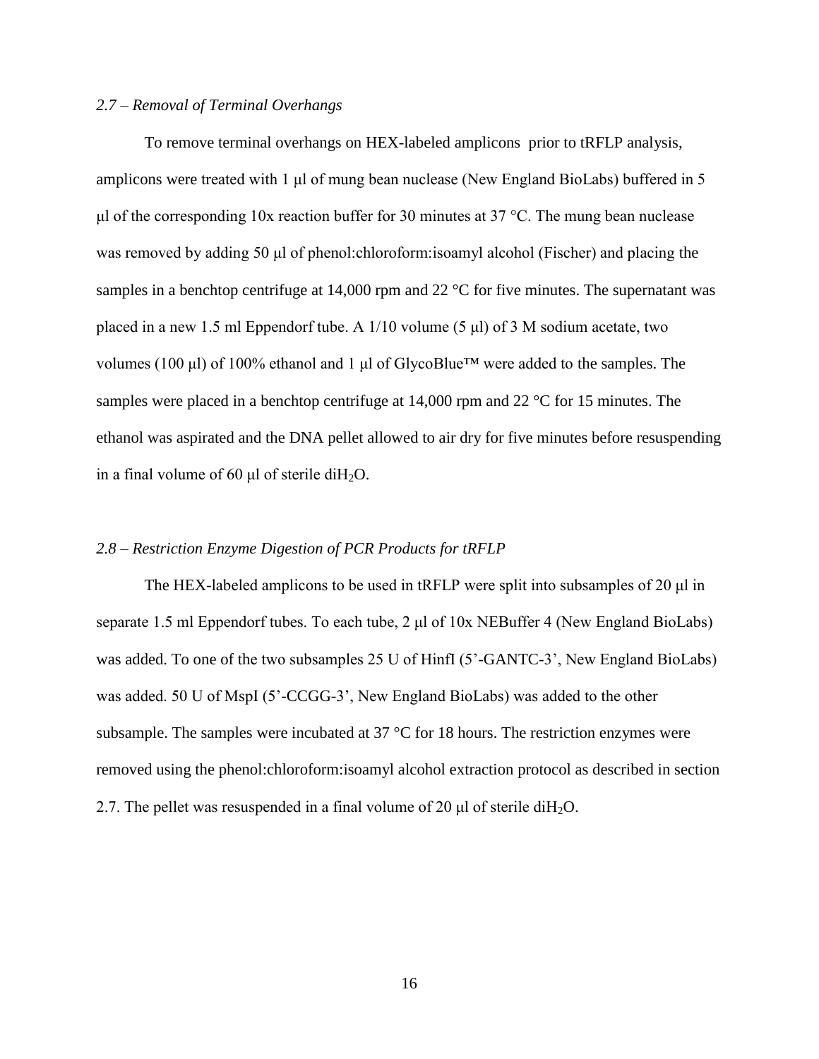*2.7 – Removal of Terminal Overhangs*

To remove terminal overhangs on HEX-labeled amplicons prior to tRFLP analysis, amplicons were treated with 1 μl of mung bean nuclease (New England BioLabs) buffered in 5 μl of the corresponding 10x reaction buffer for 30 minutes at 37 °C. The mung bean nuclease was removed by adding 50 μl of phenol:chloroform:isoamyl alcohol (Fischer) and placing the samples in a benchtop centrifuge at 14,000 rpm and 22 °C for five minutes. The supernatant was placed in a new 1.5 ml Eppendorf tube. A 1/10 volume (5 μl) of 3 M sodium acetate, two volumes (100 μl) of 100% ethanol and 1 μl of GlycoBlue™ were added to the samples. The samples were placed in a benchtop centrifuge at 14,000 rpm and 22 °C for 15 minutes. The ethanol was aspirated and the DNA pellet allowed to air dry for five minutes before resuspending in a final volume of 60 μl of sterile di$H_2O$.

*2.8 – Restriction Enzyme Digestion of PCR Products for tRFLP*

The HEX-labeled amplicons to be used in tRFLP were split into subsamples of 20 μl in separate 1.5 ml Eppendorf tubes. To each tube, 2 μl of 10x NEBuffer 4 (New England BioLabs) was added. To one of the two subsamples 25 U of HinfI (5'-GANTC-3', New England BioLabs) was added. 50 U of MspI (5'-CCGG-3', New England BioLabs) was added to the other subsample. The samples were incubated at 37 °C for 18 hours. The restriction enzymes were removed using the phenol:chloroform:isoamyl alcohol extraction protocol as described in section 2.7. The pellet was resuspended in a final volume of 20 μl of sterile di$H_2O$.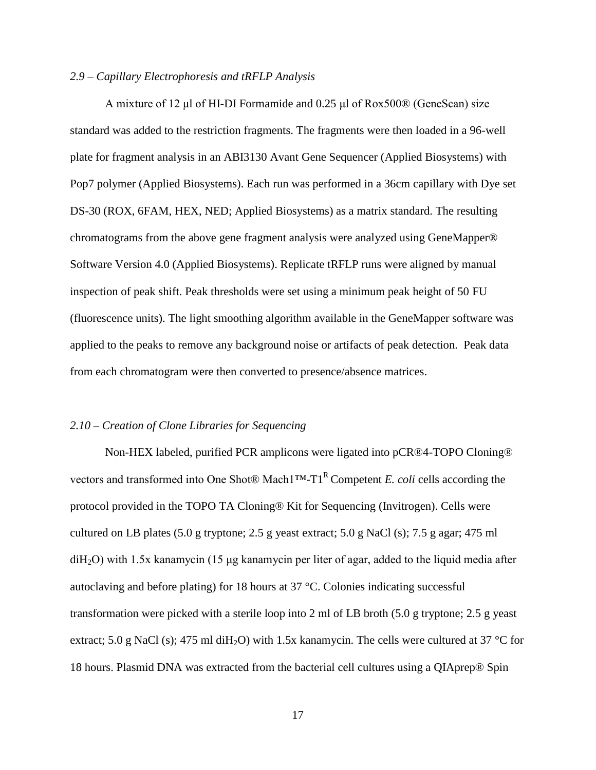### *2.9 – Capillary Electrophoresis and tRFLP Analysis*

A mixture of 12 μl of HI-DI Formamide and 0.25 μl of Rox500® (GeneScan) size standard was added to the restriction fragments. The fragments were then loaded in a 96-well plate for fragment analysis in an ABI3130 Avant Gene Sequencer (Applied Biosystems) with Pop7 polymer (Applied Biosystems). Each run was performed in a 36cm capillary with Dye set DS-30 (ROX, 6FAM, HEX, NED; Applied Biosystems) as a matrix standard. The resulting chromatograms from the above gene fragment analysis were analyzed using GeneMapper® Software Version 4.0 (Applied Biosystems). Replicate tRFLP runs were aligned by manual inspection of peak shift. Peak thresholds were set using a minimum peak height of 50 FU (fluorescence units). The light smoothing algorithm available in the GeneMapper software was applied to the peaks to remove any background noise or artifacts of peak detection. Peak data from each chromatogram were then converted to presence/absence matrices.

### *2.10 – Creation of Clone Libraries for Sequencing*

Non-HEX labeled, purified PCR amplicons were ligated into pCR®4-TOPO Cloning® vectors and transformed into One Shot® Mach1™-T1$^R$ Competent *E. coli* cells according the protocol provided in the TOPO TA Cloning® Kit for Sequencing (Invitrogen). Cells were cultured on LB plates (5.0 g tryptone; 2.5 g yeast extract; 5.0 g NaCl (s); 7.5 g agar; 475 ml di$H_2O$) with 1.5x kanamycin (15 μg kanamycin per liter of agar, added to the liquid media after autoclaving and before plating) for 18 hours at 37 °C. Colonies indicating successful transformation were picked with a sterile loop into 2 ml of LB broth (5.0 g tryptone; 2.5 g yeast extract; 5.0 g NaCl (s); 475 ml di$H_2O$) with 1.5x kanamycin. The cells were cultured at 37 °C for 18 hours. Plasmid DNA was extracted from the bacterial cell cultures using a QIAprep® Spin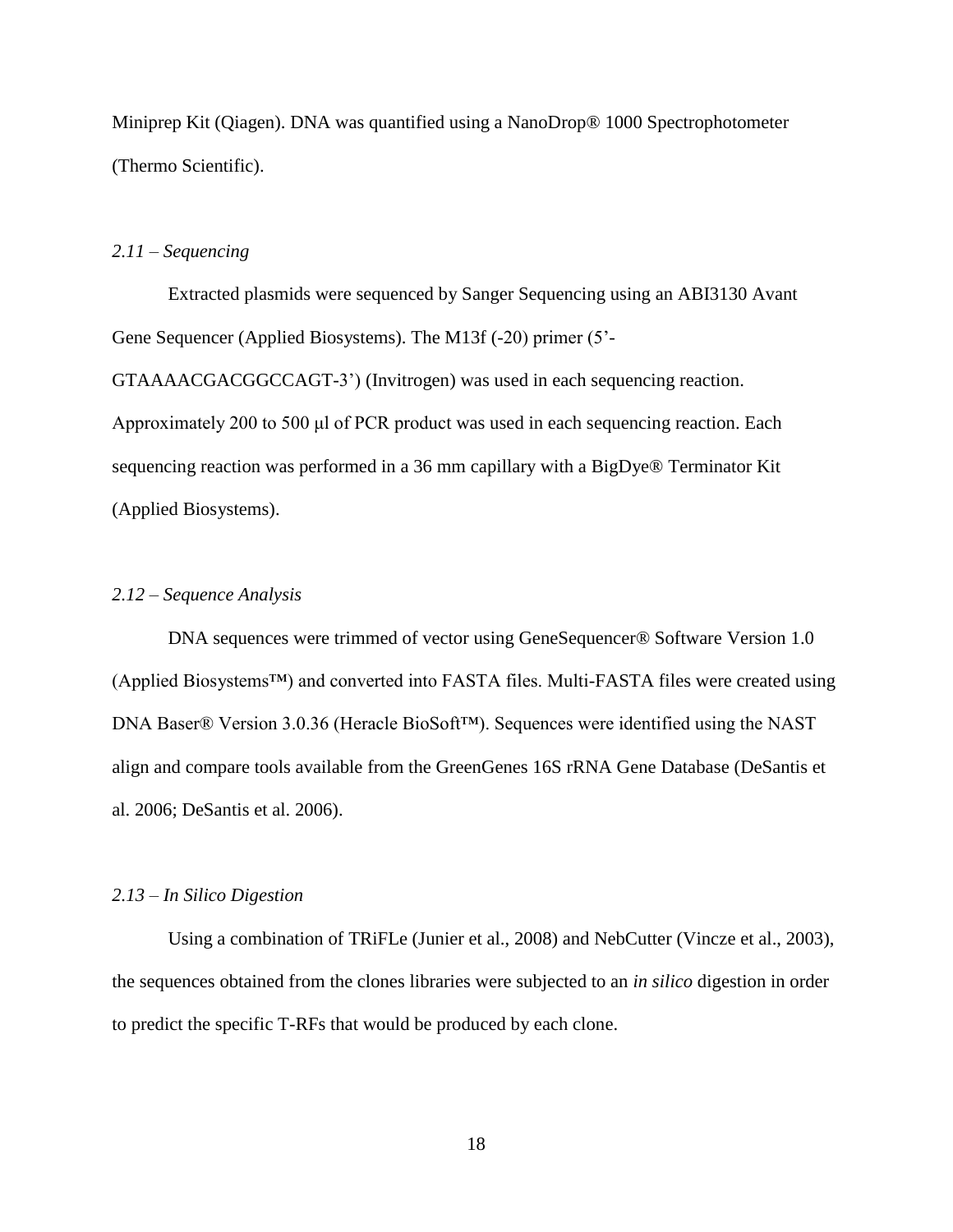Miniprep Kit (Qiagen). DNA was quantified using a NanoDrop® 1000 Spectrophotometer (Thermo Scientific).

### *2.11 – Sequencing*

Extracted plasmids were sequenced by Sanger Sequencing using an ABI3130 Avant Gene Sequencer (Applied Biosystems). The M13f (-20) primer (5'-GTAAAACGACGGCCAGT-3') (Invitrogen) was used in each sequencing reaction. Approximately 200 to 500 μl of PCR product was used in each sequencing reaction. Each sequencing reaction was performed in a 36 mm capillary with a BigDye® Terminator Kit (Applied Biosystems).

### *2.12 – Sequence Analysis*

DNA sequences were trimmed of vector using GeneSequencer® Software Version 1.0 (Applied Biosystems™) and converted into FASTA files. Multi-FASTA files were created using DNA Baser® Version 3.0.36 (Heracle BioSoft™). Sequences were identified using the NAST align and compare tools available from the GreenGenes 16S rRNA Gene Database (DeSantis et al. 2006; DeSantis et al. 2006).

### *2.13 – In Silico Digestion*

Using a combination of TRiFLe (Junier et al., 2008) and NebCutter (Vincze et al., 2003), the sequences obtained from the clones libraries were subjected to an *in silico* digestion in order to predict the specific T-RFs that would be produced by each clone.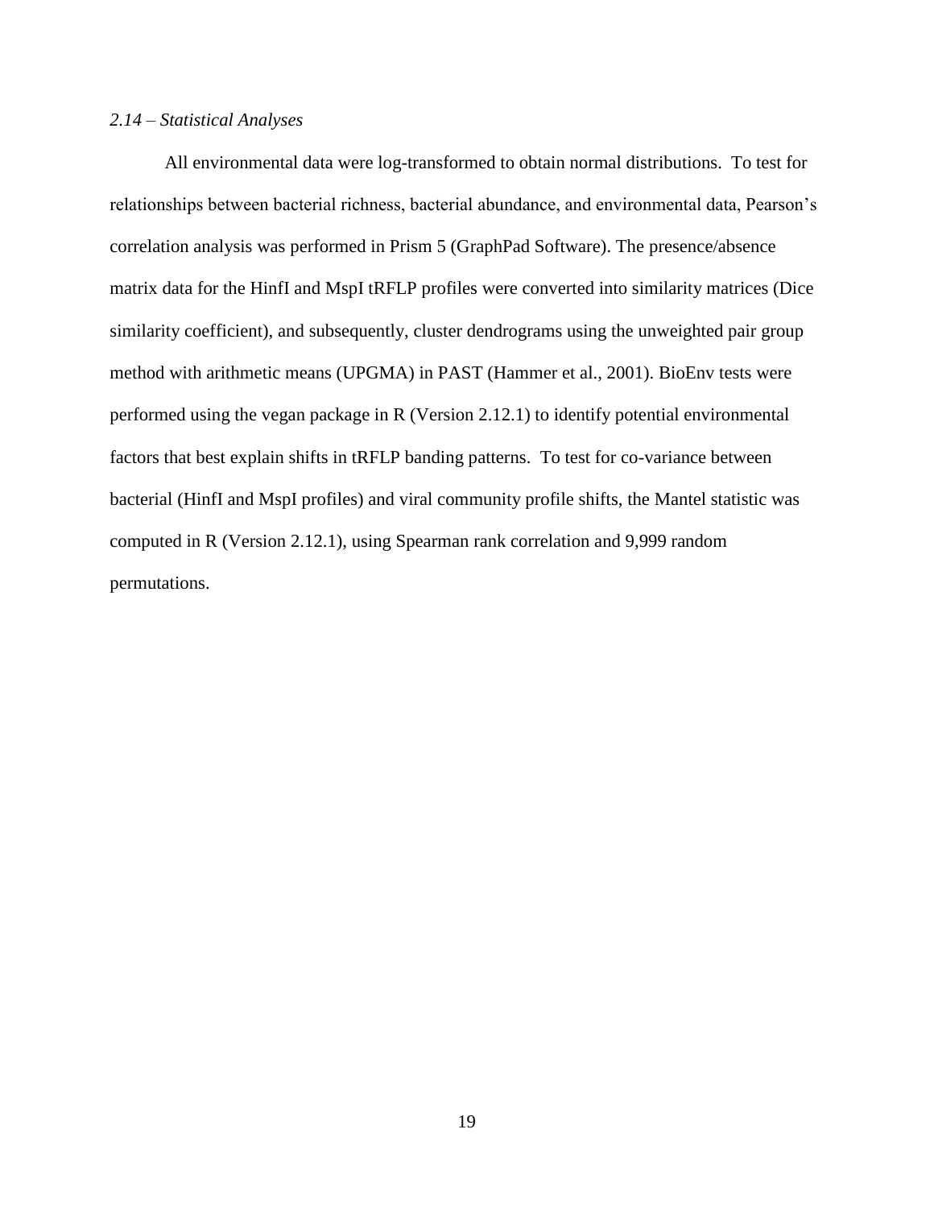### *2.14 – Statistical Analyses*

All environmental data were log-transformed to obtain normal distributions. To test for relationships between bacterial richness, bacterial abundance, and environmental data, Pearson's correlation analysis was performed in Prism 5 (GraphPad Software). The presence/absence matrix data for the HinfI and MspI tRFLP profiles were converted into similarity matrices (Dice similarity coefficient), and subsequently, cluster dendrograms using the unweighted pair group method with arithmetic means (UPGMA) in PAST (Hammer et al., 2001). BioEnv tests were performed using the vegan package in R (Version 2.12.1) to identify potential environmental factors that best explain shifts in tRFLP banding patterns. To test for co-variance between bacterial (HinfI and MspI profiles) and viral community profile shifts, the Mantel statistic was computed in R (Version 2.12.1), using Spearman rank correlation and 9,999 random permutations.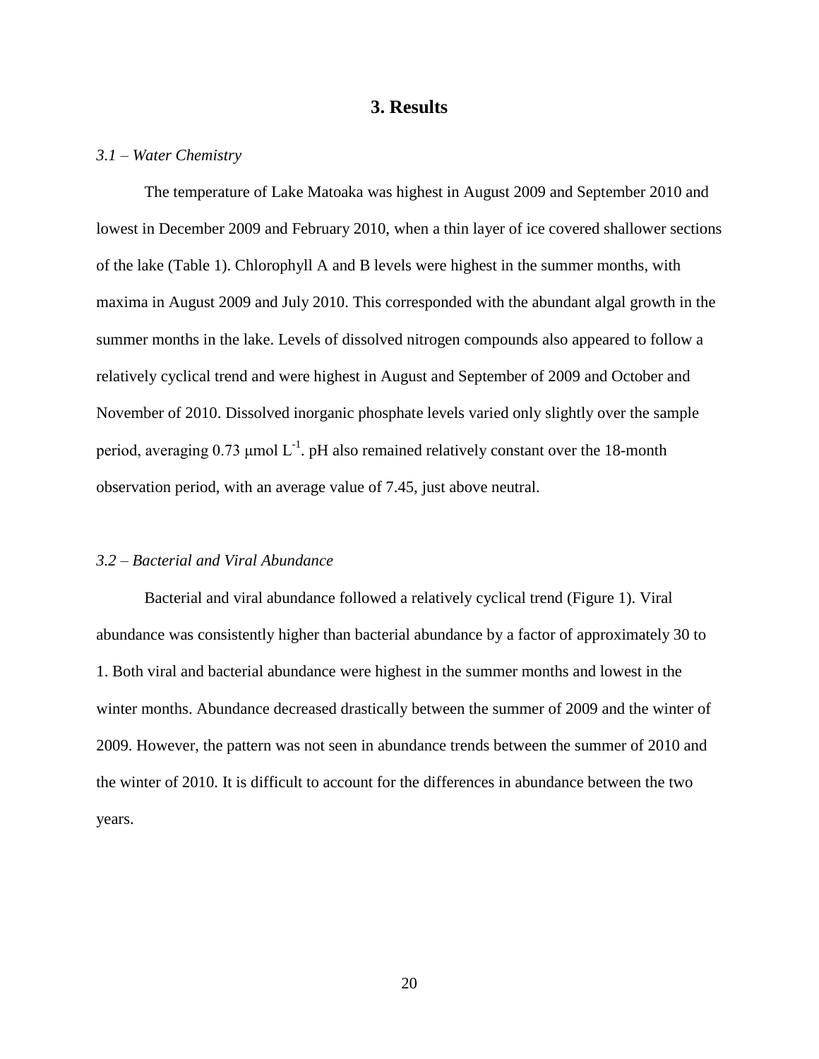# 3. Results

*3.1 – Water Chemistry*

The temperature of Lake Matoaka was highest in August 2009 and September 2010 and lowest in December 2009 and February 2010, when a thin layer of ice covered shallower sections of the lake (Table 1). Chlorophyll A and B levels were highest in the summer months, with maxima in August 2009 and July 2010. This corresponded with the abundant algal growth in the summer months in the lake. Levels of dissolved nitrogen compounds also appeared to follow a relatively cyclical trend and were highest in August and September of 2009 and October and November of 2010. Dissolved inorganic phosphate levels varied only slightly over the sample period, averaging 0.73 μmol $L^{-1}$. pH also remained relatively constant over the 18-month observation period, with an average value of 7.45, just above neutral.

*3.2 – Bacterial and Viral Abundance*

Bacterial and viral abundance followed a relatively cyclical trend (Figure 1). Viral abundance was consistently higher than bacterial abundance by a factor of approximately 30 to 1. Both viral and bacterial abundance were highest in the summer months and lowest in the winter months. Abundance decreased drastically between the summer of 2009 and the winter of 2009. However, the pattern was not seen in abundance trends between the summer of 2010 and the winter of 2010. It is difficult to account for the differences in abundance between the two years.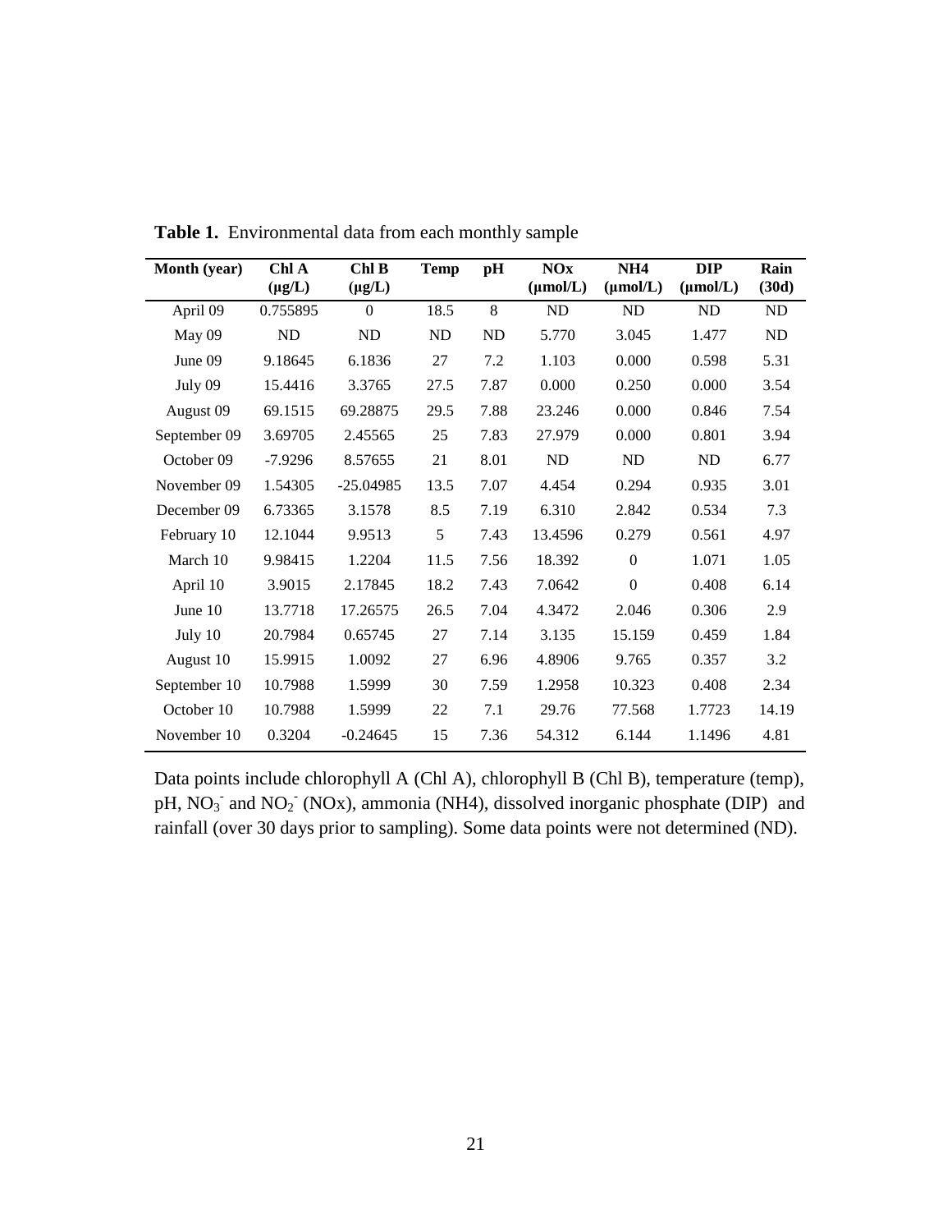**Table 1.** Environmental data from each monthly sample

| Month (year) | Chl A (μg/L) | Chl B (μg/L) | Temp | pH | NOx (μmol/L) | NH4 (μmol/L) | DIP (μmol/L) | Rain (30d) |
|---|---|---|---|---|---|---|---|---|
| April 09 | 0.755895 | 0 | 18.5 | 8 | ND | ND | ND | ND |
| May 09 | ND | ND | ND | ND | 5.770 | 3.045 | 1.477 | ND |
| June 09 | 9.18645 | 6.1836 | 27 | 7.2 | 1.103 | 0.000 | 0.598 | 5.31 |
| July 09 | 15.4416 | 3.3765 | 27.5 | 7.87 | 0.000 | 0.250 | 0.000 | 3.54 |
| August 09 | 69.1515 | 69.28875 | 29.5 | 7.88 | 23.246 | 0.000 | 0.846 | 7.54 |
| September 09 | 3.69705 | 2.45565 | 25 | 7.83 | 27.979 | 0.000 | 0.801 | 3.94 |
| October 09 | -7.9296 | 8.57655 | 21 | 8.01 | ND | ND | ND | 6.77 |
| November 09 | 1.54305 | -25.04985 | 13.5 | 7.07 | 4.454 | 0.294 | 0.935 | 3.01 |
| December 09 | 6.73365 | 3.1578 | 8.5 | 7.19 | 6.310 | 2.842 | 0.534 | 7.3 |
| February 10 | 12.1044 | 9.9513 | 5 | 7.43 | 13.4596 | 0.279 | 0.561 | 4.97 |
| March 10 | 9.98415 | 1.2204 | 11.5 | 7.56 | 18.392 | 0 | 1.071 | 1.05 |
| April 10 | 3.9015 | 2.17845 | 18.2 | 7.43 | 7.0642 | 0 | 0.408 | 6.14 |
| June 10 | 13.7718 | 17.26575 | 26.5 | 7.04 | 4.3472 | 2.046 | 0.306 | 2.9 |
| July 10 | 20.7984 | 0.65745 | 27 | 7.14 | 3.135 | 15.159 | 0.459 | 1.84 |
| August 10 | 15.9915 | 1.0092 | 27 | 6.96 | 4.8906 | 9.765 | 0.357 | 3.2 |
| September 10 | 10.7988 | 1.5999 | 30 | 7.59 | 1.2958 | 10.323 | 0.408 | 2.34 |
| October 10 | 10.7988 | 1.5999 | 22 | 7.1 | 29.76 | 77.568 | 1.7723 | 14.19 |
| November 10 | 0.3204 | -0.24645 | 15 | 7.36 | 54.312 | 6.144 | 1.1496 | 4.81 |

Data points include chlorophyll A (Chl A), chlorophyll B (Chl B), temperature (temp), pH, $NO_3^-$ and $NO_2^-$ (NOx), ammonia (NH4), dissolved inorganic phosphate (DIP) and rainfall (over 30 days prior to sampling). Some data points were not determined (ND).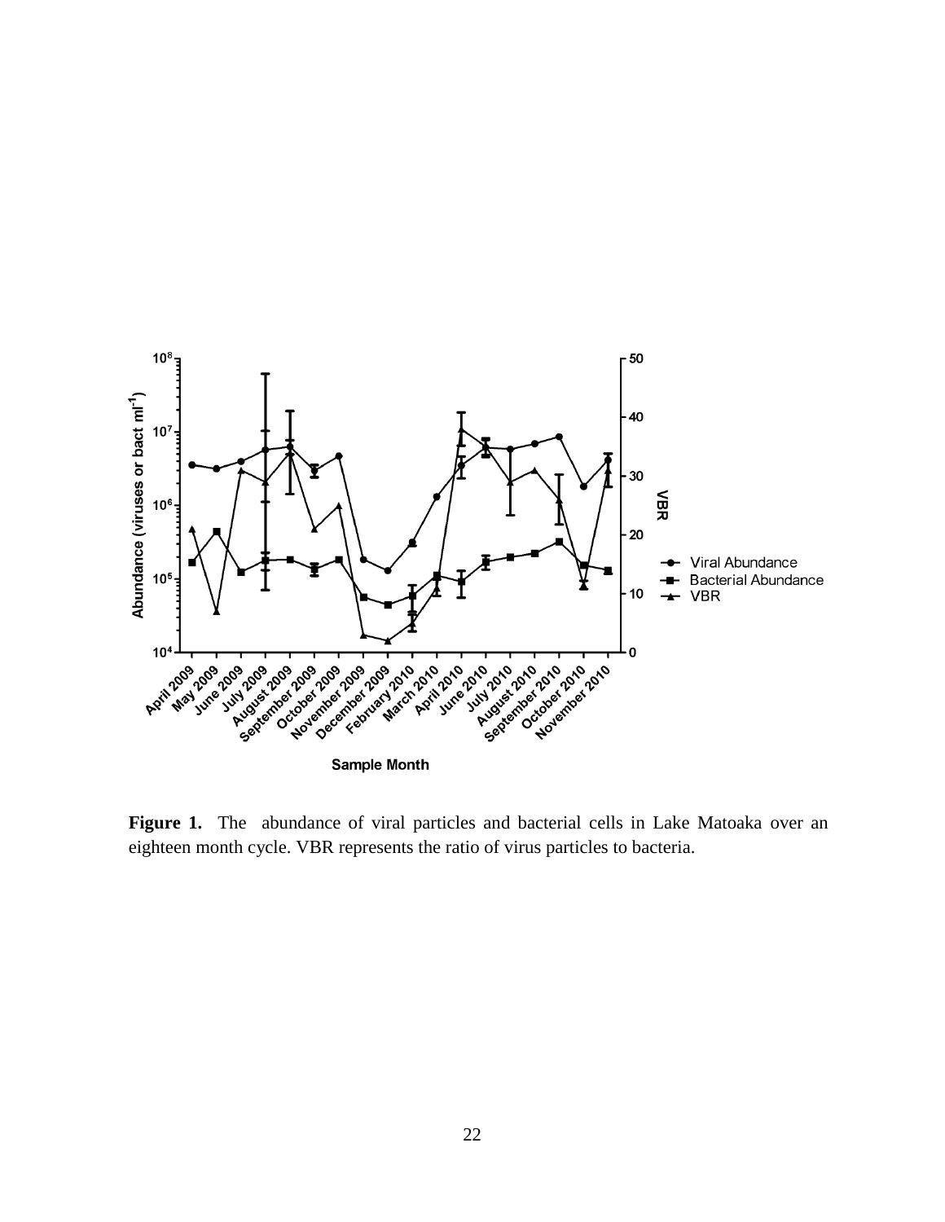**Figure 1.** The abundance of viral particles and bacterial cells in Lake Matoaka over an eighteen month cycle. VBR represents the ratio of virus particles to bacteria.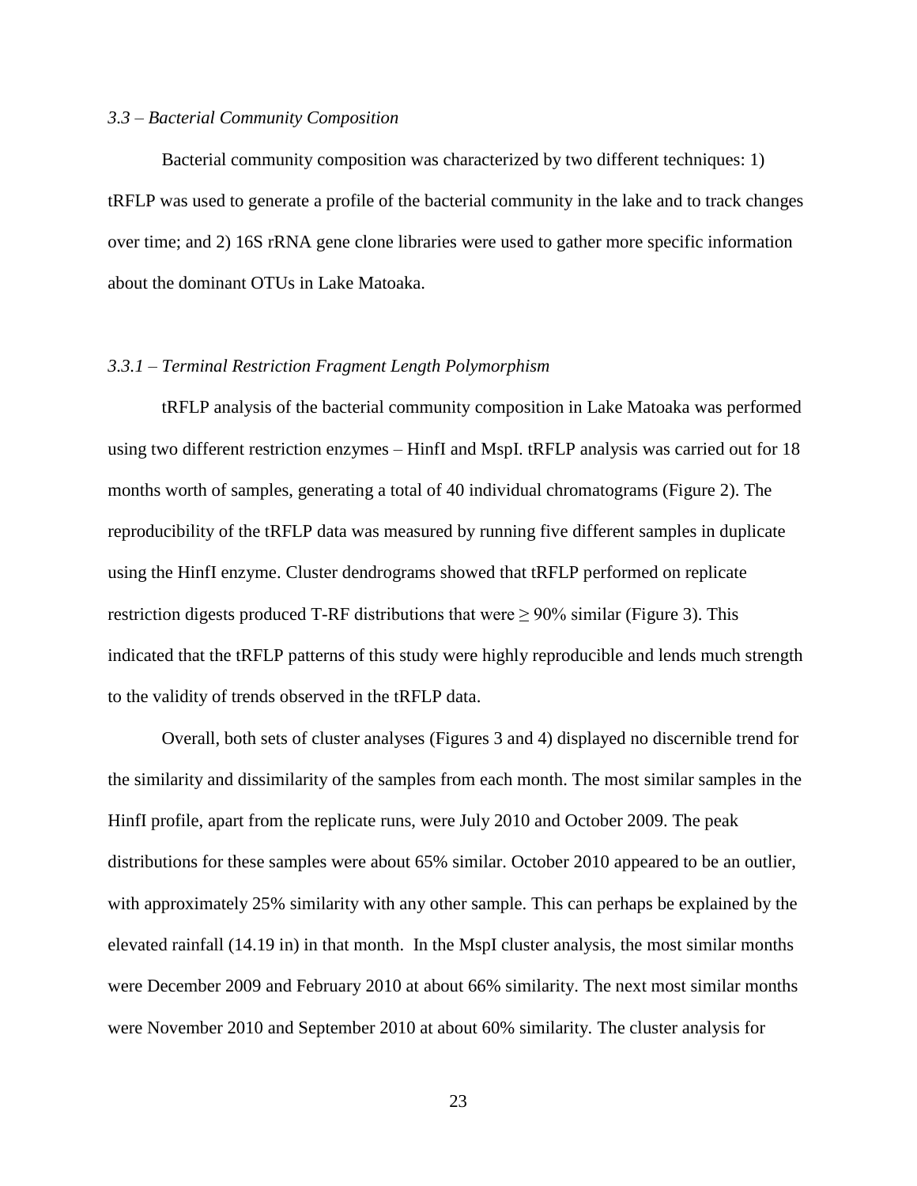*3.3 – Bacterial Community Composition*

Bacterial community composition was characterized by two different techniques: 1) tRFLP was used to generate a profile of the bacterial community in the lake and to track changes over time; and 2) 16S rRNA gene clone libraries were used to gather more specific information about the dominant OTUs in Lake Matoaka.

*3.3.1 – Terminal Restriction Fragment Length Polymorphism*

tRFLP analysis of the bacterial community composition in Lake Matoaka was performed using two different restriction enzymes – HinfI and MspI. tRFLP analysis was carried out for 18 months worth of samples, generating a total of 40 individual chromatograms (Figure 2). The reproducibility of the tRFLP data was measured by running five different samples in duplicate using the HinfI enzyme. Cluster dendrograms showed that tRFLP performed on replicate restriction digests produced T-RF distributions that were $\geq$ 90% similar (Figure 3). This indicated that the tRFLP patterns of this study were highly reproducible and lends much strength to the validity of trends observed in the tRFLP data.

Overall, both sets of cluster analyses (Figures 3 and 4) displayed no discernible trend for the similarity and dissimilarity of the samples from each month. The most similar samples in the HinfI profile, apart from the replicate runs, were July 2010 and October 2009. The peak distributions for these samples were about 65% similar. October 2010 appeared to be an outlier, with approximately 25% similarity with any other sample. This can perhaps be explained by the elevated rainfall (14.19 in) in that month. In the MspI cluster analysis, the most similar months were December 2009 and February 2010 at about 66% similarity. The next most similar months were November 2010 and September 2010 at about 60% similarity. The cluster analysis for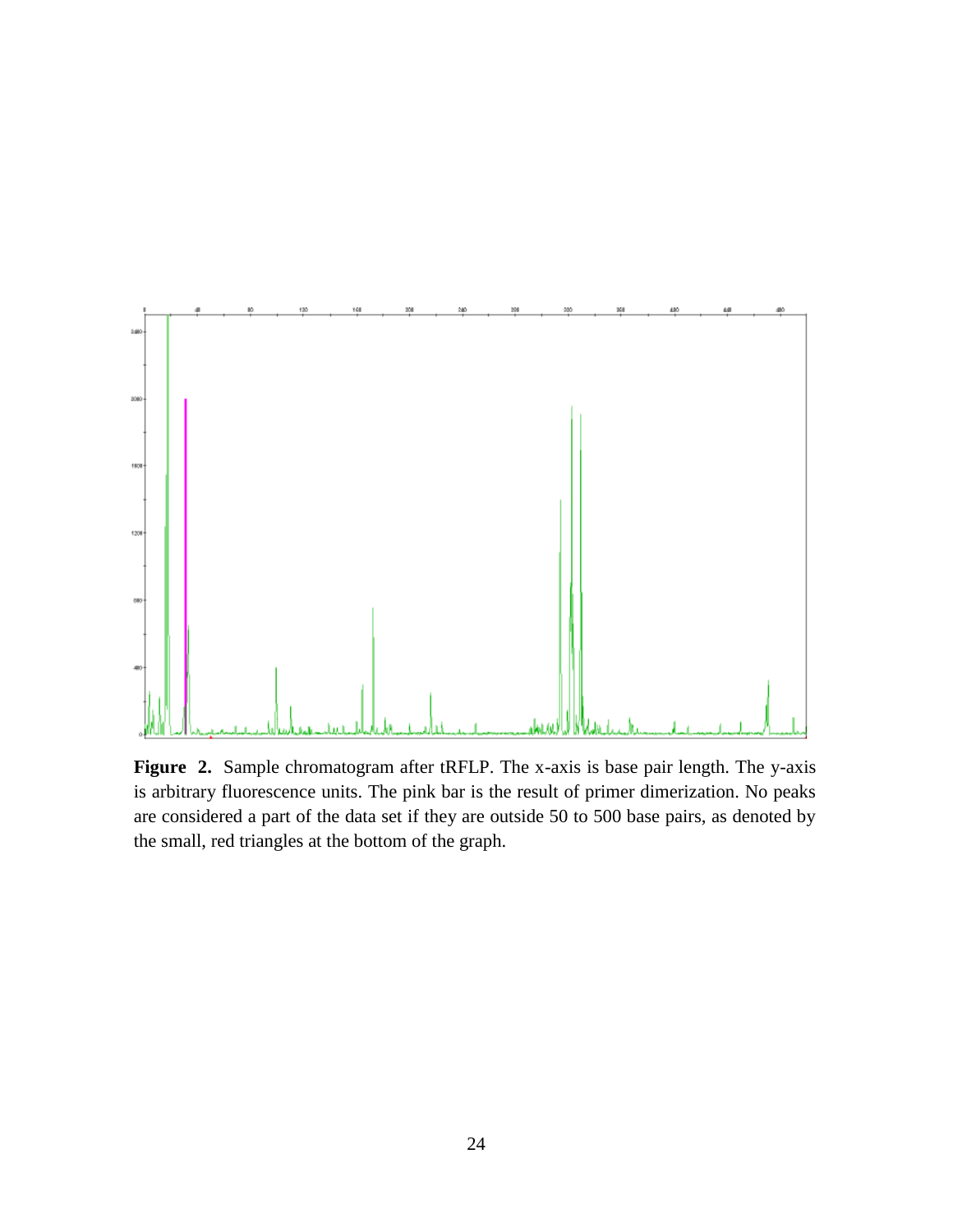**Figure 2.** Sample chromatogram after tRFLP. The x-axis is base pair length. The y-axis is arbitrary fluorescence units. The pink bar is the result of primer dimerization. No peaks are considered a part of the data set if they are outside 50 to 500 base pairs, as denoted by the small, red triangles at the bottom of the graph.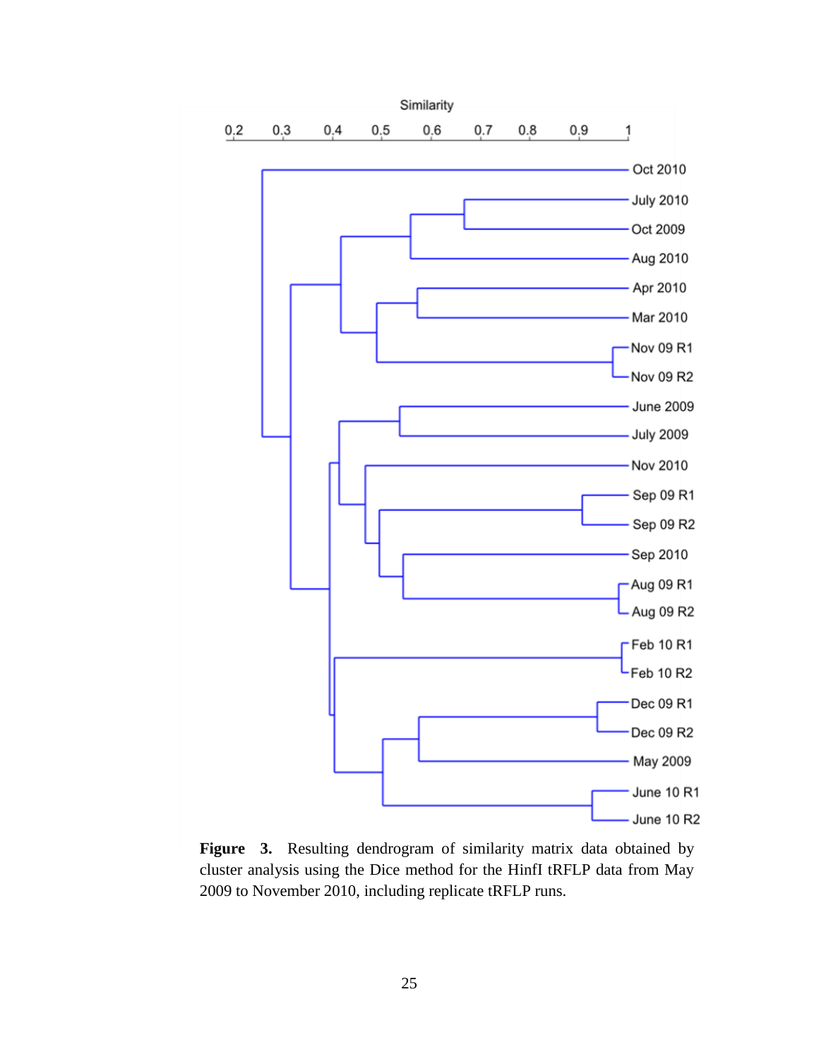**Figure 3.** Resulting dendrogram of similarity matrix data obtained by cluster analysis using the Dice method for the HinfI tRFLP data from May 2009 to November 2010, including replicate tRFLP runs.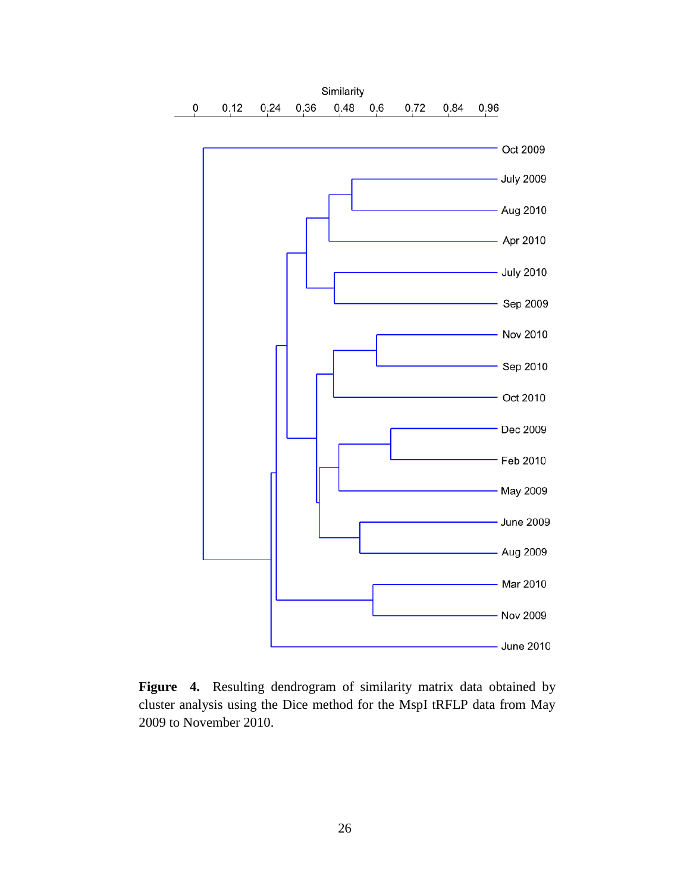**Figure 4.** Resulting dendrogram of similarity matrix data obtained by cluster analysis using the Dice method for the MspI tRFLP data from May 2009 to November 2010.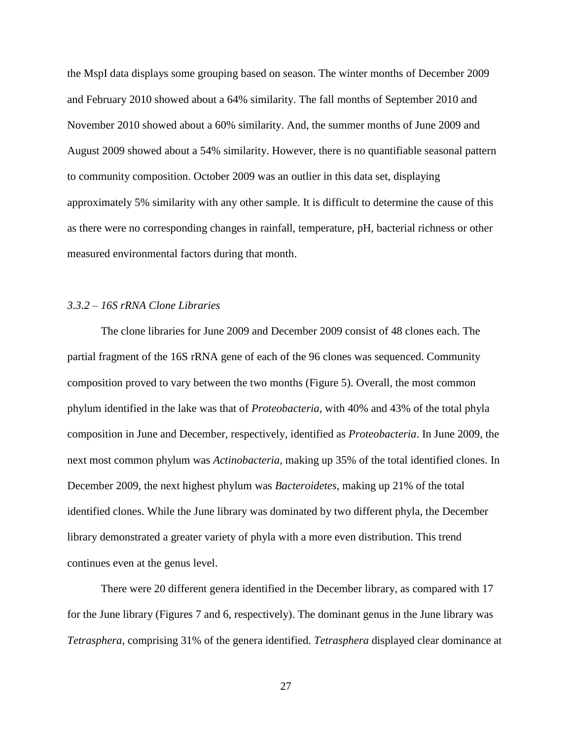the MspI data displays some grouping based on season. The winter months of December 2009 and February 2010 showed about a 64% similarity. The fall months of September 2010 and November 2010 showed about a 60% similarity. And, the summer months of June 2009 and August 2009 showed about a 54% similarity. However, there is no quantifiable seasonal pattern to community composition. October 2009 was an outlier in this data set, displaying approximately 5% similarity with any other sample. It is difficult to determine the cause of this as there were no corresponding changes in rainfall, temperature, pH, bacterial richness or other measured environmental factors during that month.

### *3.3.2 – 16S rRNA Clone Libraries*

The clone libraries for June 2009 and December 2009 consist of 48 clones each. The partial fragment of the 16S rRNA gene of each of the 96 clones was sequenced. Community composition proved to vary between the two months (Figure 5). Overall, the most common phylum identified in the lake was that of *Proteobacteria*, with 40% and 43% of the total phyla composition in June and December, respectively, identified as *Proteobacteria*. In June 2009, the next most common phylum was *Actinobacteria*, making up 35% of the total identified clones. In December 2009, the next highest phylum was *Bacteroidetes*, making up 21% of the total identified clones. While the June library was dominated by two different phyla, the December library demonstrated a greater variety of phyla with a more even distribution. This trend continues even at the genus level.

There were 20 different genera identified in the December library, as compared with 17 for the June library (Figures 7 and 6, respectively). The dominant genus in the June library was *Tetrasphera*, comprising 31% of the genera identified. *Tetrasphera* displayed clear dominance at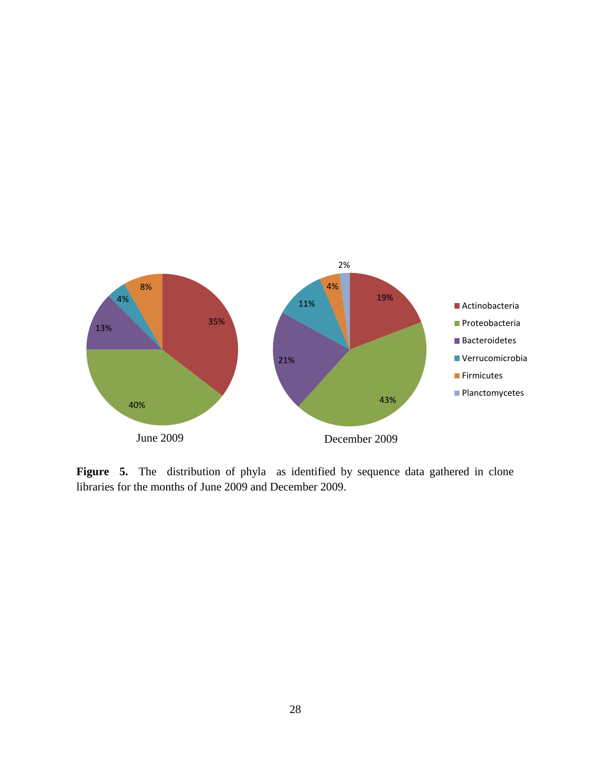**Figure 5.** The distribution of phyla as identified by sequence data gathered in clone libraries for the months of June 2009 and December 2009.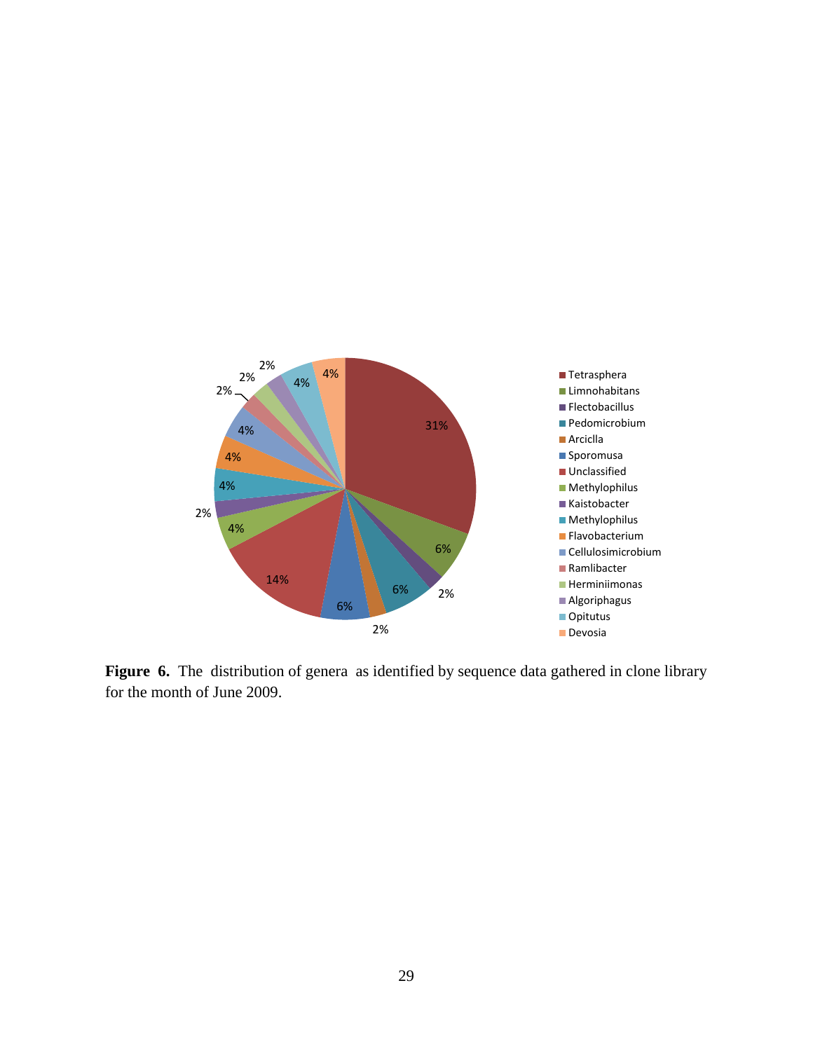**Figure 6.** The distribution of genera as identified by sequence data gathered in clone library for the month of June 2009.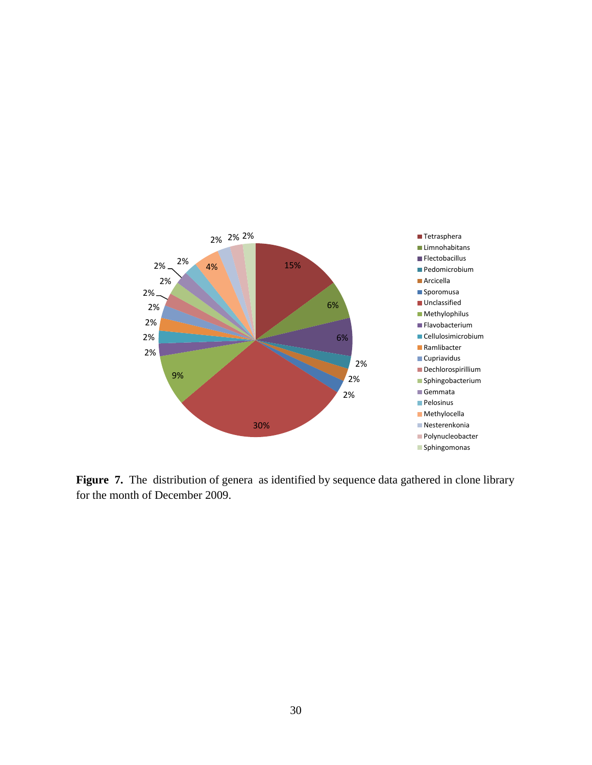**Figure 7.** The distribution of genera as identified by sequence data gathered in clone library for the month of December 2009.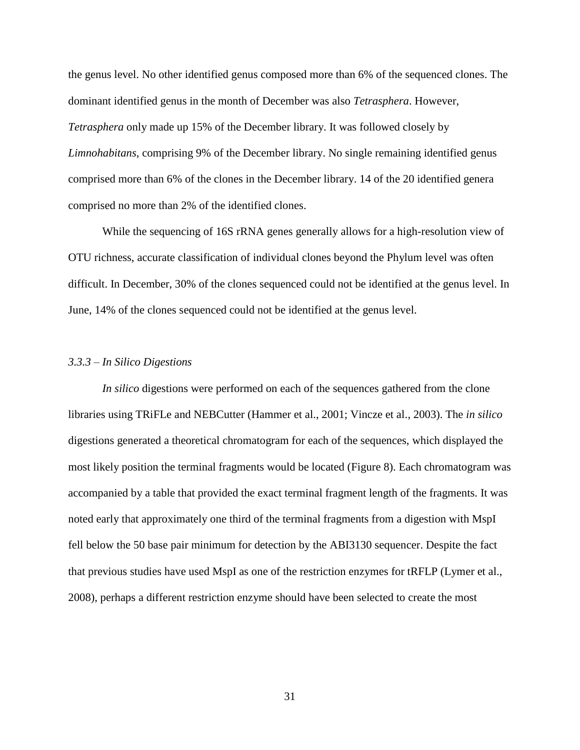the genus level. No other identified genus composed more than 6% of the sequenced clones. The dominant identified genus in the month of December was also *Tetrasphera*. However, *Tetrasphera* only made up 15% of the December library. It was followed closely by *Limnohabitans*, comprising 9% of the December library. No single remaining identified genus comprised more than 6% of the clones in the December library. 14 of the 20 identified genera comprised no more than 2% of the identified clones.

While the sequencing of 16S rRNA genes generally allows for a high-resolution view of OTU richness, accurate classification of individual clones beyond the Phylum level was often difficult. In December, 30% of the clones sequenced could not be identified at the genus level. In June, 14% of the clones sequenced could not be identified at the genus level.

### *3.3.3 – In Silico Digestions*

*In silico* digestions were performed on each of the sequences gathered from the clone libraries using TRiFLe and NEBCutter (Hammer et al., 2001; Vincze et al., 2003). The *in silico* digestions generated a theoretical chromatogram for each of the sequences, which displayed the most likely position the terminal fragments would be located (Figure 8). Each chromatogram was accompanied by a table that provided the exact terminal fragment length of the fragments. It was noted early that approximately one third of the terminal fragments from a digestion with MspI fell below the 50 base pair minimum for detection by the ABI3130 sequencer. Despite the fact that previous studies have used MspI as one of the restriction enzymes for tRFLP (Lymer et al., 2008), perhaps a different restriction enzyme should have been selected to create the most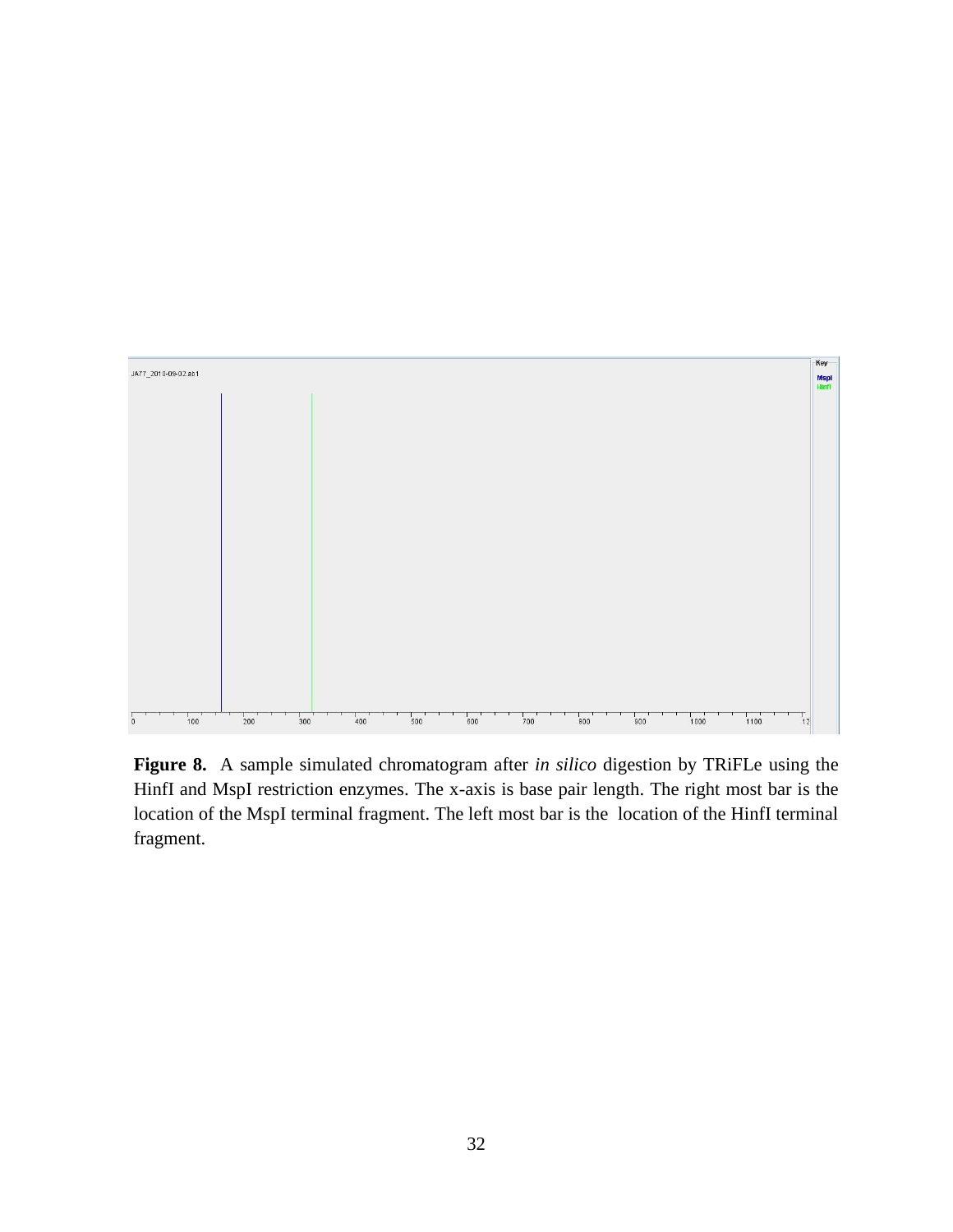**Figure 8.** A sample simulated chromatogram after *in silico* digestion by TRiFLe using the HinfI and MspI restriction enzymes. The x-axis is base pair length. The right most bar is the location of the MspI terminal fragment. The left most bar is the location of the HinfI terminal fragment.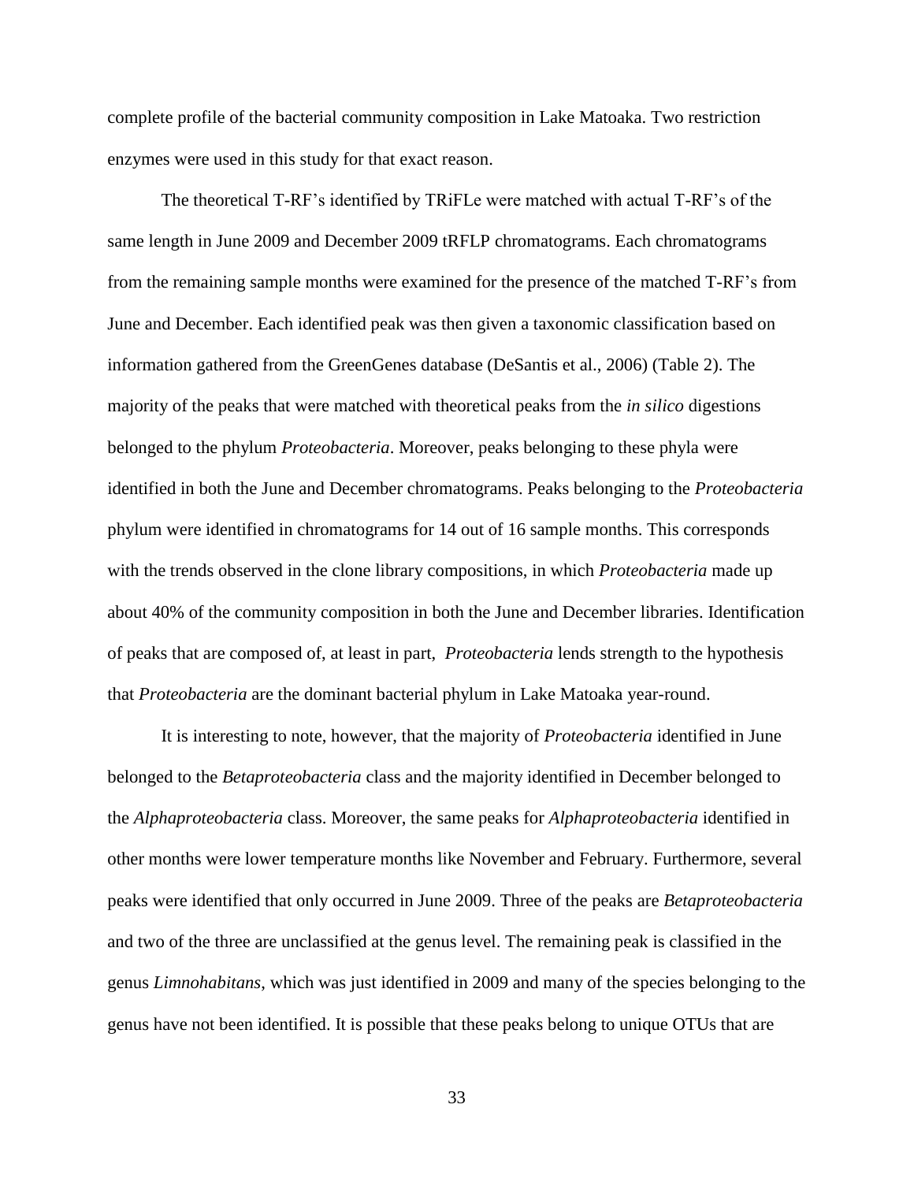complete profile of the bacterial community composition in Lake Matoaka. Two restriction enzymes were used in this study for that exact reason.

The theoretical T-RF's identified by TRiFLe were matched with actual T-RF's of the same length in June 2009 and December 2009 tRFLP chromatograms. Each chromatograms from the remaining sample months were examined for the presence of the matched T-RF's from June and December. Each identified peak was then given a taxonomic classification based on information gathered from the GreenGenes database (DeSantis et al., 2006) (Table 2). The majority of the peaks that were matched with theoretical peaks from the *in silico* digestions belonged to the phylum *Proteobacteria*. Moreover, peaks belonging to these phyla were identified in both the June and December chromatograms. Peaks belonging to the *Proteobacteria* phylum were identified in chromatograms for 14 out of 16 sample months. This corresponds with the trends observed in the clone library compositions, in which *Proteobacteria* made up about 40% of the community composition in both the June and December libraries. Identification of peaks that are composed of, at least in part, *Proteobacteria* lends strength to the hypothesis that *Proteobacteria* are the dominant bacterial phylum in Lake Matoaka year-round.

It is interesting to note, however, that the majority of *Proteobacteria* identified in June belonged to the *Betaproteobacteria* class and the majority identified in December belonged to the *Alphaproteobacteria* class. Moreover, the same peaks for *Alphaproteobacteria* identified in other months were lower temperature months like November and February. Furthermore, several peaks were identified that only occurred in June 2009. Three of the peaks are *Betaproteobacteria* and two of the three are unclassified at the genus level. The remaining peak is classified in the genus *Limnohabitans*, which was just identified in 2009 and many of the species belonging to the genus have not been identified. It is possible that these peaks belong to unique OTUs that are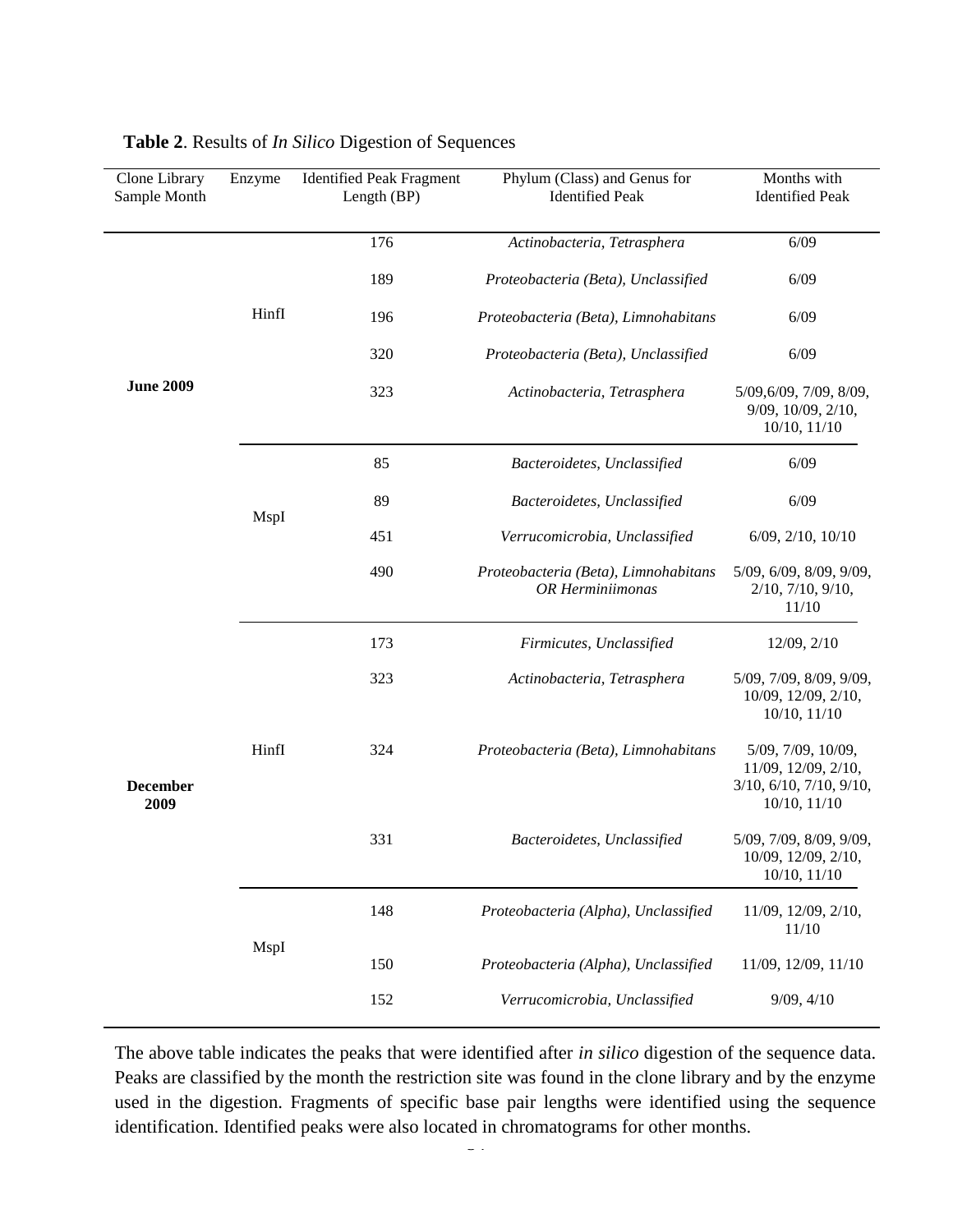**Table 2**. Results of *In Silico* Digestion of Sequences

| Clone Library Sample Month | Enzyme | Identified Peak Fragment Length (BP) | Phylum (Class) and Genus for Identified Peak | Months with Identified Peak |
|---|---|---|---|---|
| **June 2009** | HinfI | 176 | *Actinobacteria, Tetrasphera* | 6/09 |
| | | 189 | *Proteobacteria (Beta), Unclassified* | 6/09 |
| | | 196 | *Proteobacteria (Beta), Limnohabitans* | 6/09 |
| | | 320 | *Proteobacteria (Beta), Unclassified* | 6/09 |
| | | 323 | *Actinobacteria, Tetrasphera* | 5/09,6/09, 7/09, 8/09, 9/09, 10/09, 2/10, 10/10, 11/10 |
| | MspI | 85 | *Bacteroidetes, Unclassified* | 6/09 |
| | | 89 | *Bacteroidetes, Unclassified* | 6/09 |
| | | 451 | *Verrucomicrobia, Unclassified* | 6/09, 2/10, 10/10 |
| | | 490 | *Proteobacteria (Beta), Limnohabitans OR Herminiimonas* | 5/09, 6/09, 8/09, 9/09, 2/10, 7/10, 9/10, 11/10 |
| **December 2009** | HinfI | 173 | *Firmicutes, Unclassified* | 12/09, 2/10 |
| | | 323 | *Actinobacteria, Tetrasphera* | 5/09, 7/09, 8/09, 9/09, 10/09, 12/09, 2/10, 10/10, 11/10 |
| | | 324 | *Proteobacteria (Beta), Limnohabitans* | 5/09, 7/09, 10/09, 11/09, 12/09, 2/10, 3/10, 6/10, 7/10, 9/10, 10/10, 11/10 |
| | | 331 | *Bacteroidetes, Unclassified* | 5/09, 7/09, 8/09, 9/09, 10/09, 12/09, 2/10, 10/10, 11/10 |
| | MspI | 148 | *Proteobacteria (Alpha), Unclassified* | 11/09, 12/09, 2/10, 11/10 |
| | | 150 | *Proteobacteria (Alpha), Unclassified* | 11/09, 12/09, 11/10 |
| | | 152 | *Verrucomicrobia, Unclassified* | 9/09, 4/10 |

The above table indicates the peaks that were identified after *in silico* digestion of the sequence data. Peaks are classified by the month the restriction site was found in the clone library and by the enzyme used in the digestion. Fragments of specific base pair lengths were identified using the sequence identification. Identified peaks were also located in chromatograms for other months.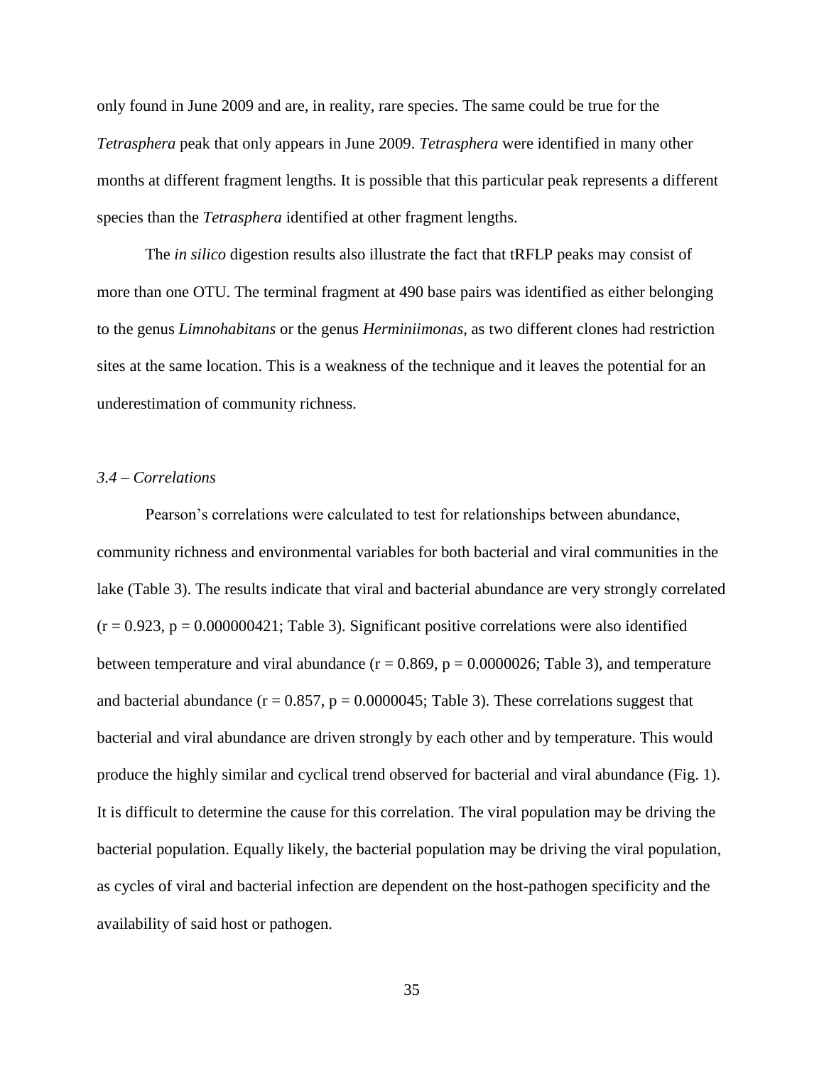only found in June 2009 and are, in reality, rare species. The same could be true for the *Tetrasphera* peak that only appears in June 2009. *Tetrasphera* were identified in many other months at different fragment lengths. It is possible that this particular peak represents a different species than the *Tetrasphera* identified at other fragment lengths.

The *in silico* digestion results also illustrate the fact that tRFLP peaks may consist of more than one OTU. The terminal fragment at 490 base pairs was identified as either belonging to the genus *Limnohabitans* or the genus *Herminiimonas*, as two different clones had restriction sites at the same location. This is a weakness of the technique and it leaves the potential for an underestimation of community richness.

### *3.4 – Correlations*

Pearson's correlations were calculated to test for relationships between abundance, community richness and environmental variables for both bacterial and viral communities in the lake (Table 3). The results indicate that viral and bacterial abundance are very strongly correlated ($r = 0.923$, $p = 0.000000421$; Table 3). Significant positive correlations were also identified between temperature and viral abundance ($r = 0.869$, $p = 0.0000026$; Table 3), and temperature and bacterial abundance ($r = 0.857$, $p = 0.0000045$; Table 3). These correlations suggest that bacterial and viral abundance are driven strongly by each other and by temperature. This would produce the highly similar and cyclical trend observed for bacterial and viral abundance (Fig. 1). It is difficult to determine the cause for this correlation. The viral population may be driving the bacterial population. Equally likely, the bacterial population may be driving the viral population, as cycles of viral and bacterial infection are dependent on the host-pathogen specificity and the availability of said host or pathogen.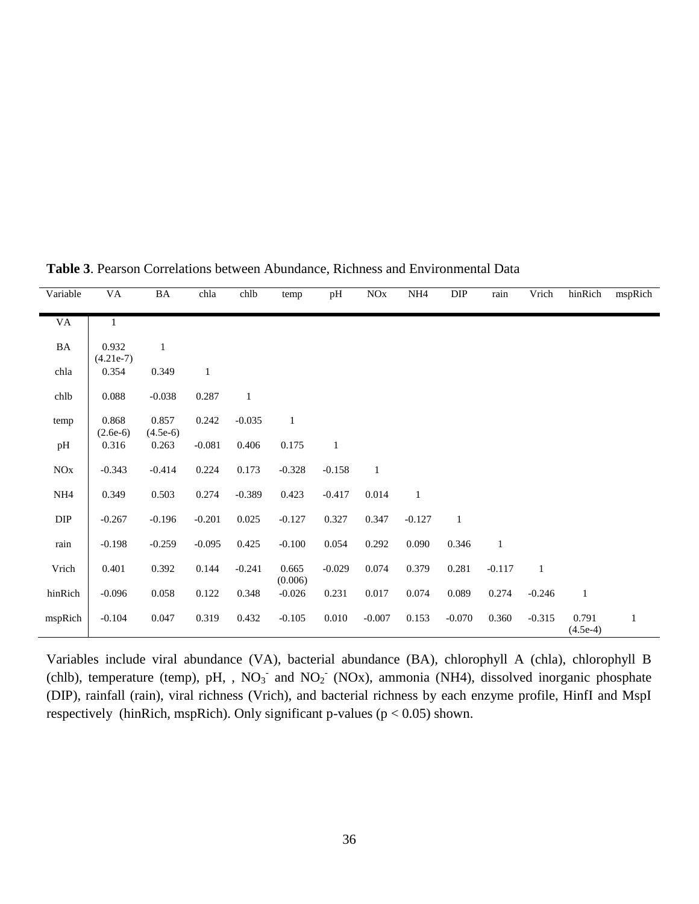**Table 3**. Pearson Correlations between Abundance, Richness and Environmental Data

| Variable | VA | BA | chla | chlb | temp | pH | NOx | NH4 | DIP | rain | Vrich | hinRich | mspRich |
|---|---|---|---|---|---|---|---|---|---|---|---|---|---|
| VA | 1 | | | | | | | | | | | | |
| BA | 0.932 (4.21e-7) | 1 | | | | | | | | | | | |
| chla | 0.354 | 0.349 | 1 | | | | | | | | | | |
| chlb | 0.088 | -0.038 | 0.287 | 1 | | | | | | | | | |
| temp | 0.868 (2.6e-6) | 0.857 (4.5e-6) | 0.242 | -0.035 | 1 | | | | | | | | |
| pH | 0.316 | 0.263 | -0.081 | 0.406 | 0.175 | 1 | | | | | | | |
| NOx | -0.343 | -0.414 | 0.224 | 0.173 | -0.328 | -0.158 | 1 | | | | | | |
| NH4 | 0.349 | 0.503 | 0.274 | -0.389 | 0.423 | -0.417 | 0.014 | 1 | | | | | |
| DIP | -0.267 | -0.196 | -0.201 | 0.025 | -0.127 | 0.327 | 0.347 | -0.127 | 1 | | | | |
| rain | -0.198 | -0.259 | -0.095 | 0.425 | -0.100 | 0.054 | 0.292 | 0.090 | 0.346 | 1 | | | |
| Vrich | 0.401 | 0.392 | 0.144 | -0.241 | 0.665 (0.006) | -0.029 | 0.074 | 0.379 | 0.281 | -0.117 | 1 | | |
| hinRich | -0.096 | 0.058 | 0.122 | 0.348 | -0.026 | 0.231 | 0.017 | 0.074 | 0.089 | 0.274 | -0.246 | 1 | |
| mspRich | -0.104 | 0.047 | 0.319 | 0.432 | -0.105 | 0.010 | -0.007 | 0.153 | -0.070 | 0.360 | -0.315 | 0.791 (4.5e-4) | 1 |

Variables include viral abundance (VA), bacterial abundance (BA), chlorophyll A (chla), chlorophyll B (chlb), temperature (temp), pH, , $NO_3^-$ and $NO_2^-$ (NOx), ammonia (NH4), dissolved inorganic phosphate (DIP), rainfall (rain), viral richness (Vrich), and bacterial richness by each enzyme profile, HinfI and MspI respectively (hinRich, mspRich). Only significant p-values ($p < 0.05$) shown.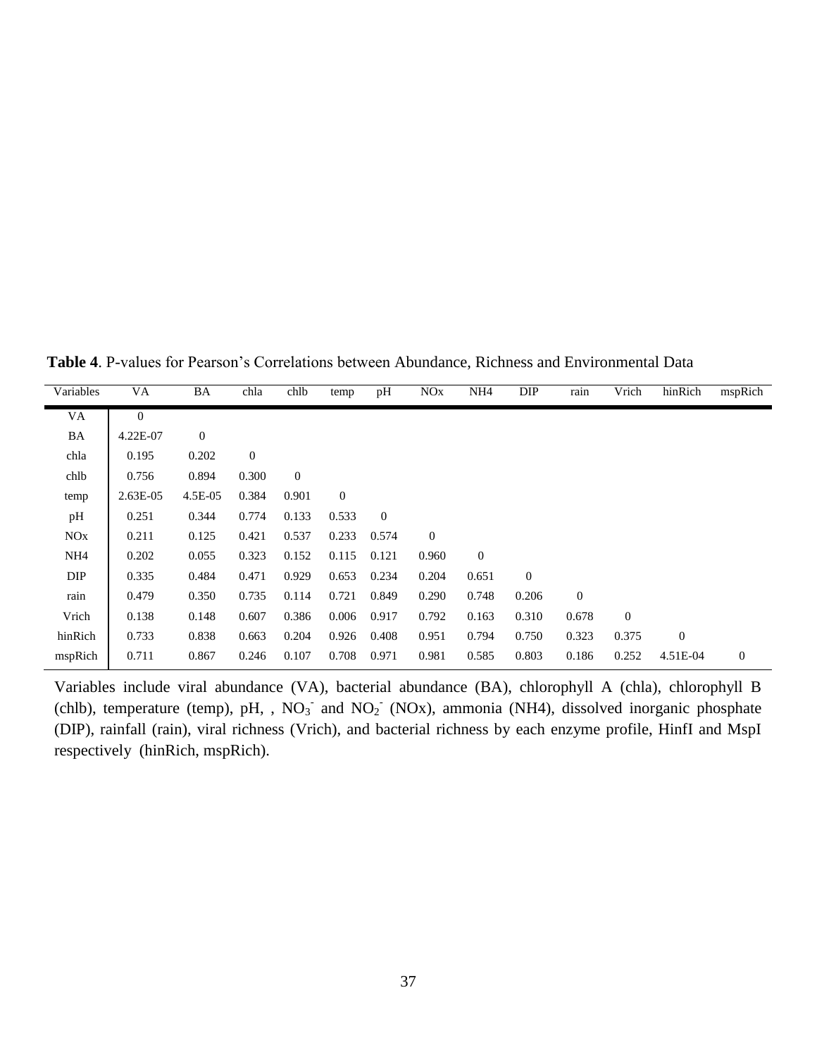**Table 4**. P-values for Pearson's Correlations between Abundance, Richness and Environmental Data

| Variables | VA | BA | chla | chlb | temp | pH | NOx | NH4 | DIP | rain | Vrich | hinRich | mspRich |
|---|---|---|---|---|---|---|---|---|---|---|---|---|---|
| VA | 0 | | | | | | | | | | | | |
| BA | 4.22E-07 | 0 | | | | | | | | | | | |
| chla | 0.195 | 0.202 | 0 | | | | | | | | | | |
| chlb | 0.756 | 0.894 | 0.300 | 0 | | | | | | | | | |
| temp | 2.63E-05 | 4.5E-05 | 0.384 | 0.901 | 0 | | | | | | | | |
| pH | 0.251 | 0.344 | 0.774 | 0.133 | 0.533 | 0 | | | | | | | |
| NOx | 0.211 | 0.125 | 0.421 | 0.537 | 0.233 | 0.574 | 0 | | | | | | |
| NH4 | 0.202 | 0.055 | 0.323 | 0.152 | 0.115 | 0.121 | 0.960 | 0 | | | | | |
| DIP | 0.335 | 0.484 | 0.471 | 0.929 | 0.653 | 0.234 | 0.204 | 0.651 | 0 | | | | |
| rain | 0.479 | 0.350 | 0.735 | 0.114 | 0.721 | 0.849 | 0.290 | 0.748 | 0.206 | 0 | | | |
| Vrich | 0.138 | 0.148 | 0.607 | 0.386 | 0.006 | 0.917 | 0.792 | 0.163 | 0.310 | 0.678 | 0 | | |
| hinRich | 0.733 | 0.838 | 0.663 | 0.204 | 0.926 | 0.408 | 0.951 | 0.794 | 0.750 | 0.323 | 0.375 | 0 | |
| mspRich | 0.711 | 0.867 | 0.246 | 0.107 | 0.708 | 0.971 | 0.981 | 0.585 | 0.803 | 0.186 | 0.252 | 4.51E-04 | 0 |

Variables include viral abundance (VA), bacterial abundance (BA), chlorophyll A (chla), chlorophyll B (chlb), temperature (temp), pH, , $NO_3^-$ and $NO_2^-$ (NOx), ammonia (NH4), dissolved inorganic phosphate (DIP), rainfall (rain), viral richness (Vrich), and bacterial richness by each enzyme profile, HinfI and MspI respectively (hinRich, mspRich).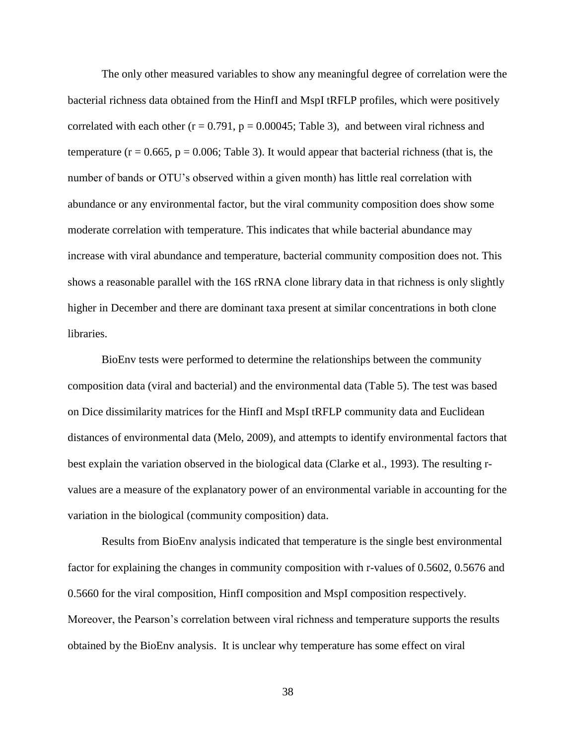The only other measured variables to show any meaningful degree of correlation were the bacterial richness data obtained from the HinfI and MspI tRFLP profiles, which were positively correlated with each other ($r = 0.791$, $p = 0.00045$; Table 3), and between viral richness and temperature ($r = 0.665$, $p = 0.006$; Table 3). It would appear that bacterial richness (that is, the number of bands or OTU's observed within a given month) has little real correlation with abundance or any environmental factor, but the viral community composition does show some moderate correlation with temperature. This indicates that while bacterial abundance may increase with viral abundance and temperature, bacterial community composition does not. This shows a reasonable parallel with the 16S rRNA clone library data in that richness is only slightly higher in December and there are dominant taxa present at similar concentrations in both clone libraries.

BioEnv tests were performed to determine the relationships between the community composition data (viral and bacterial) and the environmental data (Table 5). The test was based on Dice dissimilarity matrices for the HinfI and MspI tRFLP community data and Euclidean distances of environmental data (Melo, 2009), and attempts to identify environmental factors that best explain the variation observed in the biological data (Clarke et al., 1993). The resulting r-values are a measure of the explanatory power of an environmental variable in accounting for the variation in the biological (community composition) data.

Results from BioEnv analysis indicated that temperature is the single best environmental factor for explaining the changes in community composition with r-values of 0.5602, 0.5676 and 0.5660 for the viral composition, HinfI composition and MspI composition respectively. Moreover, the Pearson's correlation between viral richness and temperature supports the results obtained by the BioEnv analysis. It is unclear why temperature has some effect on viral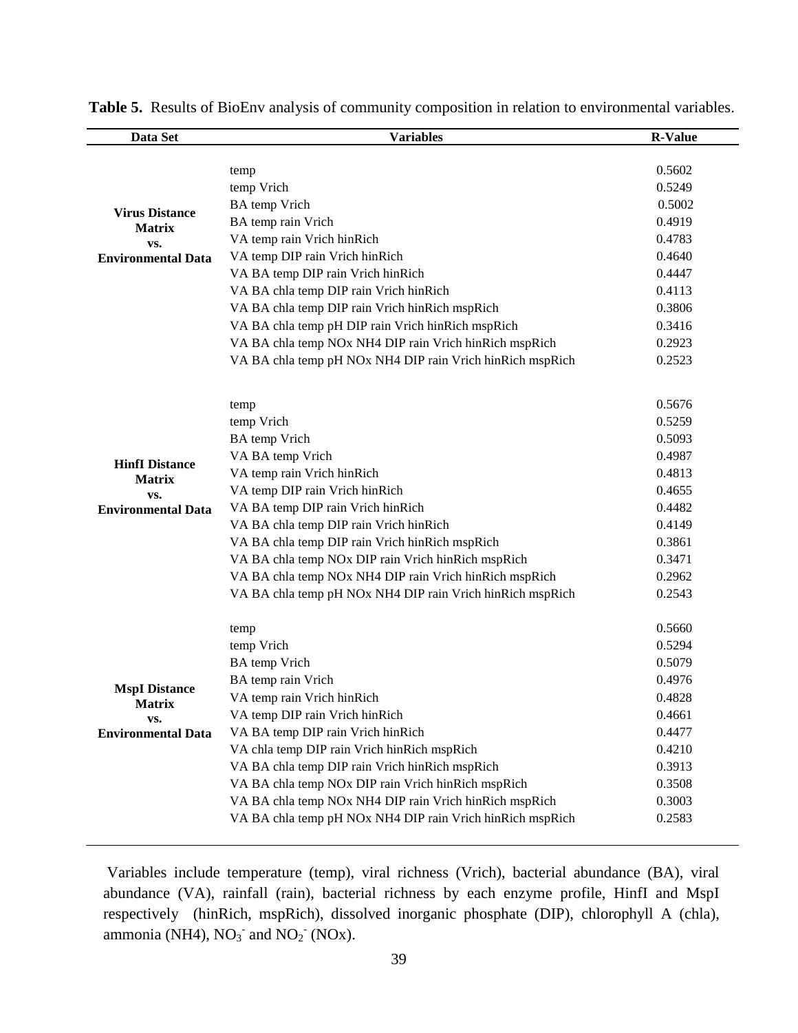**Table 5.** Results of BioEnv analysis of community composition in relation to environmental variables.

| Data Set | Variables | R-Value |
|---|---|---|
| **Virus Distance Matrix vs. Environmental Data** | temp | 0.5602 |
| | temp Vrich | 0.5249 |
| | BA temp Vrich | 0.5002 |
| | BA temp rain Vrich | 0.4919 |
| | VA temp rain Vrich hinRich | 0.4783 |
| | VA temp DIP rain Vrich hinRich | 0.4640 |
| | VA BA temp DIP rain Vrich hinRich | 0.4447 |
| | VA BA chla temp DIP rain Vrich hinRich | 0.4113 |
| | VA BA chla temp DIP rain Vrich hinRich mspRich | 0.3806 |
| | VA BA chla temp pH DIP rain Vrich hinRich mspRich | 0.3416 |
| | VA BA chla temp NOx NH4 DIP rain Vrich hinRich mspRich | 0.2923 |
| | VA BA chla temp pH NOx NH4 DIP rain Vrich hinRich mspRich | 0.2523 |
| **HinfI Distance Matrix vs. Environmental Data** | temp | 0.5676 |
| | temp Vrich | 0.5259 |
| | BA temp Vrich | 0.5093 |
| | VA BA temp Vrich | 0.4987 |
| | VA temp rain Vrich hinRich | 0.4813 |
| | VA temp DIP rain Vrich hinRich | 0.4655 |
| | VA BA temp DIP rain Vrich hinRich | 0.4482 |
| | VA BA chla temp DIP rain Vrich hinRich | 0.4149 |
| | VA BA chla temp DIP rain Vrich hinRich mspRich | 0.3861 |
| | VA BA chla temp NOx DIP rain Vrich hinRich mspRich | 0.3471 |
| | VA BA chla temp NOx NH4 DIP rain Vrich hinRich mspRich | 0.2962 |
| | VA BA chla temp pH NOx NH4 DIP rain Vrich hinRich mspRich | 0.2543 |
| **MspI Distance Matrix vs. Environmental Data** | temp | 0.5660 |
| | temp Vrich | 0.5294 |
| | BA temp Vrich | 0.5079 |
| | BA temp rain Vrich | 0.4976 |
| | VA temp rain Vrich hinRich | 0.4828 |
| | VA temp DIP rain Vrich hinRich | 0.4661 |
| | VA BA temp DIP rain Vrich hinRich | 0.4477 |
| | VA chla temp DIP rain Vrich hinRich mspRich | 0.4210 |
| | VA BA chla temp DIP rain Vrich hinRich mspRich | 0.3913 |
| | VA BA chla temp NOx DIP rain Vrich hinRich mspRich | 0.3508 |
| | VA BA chla temp NOx NH4 DIP rain Vrich hinRich mspRich | 0.3003 |
| | VA BA chla temp pH NOx NH4 DIP rain Vrich hinRich mspRich | 0.2583 |

Variables include temperature (temp), viral richness (Vrich), bacterial abundance (BA), viral abundance (VA), rainfall (rain), bacterial richness by each enzyme profile, HinfI and MspI respectively (hinRich, mspRich), dissolved inorganic phosphate (DIP), chlorophyll A (chla), ammonia (NH4), $NO_3^-$ and $NO_2^-$ (NOx).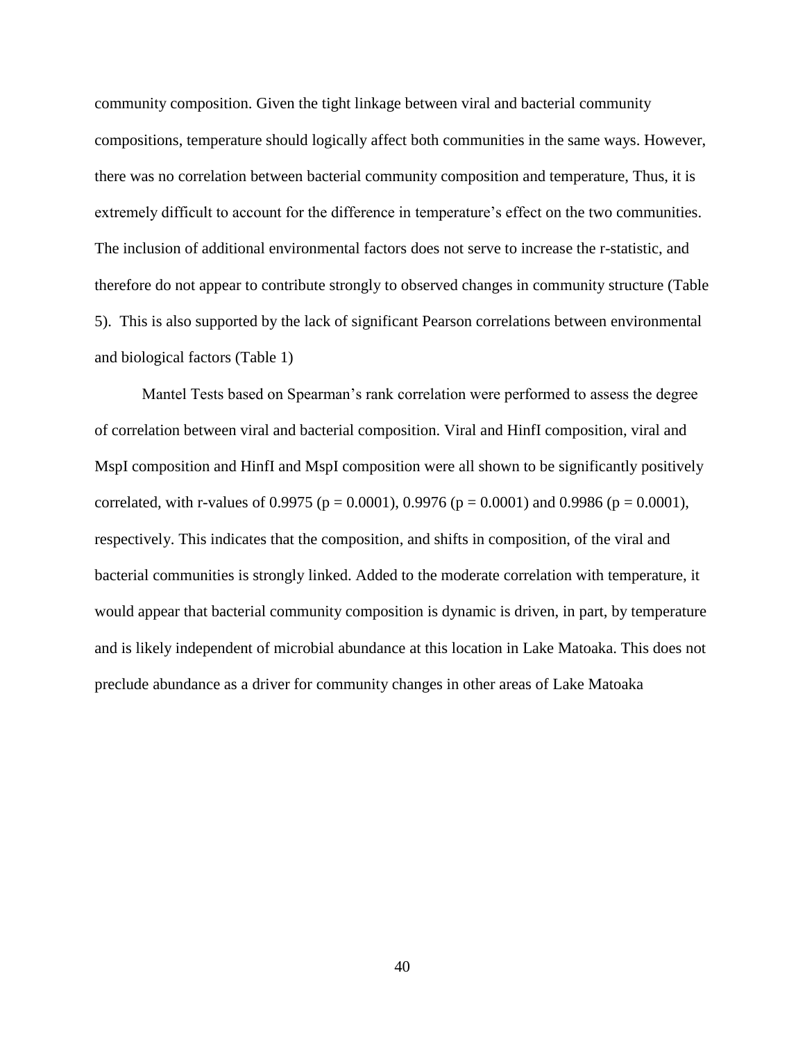community composition. Given the tight linkage between viral and bacterial community compositions, temperature should logically affect both communities in the same ways. However, there was no correlation between bacterial community composition and temperature, Thus, it is extremely difficult to account for the difference in temperature's effect on the two communities. The inclusion of additional environmental factors does not serve to increase the r-statistic, and therefore do not appear to contribute strongly to observed changes in community structure (Table 5). This is also supported by the lack of significant Pearson correlations between environmental and biological factors (Table 1)

Mantel Tests based on Spearman's rank correlation were performed to assess the degree of correlation between viral and bacterial composition. Viral and HinfI composition, viral and MspI composition and HinfI and MspI composition were all shown to be significantly positively correlated, with r-values of 0.9975 ($p = 0.0001$), 0.9976 ($p = 0.0001$) and 0.9986 ($p = 0.0001$), respectively. This indicates that the composition, and shifts in composition, of the viral and bacterial communities is strongly linked. Added to the moderate correlation with temperature, it would appear that bacterial community composition is dynamic is driven, in part, by temperature and is likely independent of microbial abundance at this location in Lake Matoaka. This does not preclude abundance as a driver for community changes in other areas of Lake Matoaka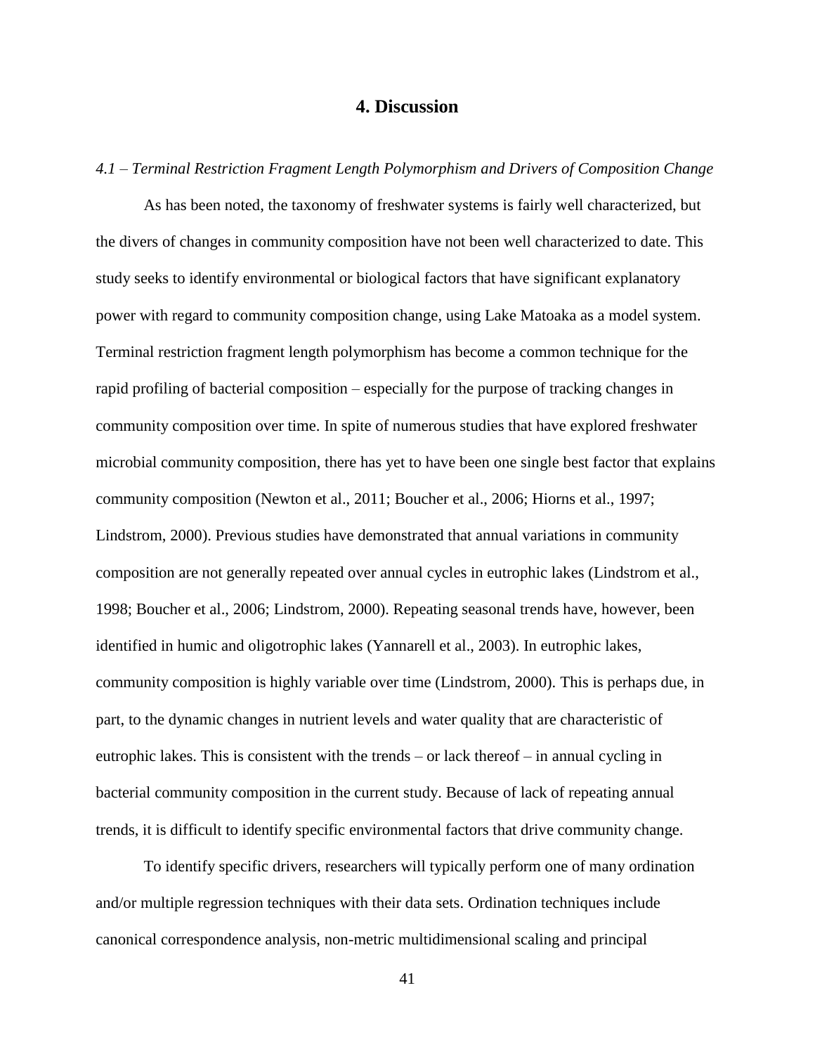# 4. Discussion

*4.1 – Terminal Restriction Fragment Length Polymorphism and Drivers of Composition Change*

As has been noted, the taxonomy of freshwater systems is fairly well characterized, but the divers of changes in community composition have not been well characterized to date. This study seeks to identify environmental or biological factors that have significant explanatory power with regard to community composition change, using Lake Matoaka as a model system. Terminal restriction fragment length polymorphism has become a common technique for the rapid profiling of bacterial composition – especially for the purpose of tracking changes in community composition over time. In spite of numerous studies that have explored freshwater microbial community composition, there has yet to have been one single best factor that explains community composition (Newton et al., 2011; Boucher et al., 2006; Hiorns et al., 1997; Lindstrom, 2000). Previous studies have demonstrated that annual variations in community composition are not generally repeated over annual cycles in eutrophic lakes (Lindstrom et al., 1998; Boucher et al., 2006; Lindstrom, 2000). Repeating seasonal trends have, however, been identified in humic and oligotrophic lakes (Yannarell et al., 2003). In eutrophic lakes, community composition is highly variable over time (Lindstrom, 2000). This is perhaps due, in part, to the dynamic changes in nutrient levels and water quality that are characteristic of eutrophic lakes. This is consistent with the trends – or lack thereof – in annual cycling in bacterial community composition in the current study. Because of lack of repeating annual trends, it is difficult to identify specific environmental factors that drive community change.

To identify specific drivers, researchers will typically perform one of many ordination and/or multiple regression techniques with their data sets. Ordination techniques include canonical correspondence analysis, non-metric multidimensional scaling and principal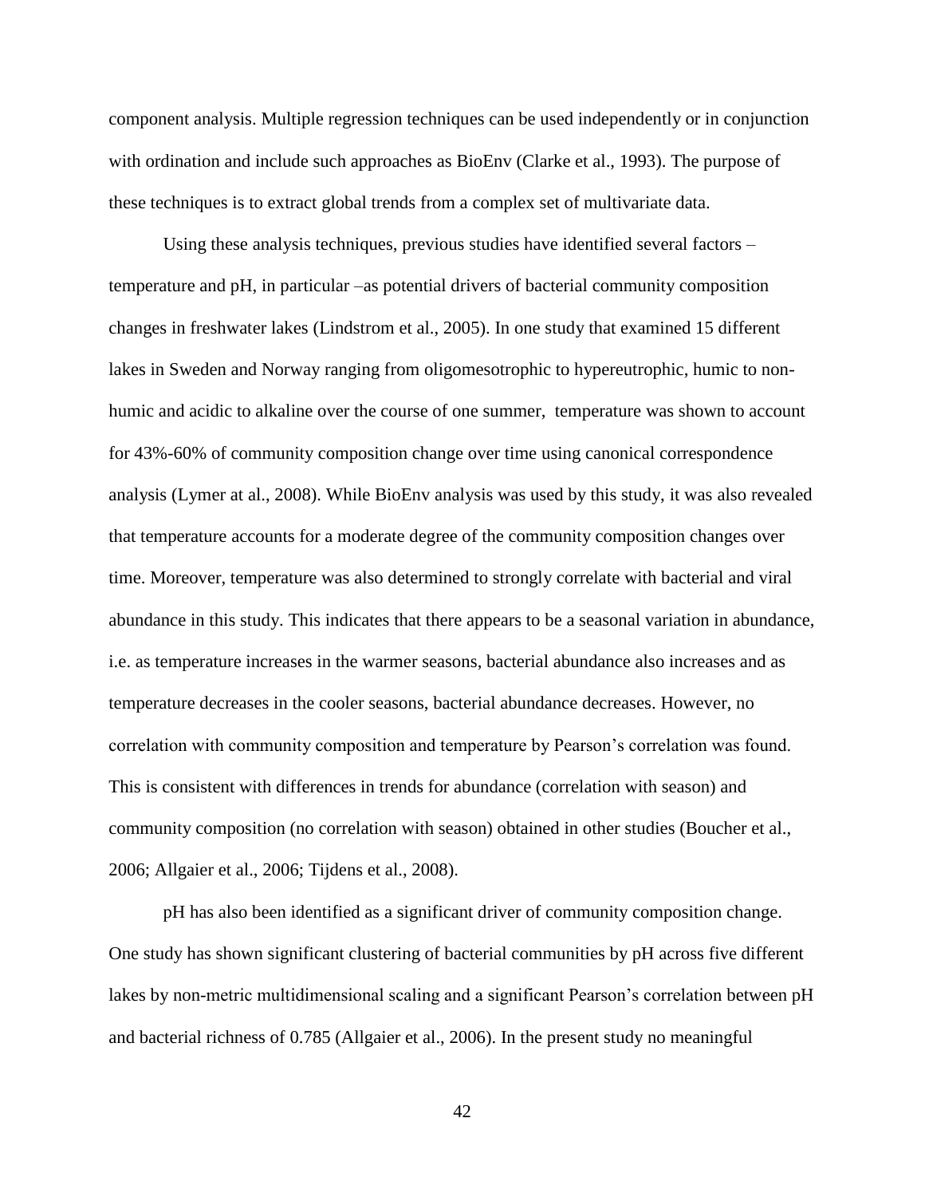component analysis. Multiple regression techniques can be used independently or in conjunction with ordination and include such approaches as BioEnv (Clarke et al., 1993). The purpose of these techniques is to extract global trends from a complex set of multivariate data.

Using these analysis techniques, previous studies have identified several factors – temperature and pH, in particular –as potential drivers of bacterial community composition changes in freshwater lakes (Lindstrom et al., 2005). In one study that examined 15 different lakes in Sweden and Norway ranging from oligomesotrophic to hypereutrophic, humic to non-humic and acidic to alkaline over the course of one summer, temperature was shown to account for 43%-60% of community composition change over time using canonical correspondence analysis (Lymer at al., 2008). While BioEnv analysis was used by this study, it was also revealed that temperature accounts for a moderate degree of the community composition changes over time. Moreover, temperature was also determined to strongly correlate with bacterial and viral abundance in this study. This indicates that there appears to be a seasonal variation in abundance, i.e. as temperature increases in the warmer seasons, bacterial abundance also increases and as temperature decreases in the cooler seasons, bacterial abundance decreases. However, no correlation with community composition and temperature by Pearson's correlation was found. This is consistent with differences in trends for abundance (correlation with season) and community composition (no correlation with season) obtained in other studies (Boucher et al., 2006; Allgaier et al., 2006; Tijdens et al., 2008).

pH has also been identified as a significant driver of community composition change. One study has shown significant clustering of bacterial communities by pH across five different lakes by non-metric multidimensional scaling and a significant Pearson's correlation between pH and bacterial richness of 0.785 (Allgaier et al., 2006). In the present study no meaningful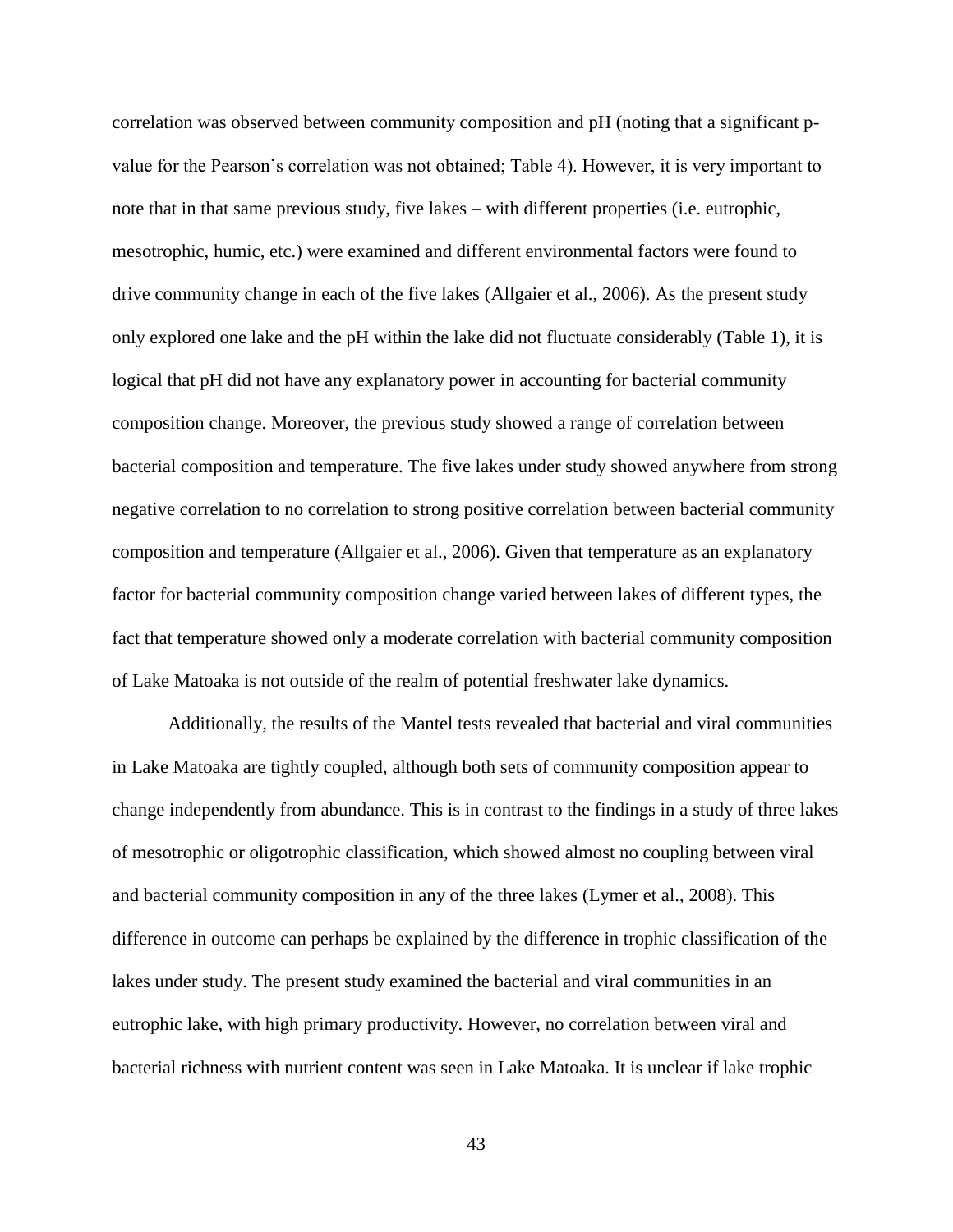correlation was observed between community composition and pH (noting that a significant p-value for the Pearson's correlation was not obtained; Table 4). However, it is very important to note that in that same previous study, five lakes – with different properties (i.e. eutrophic, mesotrophic, humic, etc.) were examined and different environmental factors were found to drive community change in each of the five lakes (Allgaier et al., 2006). As the present study only explored one lake and the pH within the lake did not fluctuate considerably (Table 1), it is logical that pH did not have any explanatory power in accounting for bacterial community composition change. Moreover, the previous study showed a range of correlation between bacterial composition and temperature. The five lakes under study showed anywhere from strong negative correlation to no correlation to strong positive correlation between bacterial community composition and temperature (Allgaier et al., 2006). Given that temperature as an explanatory factor for bacterial community composition change varied between lakes of different types, the fact that temperature showed only a moderate correlation with bacterial community composition of Lake Matoaka is not outside of the realm of potential freshwater lake dynamics.

Additionally, the results of the Mantel tests revealed that bacterial and viral communities in Lake Matoaka are tightly coupled, although both sets of community composition appear to change independently from abundance. This is in contrast to the findings in a study of three lakes of mesotrophic or oligotrophic classification, which showed almost no coupling between viral and bacterial community composition in any of the three lakes (Lymer et al., 2008). This difference in outcome can perhaps be explained by the difference in trophic classification of the lakes under study. The present study examined the bacterial and viral communities in an eutrophic lake, with high primary productivity. However, no correlation between viral and bacterial richness with nutrient content was seen in Lake Matoaka. It is unclear if lake trophic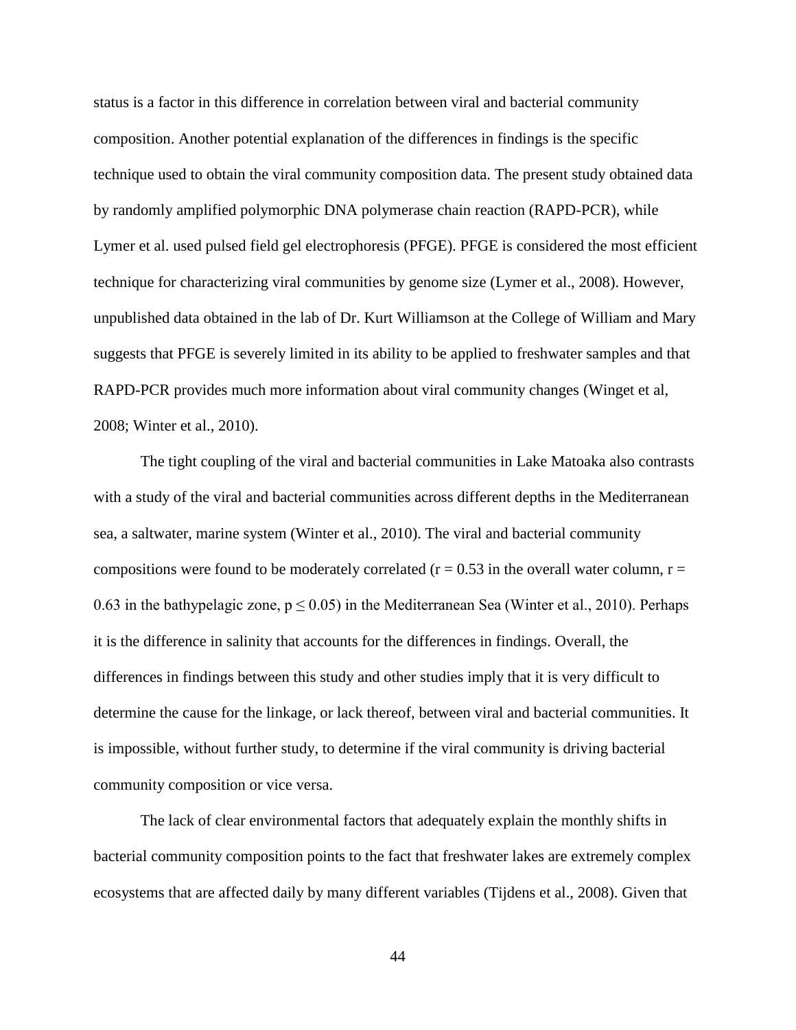status is a factor in this difference in correlation between viral and bacterial community composition. Another potential explanation of the differences in findings is the specific technique used to obtain the viral community composition data. The present study obtained data by randomly amplified polymorphic DNA polymerase chain reaction (RAPD-PCR), while Lymer et al. used pulsed field gel electrophoresis (PFGE). PFGE is considered the most efficient technique for characterizing viral communities by genome size (Lymer et al., 2008). However, unpublished data obtained in the lab of Dr. Kurt Williamson at the College of William and Mary suggests that PFGE is severely limited in its ability to be applied to freshwater samples and that RAPD-PCR provides much more information about viral community changes (Winget et al, 2008; Winter et al., 2010).

The tight coupling of the viral and bacterial communities in Lake Matoaka also contrasts with a study of the viral and bacterial communities across different depths in the Mediterranean sea, a saltwater, marine system (Winter et al., 2010). The viral and bacterial community compositions were found to be moderately correlated ($r = 0.53$ in the overall water column, $r = 0.63$ in the bathypelagic zone, $p \leq 0.05$) in the Mediterranean Sea (Winter et al., 2010). Perhaps it is the difference in salinity that accounts for the differences in findings. Overall, the differences in findings between this study and other studies imply that it is very difficult to determine the cause for the linkage, or lack thereof, between viral and bacterial communities. It is impossible, without further study, to determine if the viral community is driving bacterial community composition or vice versa.

The lack of clear environmental factors that adequately explain the monthly shifts in bacterial community composition points to the fact that freshwater lakes are extremely complex ecosystems that are affected daily by many different variables (Tijdens et al., 2008). Given that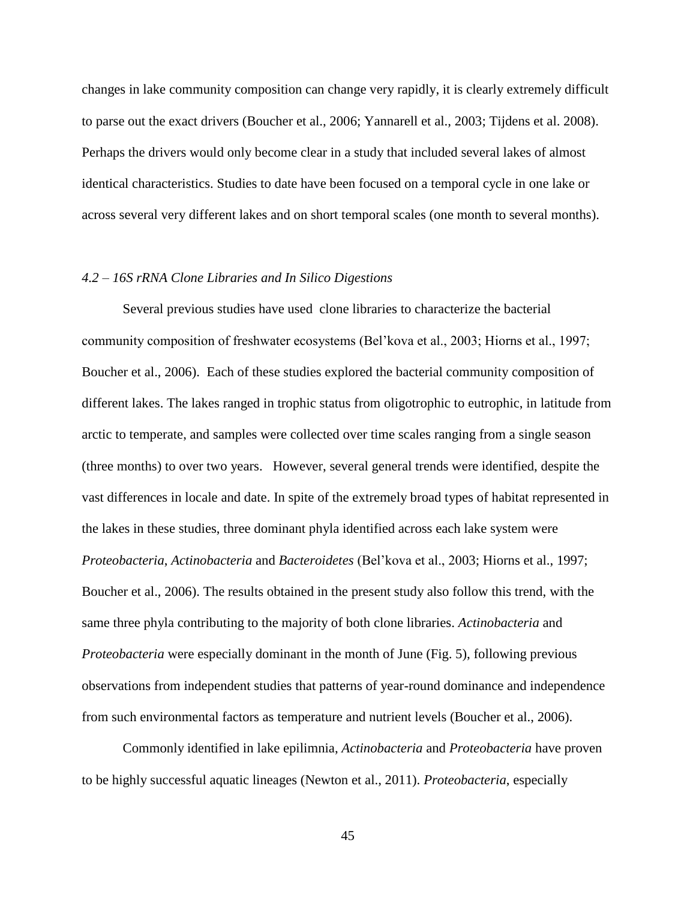changes in lake community composition can change very rapidly, it is clearly extremely difficult to parse out the exact drivers (Boucher et al., 2006; Yannarell et al., 2003; Tijdens et al. 2008). Perhaps the drivers would only become clear in a study that included several lakes of almost identical characteristics. Studies to date have been focused on a temporal cycle in one lake or across several very different lakes and on short temporal scales (one month to several months).

### *4.2 – 16S rRNA Clone Libraries and In Silico Digestions*

Several previous studies have used clone libraries to characterize the bacterial community composition of freshwater ecosystems (Bel'kova et al., 2003; Hiorns et al., 1997; Boucher et al., 2006). Each of these studies explored the bacterial community composition of different lakes. The lakes ranged in trophic status from oligotrophic to eutrophic, in latitude from arctic to temperate, and samples were collected over time scales ranging from a single season (three months) to over two years. However, several general trends were identified, despite the vast differences in locale and date. In spite of the extremely broad types of habitat represented in the lakes in these studies, three dominant phyla identified across each lake system were *Proteobacteria*, *Actinobacteria* and *Bacteroidetes* (Bel'kova et al., 2003; Hiorns et al., 1997; Boucher et al., 2006). The results obtained in the present study also follow this trend, with the same three phyla contributing to the majority of both clone libraries. *Actinobacteria* and *Proteobacteria* were especially dominant in the month of June (Fig. 5), following previous observations from independent studies that patterns of year-round dominance and independence from such environmental factors as temperature and nutrient levels (Boucher et al., 2006).

Commonly identified in lake epilimnia, *Actinobacteria* and *Proteobacteria* have proven to be highly successful aquatic lineages (Newton et al., 2011). *Proteobacteria*, especially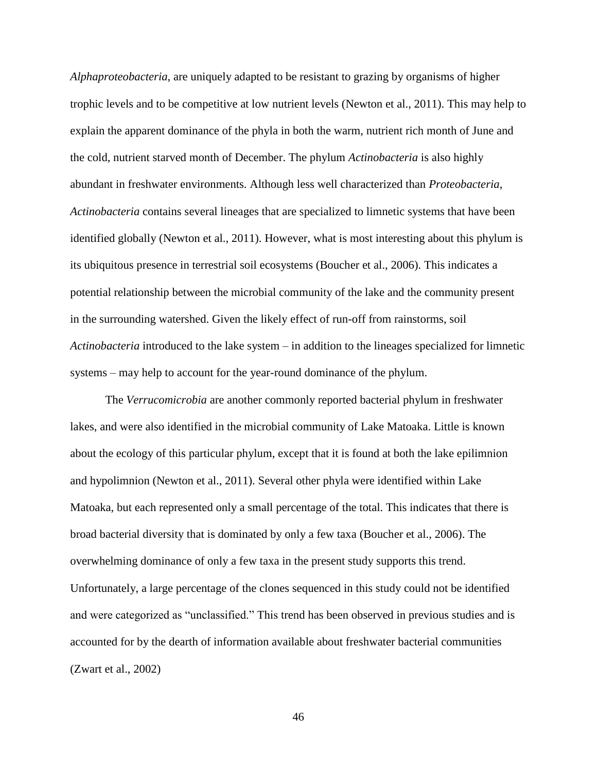*Alphaproteobacteria*, are uniquely adapted to be resistant to grazing by organisms of higher trophic levels and to be competitive at low nutrient levels (Newton et al., 2011). This may help to explain the apparent dominance of the phyla in both the warm, nutrient rich month of June and the cold, nutrient starved month of December. The phylum *Actinobacteria* is also highly abundant in freshwater environments. Although less well characterized than *Proteobacteria*, *Actinobacteria* contains several lineages that are specialized to limnetic systems that have been identified globally (Newton et al., 2011). However, what is most interesting about this phylum is its ubiquitous presence in terrestrial soil ecosystems (Boucher et al., 2006). This indicates a potential relationship between the microbial community of the lake and the community present in the surrounding watershed. Given the likely effect of run-off from rainstorms, soil *Actinobacteria* introduced to the lake system – in addition to the lineages specialized for limnetic systems – may help to account for the year-round dominance of the phylum.

The *Verrucomicrobia* are another commonly reported bacterial phylum in freshwater lakes, and were also identified in the microbial community of Lake Matoaka. Little is known about the ecology of this particular phylum, except that it is found at both the lake epilimnion and hypolimnion (Newton et al., 2011). Several other phyla were identified within Lake Matoaka, but each represented only a small percentage of the total. This indicates that there is broad bacterial diversity that is dominated by only a few taxa (Boucher et al., 2006). The overwhelming dominance of only a few taxa in the present study supports this trend. Unfortunately, a large percentage of the clones sequenced in this study could not be identified and were categorized as "unclassified." This trend has been observed in previous studies and is accounted for by the dearth of information available about freshwater bacterial communities (Zwart et al., 2002)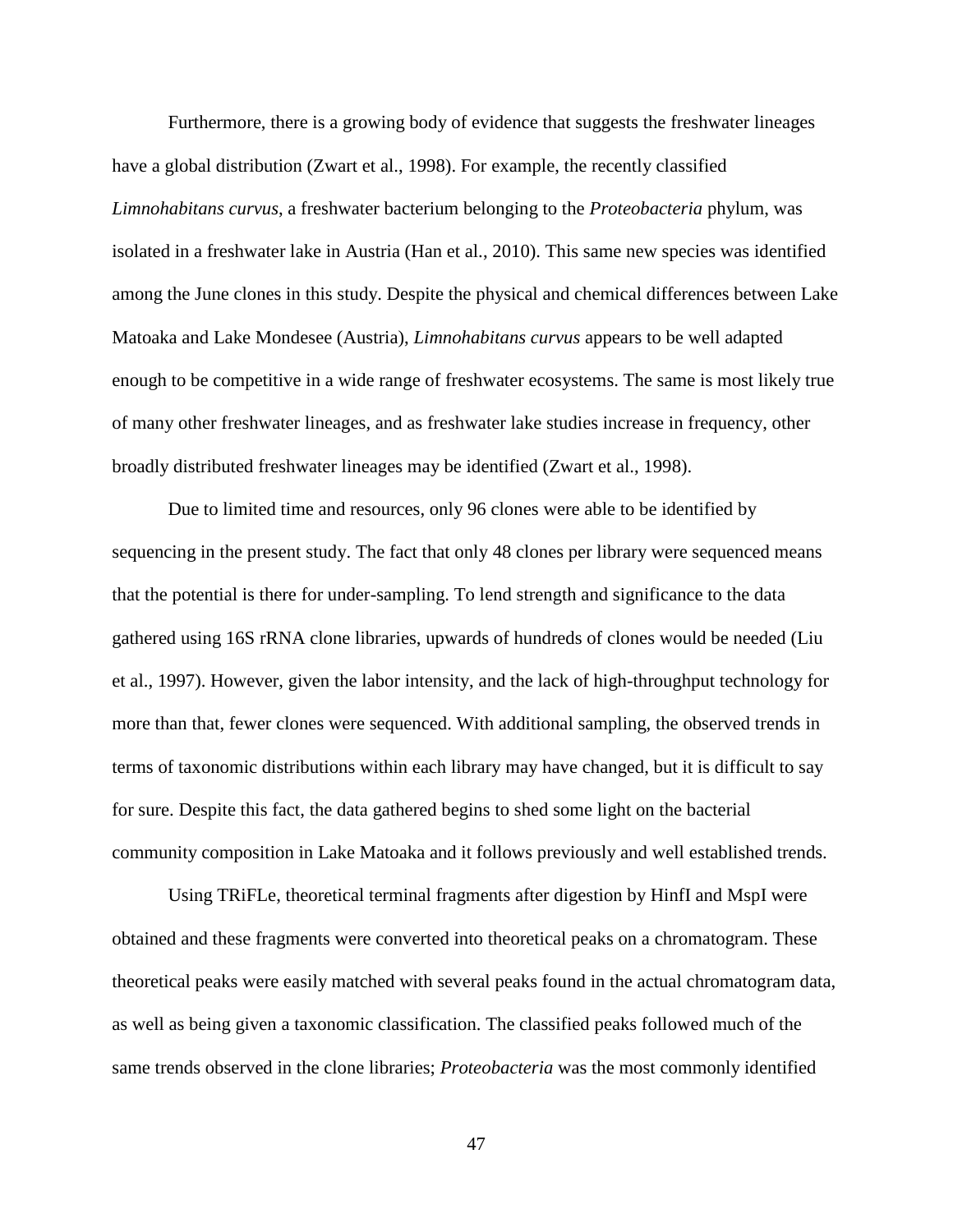Furthermore, there is a growing body of evidence that suggests the freshwater lineages have a global distribution (Zwart et al., 1998). For example, the recently classified *Limnohabitans curvus*, a freshwater bacterium belonging to the *Proteobacteria* phylum, was isolated in a freshwater lake in Austria (Han et al., 2010). This same new species was identified among the June clones in this study. Despite the physical and chemical differences between Lake Matoaka and Lake Mondesee (Austria), *Limnohabitans curvus* appears to be well adapted enough to be competitive in a wide range of freshwater ecosystems. The same is most likely true of many other freshwater lineages, and as freshwater lake studies increase in frequency, other broadly distributed freshwater lineages may be identified (Zwart et al., 1998).

Due to limited time and resources, only 96 clones were able to be identified by sequencing in the present study. The fact that only 48 clones per library were sequenced means that the potential is there for under-sampling. To lend strength and significance to the data gathered using 16S rRNA clone libraries, upwards of hundreds of clones would be needed (Liu et al., 1997). However, given the labor intensity, and the lack of high-throughput technology for more than that, fewer clones were sequenced. With additional sampling, the observed trends in terms of taxonomic distributions within each library may have changed, but it is difficult to say for sure. Despite this fact, the data gathered begins to shed some light on the bacterial community composition in Lake Matoaka and it follows previously and well established trends.

Using TRiFLe, theoretical terminal fragments after digestion by HinfI and MspI were obtained and these fragments were converted into theoretical peaks on a chromatogram. These theoretical peaks were easily matched with several peaks found in the actual chromatogram data, as well as being given a taxonomic classification. The classified peaks followed much of the same trends observed in the clone libraries; *Proteobacteria* was the most commonly identified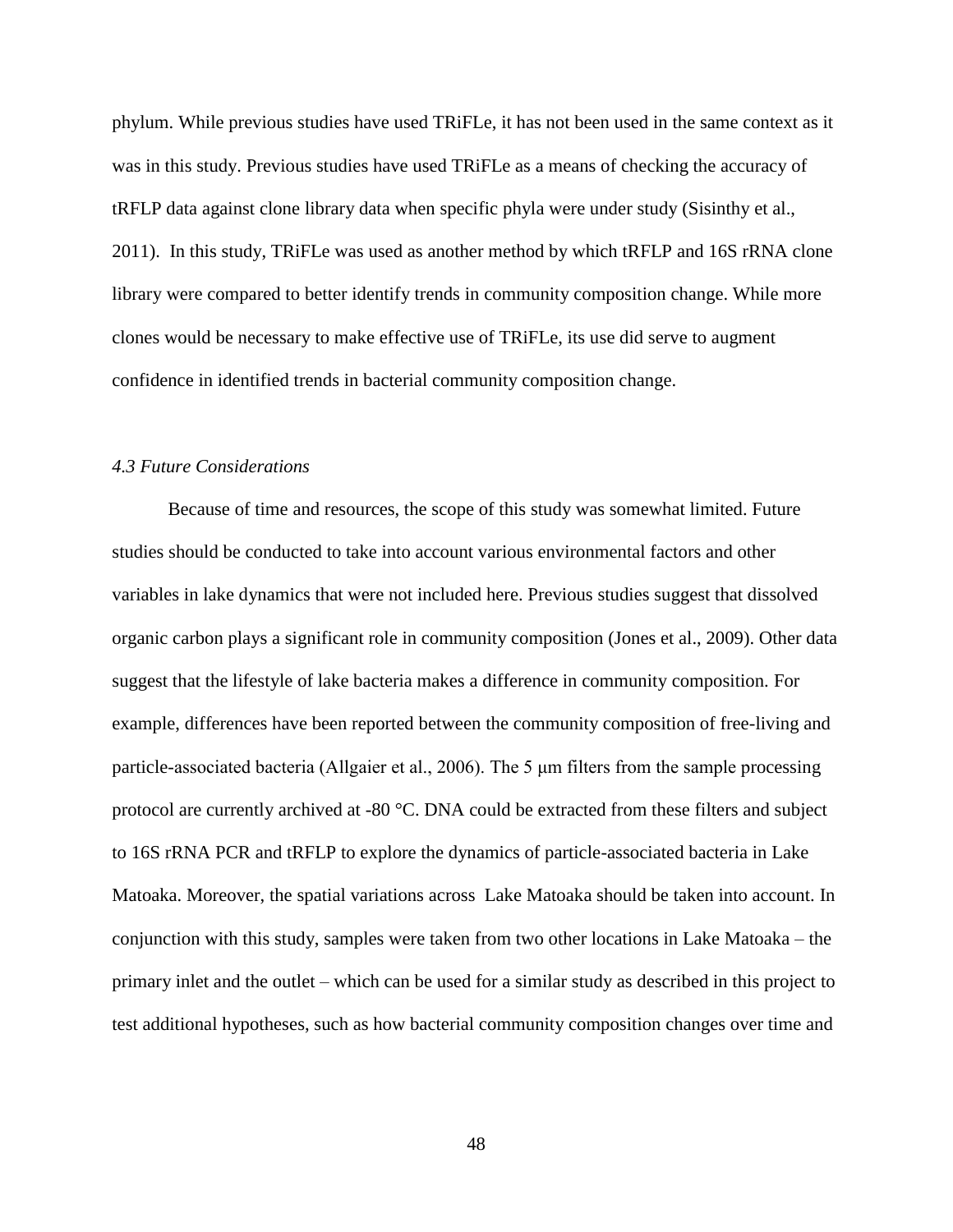phylum. While previous studies have used TRiFLe, it has not been used in the same context as it was in this study. Previous studies have used TRiFLe as a means of checking the accuracy of tRFLP data against clone library data when specific phyla were under study (Sisinthy et al., 2011). In this study, TRiFLe was used as another method by which tRFLP and 16S rRNA clone library were compared to better identify trends in community composition change. While more clones would be necessary to make effective use of TRiFLe, its use did serve to augment confidence in identified trends in bacterial community composition change.

### *4.3 Future Considerations*

Because of time and resources, the scope of this study was somewhat limited. Future studies should be conducted to take into account various environmental factors and other variables in lake dynamics that were not included here. Previous studies suggest that dissolved organic carbon plays a significant role in community composition (Jones et al., 2009). Other data suggest that the lifestyle of lake bacteria makes a difference in community composition. For example, differences have been reported between the community composition of free-living and particle-associated bacteria (Allgaier et al., 2006). The 5 μm filters from the sample processing protocol are currently archived at -80 °C. DNA could be extracted from these filters and subject to 16S rRNA PCR and tRFLP to explore the dynamics of particle-associated bacteria in Lake Matoaka. Moreover, the spatial variations across Lake Matoaka should be taken into account. In conjunction with this study, samples were taken from two other locations in Lake Matoaka – the primary inlet and the outlet – which can be used for a similar study as described in this project to test additional hypotheses, such as how bacterial community composition changes over time and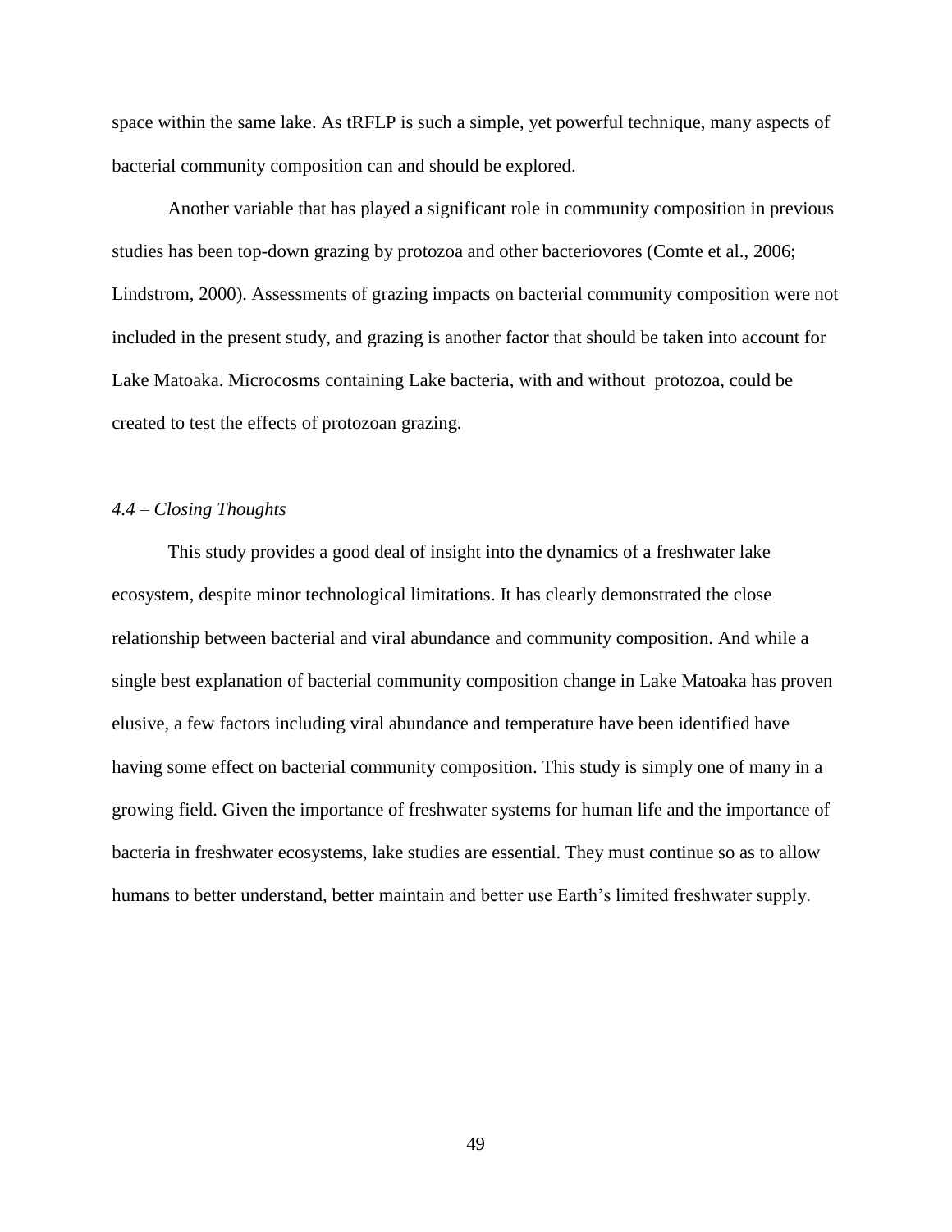space within the same lake. As tRFLP is such a simple, yet powerful technique, many aspects of bacterial community composition can and should be explored.

Another variable that has played a significant role in community composition in previous studies has been top-down grazing by protozoa and other bacteriovores (Comte et al., 2006; Lindstrom, 2000). Assessments of grazing impacts on bacterial community composition were not included in the present study, and grazing is another factor that should be taken into account for Lake Matoaka. Microcosms containing Lake bacteria, with and without protozoa, could be created to test the effects of protozoan grazing.

### *4.4 – Closing Thoughts*

This study provides a good deal of insight into the dynamics of a freshwater lake ecosystem, despite minor technological limitations. It has clearly demonstrated the close relationship between bacterial and viral abundance and community composition. And while a single best explanation of bacterial community composition change in Lake Matoaka has proven elusive, a few factors including viral abundance and temperature have been identified have having some effect on bacterial community composition. This study is simply one of many in a growing field. Given the importance of freshwater systems for human life and the importance of bacteria in freshwater ecosystems, lake studies are essential. They must continue so as to allow humans to better understand, better maintain and better use Earth's limited freshwater supply.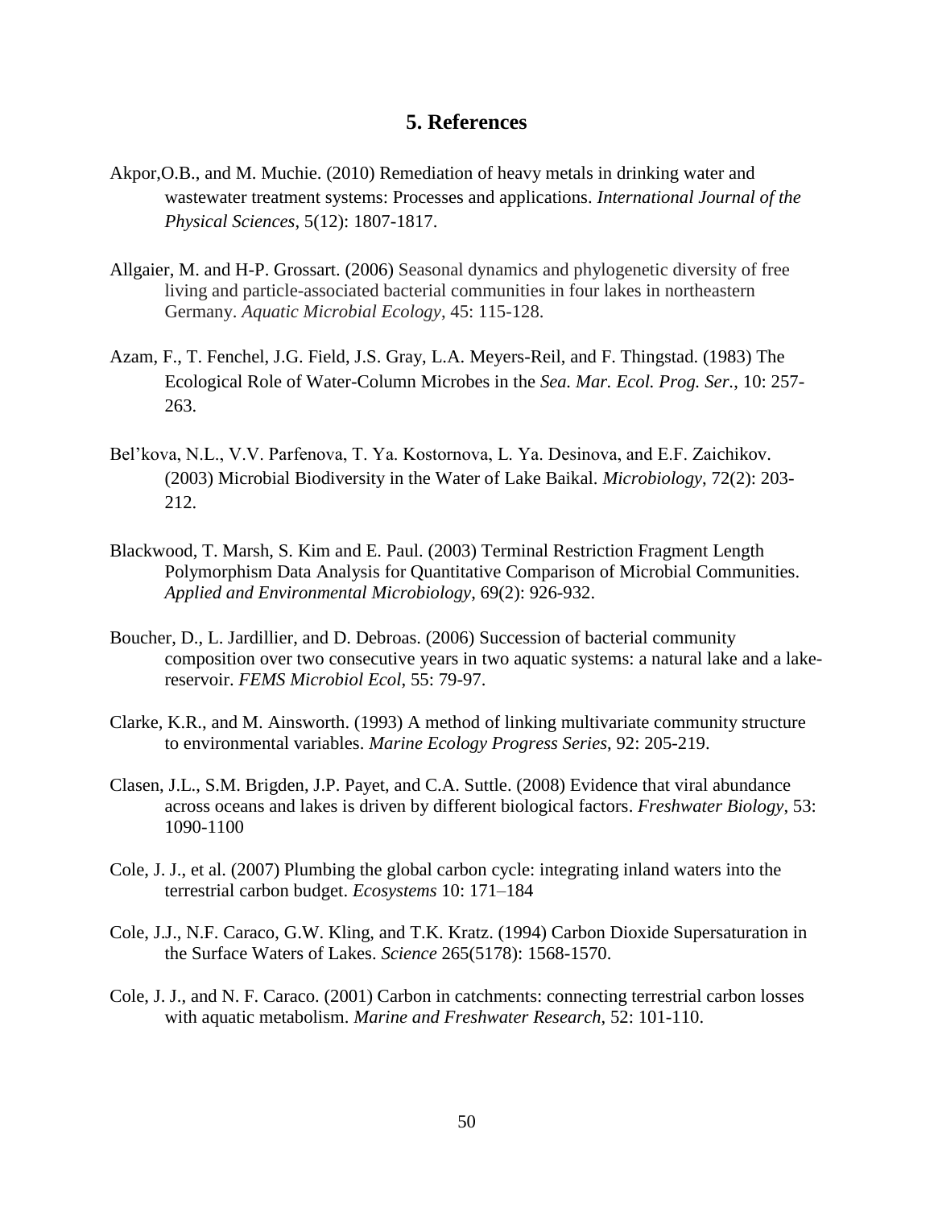## 5. References

Akpor,O.B., and M. Muchie. (2010) Remediation of heavy metals in drinking water and wastewater treatment systems: Processes and applications. *International Journal of the Physical Sciences*, 5(12): 1807-1817.

Allgaier, M. and H-P. Grossart. (2006) Seasonal dynamics and phylogenetic diversity of free living and particle-associated bacterial communities in four lakes in northeastern Germany. *Aquatic Microbial Ecology*, 45: 115-128.

Azam, F., T. Fenchel, J.G. Field, J.S. Gray, L.A. Meyers-Reil, and F. Thingstad. (1983) The Ecological Role of Water-Column Microbes in the *Sea. Mar. Ecol. Prog. Ser.*, 10: 257-263.

Bel'kova, N.L., V.V. Parfenova, T. Ya. Kostornova, L. Ya. Desinova, and E.F. Zaichikov. (2003) Microbial Biodiversity in the Water of Lake Baikal. *Microbiology*, 72(2): 203-212.

Blackwood, T. Marsh, S. Kim and E. Paul. (2003) Terminal Restriction Fragment Length Polymorphism Data Analysis for Quantitative Comparison of Microbial Communities. *Applied and Environmental Microbiology*, 69(2): 926-932.

Boucher, D., L. Jardillier, and D. Debroas. (2006) Succession of bacterial community composition over two consecutive years in two aquatic systems: a natural lake and a lake-reservoir. *FEMS Microbiol Ecol*, 55: 79-97.

Clarke, K.R., and M. Ainsworth. (1993) A method of linking multivariate community structure to environmental variables. *Marine Ecology Progress Series*, 92: 205-219.

Clasen, J.L., S.M. Brigden, J.P. Payet, and C.A. Suttle. (2008) Evidence that viral abundance across oceans and lakes is driven by different biological factors. *Freshwater Biology*, 53: 1090-1100

Cole, J. J., et al. (2007) Plumbing the global carbon cycle: integrating inland waters into the terrestrial carbon budget. *Ecosystems* 10: 171–184

Cole, J.J., N.F. Caraco, G.W. Kling, and T.K. Kratz. (1994) Carbon Dioxide Supersaturation in the Surface Waters of Lakes. *Science* 265(5178): 1568-1570.

Cole, J. J., and N. F. Caraco. (2001) Carbon in catchments: connecting terrestrial carbon losses with aquatic metabolism. *Marine and Freshwater Research*, 52: 101-110.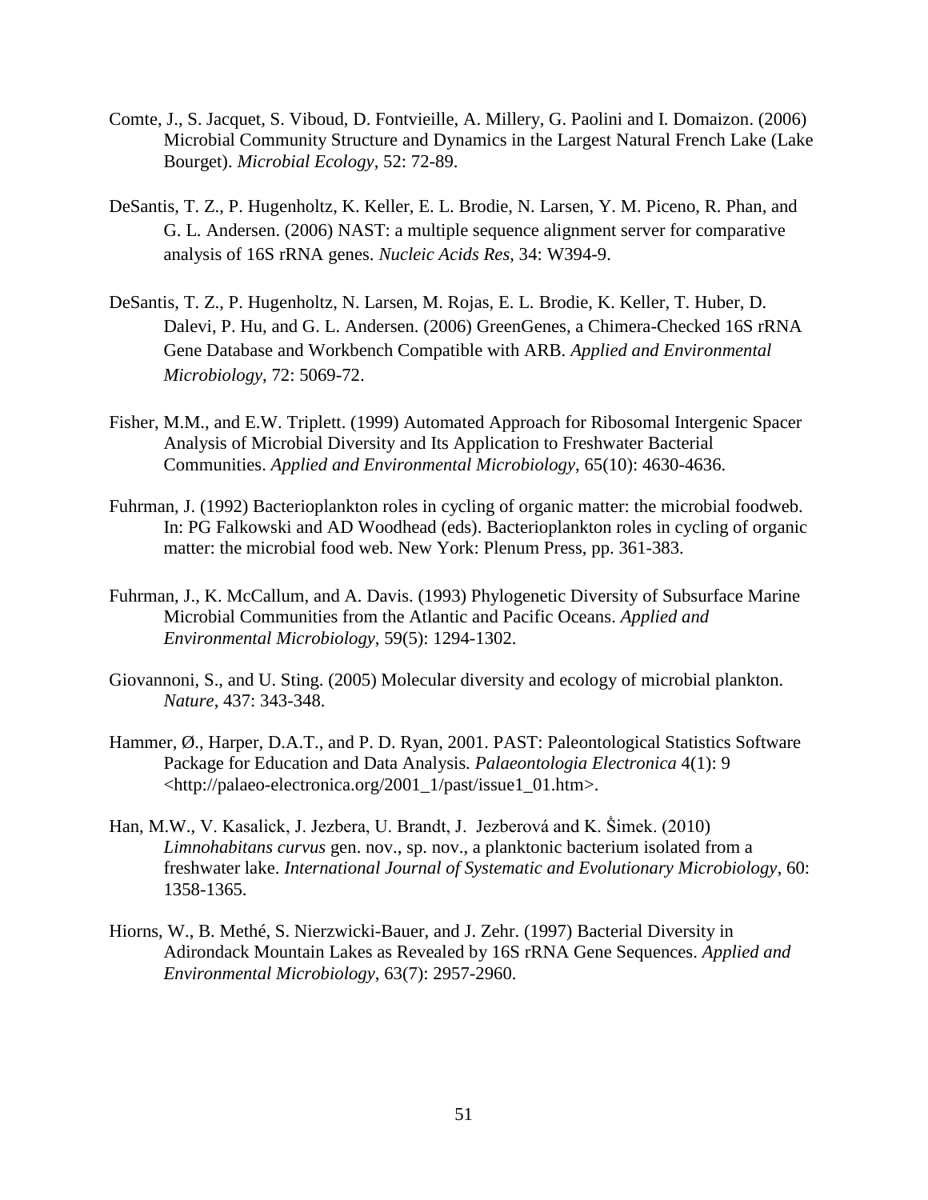Comte, J., S. Jacquet, S. Viboud, D. Fontvieille, A. Millery, G. Paolini and I. Domaizon. (2006) Microbial Community Structure and Dynamics in the Largest Natural French Lake (Lake Bourget). *Microbial Ecology*, 52: 72-89.

DeSantis, T. Z., P. Hugenholtz, K. Keller, E. L. Brodie, N. Larsen, Y. M. Piceno, R. Phan, and G. L. Andersen. (2006) NAST: a multiple sequence alignment server for comparative analysis of 16S rRNA genes. *Nucleic Acids Res*, 34: W394-9.

DeSantis, T. Z., P. Hugenholtz, N. Larsen, M. Rojas, E. L. Brodie, K. Keller, T. Huber, D. Dalevi, P. Hu, and G. L. Andersen. (2006) GreenGenes, a Chimera-Checked 16S rRNA Gene Database and Workbench Compatible with ARB. *Applied and Environmental Microbiology*, 72: 5069-72.

Fisher, M.M., and E.W. Triplett. (1999) Automated Approach for Ribosomal Intergenic Spacer Analysis of Microbial Diversity and Its Application to Freshwater Bacterial Communities. *Applied and Environmental Microbiology*, 65(10): 4630-4636.

Fuhrman, J. (1992) Bacterioplankton roles in cycling of organic matter: the microbial foodweb. In: PG Falkowski and AD Woodhead (eds). Bacterioplankton roles in cycling of organic matter: the microbial food web. New York: Plenum Press, pp. 361-383.

Fuhrman, J., K. McCallum, and A. Davis. (1993) Phylogenetic Diversity of Subsurface Marine Microbial Communities from the Atlantic and Pacific Oceans. *Applied and Environmental Microbiology*, 59(5): 1294-1302.

Giovannoni, S., and U. Sting. (2005) Molecular diversity and ecology of microbial plankton. *Nature*, 437: 343-348.

Hammer, Ø., Harper, D.A.T., and P. D. Ryan, 2001. PAST: Paleontological Statistics Software Package for Education and Data Analysis. *Palaeontologia Electronica* 4(1): 9 <http://palaeo-electronica.org/2001_1/past/issue1_01.htm>.

Han, M.W., V. Kasalick, J. Jezbera, U. Brandt, J. Jezberová and K. Šimek. (2010) *Limnohabitans curvus* gen. nov., sp. nov., a planktonic bacterium isolated from a freshwater lake. *International Journal of Systematic and Evolutionary Microbiology*, 60: 1358-1365.

Hiorns, W., B. Methé, S. Nierzwicki-Bauer, and J. Zehr. (1997) Bacterial Diversity in Adirondack Mountain Lakes as Revealed by 16S rRNA Gene Sequences. *Applied and Environmental Microbiology*, 63(7): 2957-2960.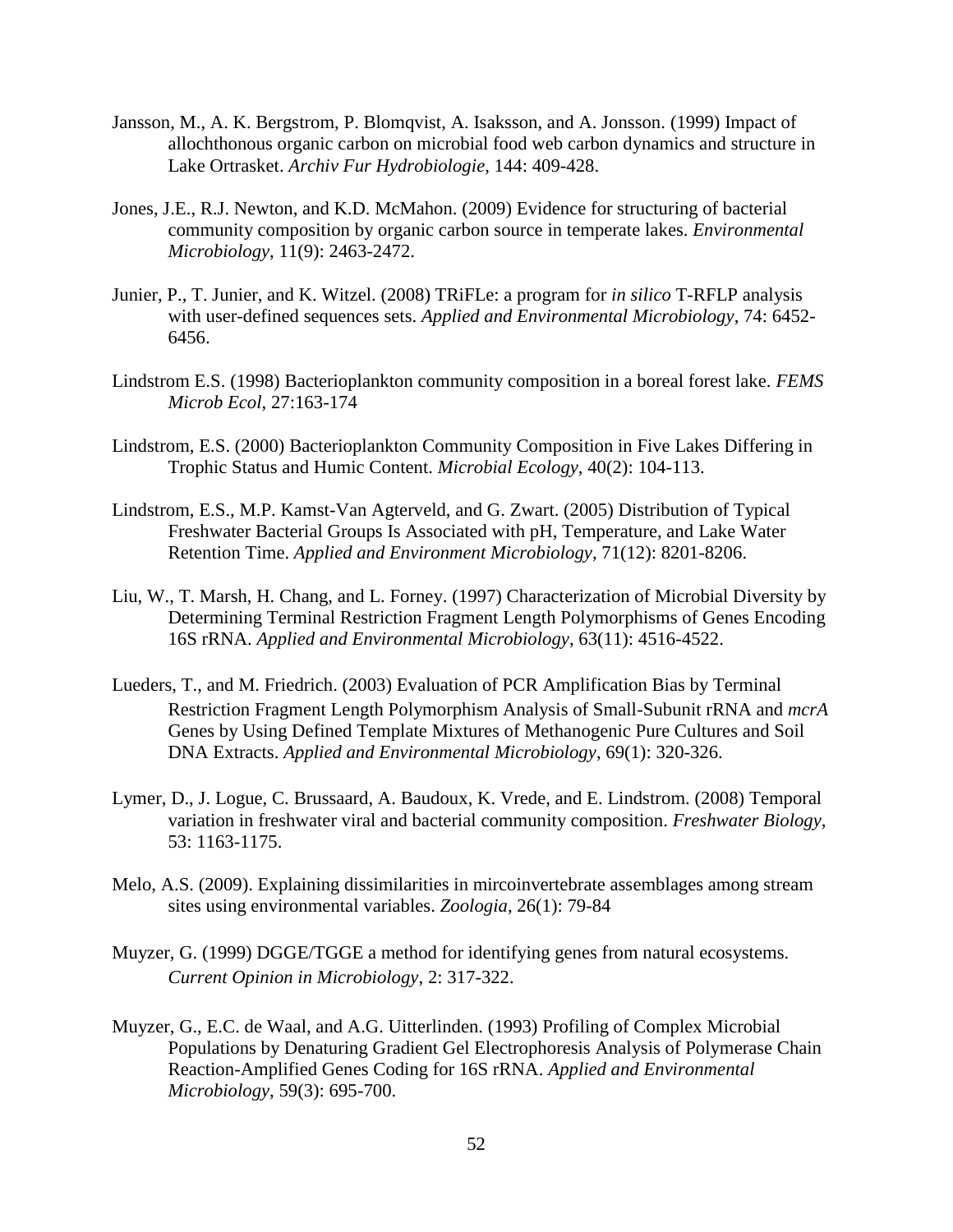Jansson, M., A. K. Bergstrom, P. Blomqvist, A. Isaksson, and A. Jonsson. (1999) Impact of allochthonous organic carbon on microbial food web carbon dynamics and structure in Lake Ortrasket. *Archiv Fur Hydrobiologie*, 144: 409-428.

Jones, J.E., R.J. Newton, and K.D. McMahon. (2009) Evidence for structuring of bacterial community composition by organic carbon source in temperate lakes. *Environmental Microbiology*, 11(9): 2463-2472.

Junier, P., T. Junier, and K. Witzel. (2008) TRiFLe: a program for *in silico* T-RFLP analysis with user-defined sequences sets. *Applied and Environmental Microbiology*, 74: 6452-6456.

Lindstrom E.S. (1998) Bacterioplankton community composition in a boreal forest lake. *FEMS Microb Ecol*, 27:163-174

Lindstrom, E.S. (2000) Bacterioplankton Community Composition in Five Lakes Differing in Trophic Status and Humic Content. *Microbial Ecology*, 40(2): 104-113.

Lindstrom, E.S., M.P. Kamst-Van Agterveld, and G. Zwart. (2005) Distribution of Typical Freshwater Bacterial Groups Is Associated with pH, Temperature, and Lake Water Retention Time. *Applied and Environment Microbiology*, 71(12): 8201-8206.

Liu, W., T. Marsh, H. Chang, and L. Forney. (1997) Characterization of Microbial Diversity by Determining Terminal Restriction Fragment Length Polymorphisms of Genes Encoding 16S rRNA. *Applied and Environmental Microbiology*, 63(11): 4516-4522.

Lueders, T., and M. Friedrich. (2003) Evaluation of PCR Amplification Bias by Terminal Restriction Fragment Length Polymorphism Analysis of Small-Subunit rRNA and *mcrA* Genes by Using Defined Template Mixtures of Methanogenic Pure Cultures and Soil DNA Extracts. *Applied and Environmental Microbiology*, 69(1): 320-326.

Lymer, D., J. Logue, C. Brussaard, A. Baudoux, K. Vrede, and E. Lindstrom. (2008) Temporal variation in freshwater viral and bacterial community composition. *Freshwater Biology*, 53: 1163-1175.

Melo, A.S. (2009). Explaining dissimilarities in mircoinvertebrate assemblages among stream sites using environmental variables. *Zoologia*, 26(1): 79-84

Muyzer, G. (1999) DGGE/TGGE a method for identifying genes from natural ecosystems. *Current Opinion in Microbiology*, 2: 317-322.

Muyzer, G., E.C. de Waal, and A.G. Uitterlinden. (1993) Profiling of Complex Microbial Populations by Denaturing Gradient Gel Electrophoresis Analysis of Polymerase Chain Reaction-Amplified Genes Coding for 16S rRNA. *Applied and Environmental Microbiology*, 59(3): 695-700.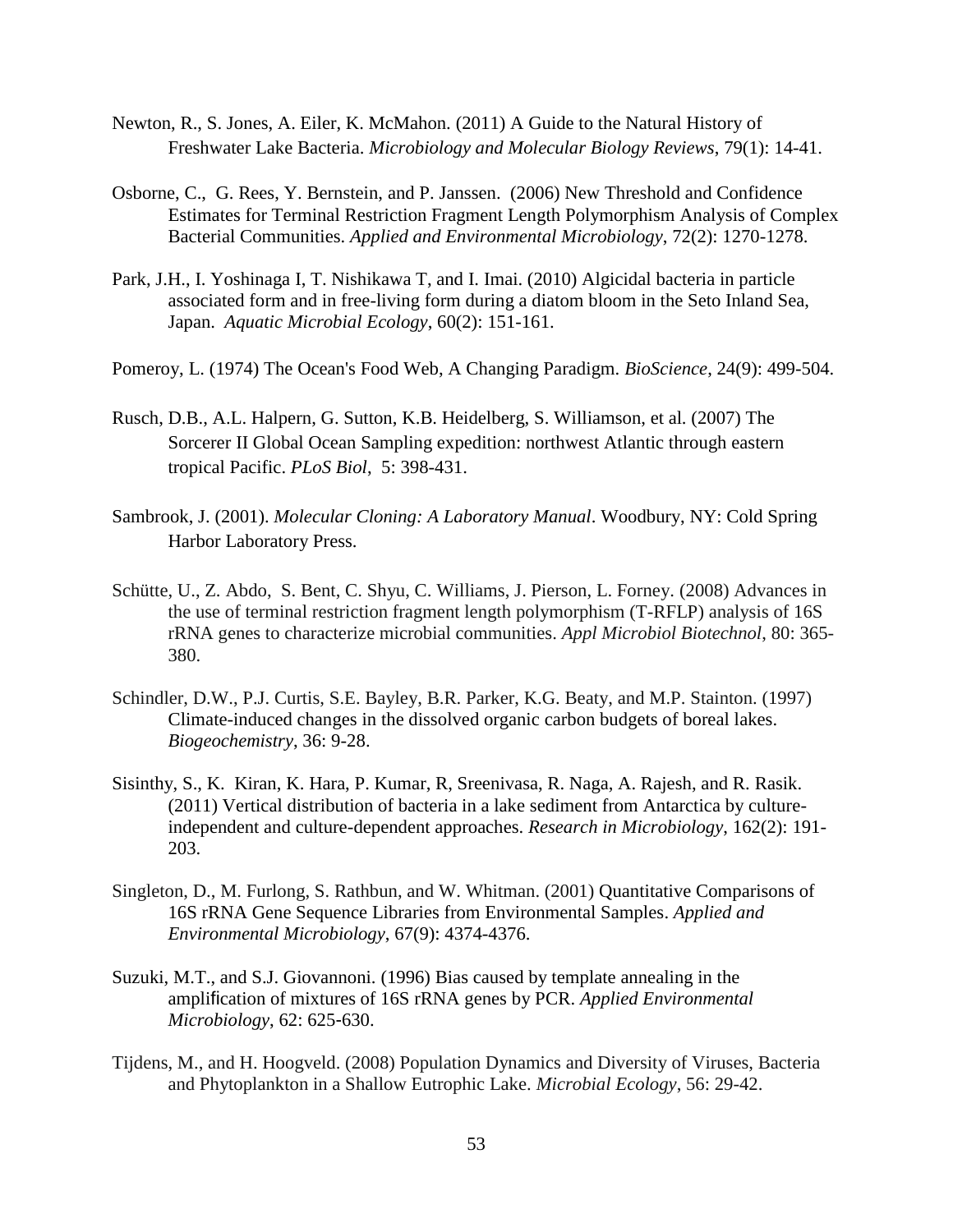Newton, R., S. Jones, A. Eiler, K. McMahon. (2011) A Guide to the Natural History of Freshwater Lake Bacteria. *Microbiology and Molecular Biology Reviews*, 79(1): 14-41.

Osborne, C., G. Rees, Y. Bernstein, and P. Janssen. (2006) New Threshold and Confidence Estimates for Terminal Restriction Fragment Length Polymorphism Analysis of Complex Bacterial Communities. *Applied and Environmental Microbiology*, 72(2): 1270-1278.

Park, J.H., I. Yoshinaga I, T. Nishikawa T, and I. Imai. (2010) Algicidal bacteria in particle associated form and in free-living form during a diatom bloom in the Seto Inland Sea, Japan. *Aquatic Microbial Ecology*, 60(2): 151-161.

Pomeroy, L. (1974) The Ocean's Food Web, A Changing Paradigm. *BioScience*, 24(9): 499-504.

Rusch, D.B., A.L. Halpern, G. Sutton, K.B. Heidelberg, S. Williamson, et al. (2007) The Sorcerer II Global Ocean Sampling expedition: northwest Atlantic through eastern tropical Pacific. *PLoS Biol*, 5: 398-431.

Sambrook, J. (2001). *Molecular Cloning: A Laboratory Manual*. Woodbury, NY: Cold Spring Harbor Laboratory Press.

Schütte, U., Z. Abdo, S. Bent, C. Shyu, C. Williams, J. Pierson, L. Forney. (2008) Advances in the use of terminal restriction fragment length polymorphism (T-RFLP) analysis of 16S rRNA genes to characterize microbial communities. *Appl Microbiol Biotechnol*, 80: 365-380.

Schindler, D.W., P.J. Curtis, S.E. Bayley, B.R. Parker, K.G. Beaty, and M.P. Stainton. (1997) Climate-induced changes in the dissolved organic carbon budgets of boreal lakes. *Biogeochemistry*, 36: 9-28.

Sisinthy, S., K. Kiran, K. Hara, P. Kumar, R, Sreenivasa, R. Naga, A. Rajesh, and R. Rasik. (2011) Vertical distribution of bacteria in a lake sediment from Antarctica by culture-independent and culture-dependent approaches. *Research in Microbiology*, 162(2): 191-203.

Singleton, D., M. Furlong, S. Rathbun, and W. Whitman. (2001) Quantitative Comparisons of 16S rRNA Gene Sequence Libraries from Environmental Samples. *Applied and Environmental Microbiology*, 67(9): 4374-4376.

Suzuki, M.T., and S.J. Giovannoni. (1996) Bias caused by template annealing in the amplification of mixtures of 16S rRNA genes by PCR. *Applied Environmental Microbiology*, 62: 625-630.

Tijdens, M., and H. Hoogveld. (2008) Population Dynamics and Diversity of Viruses, Bacteria and Phytoplankton in a Shallow Eutrophic Lake. *Microbial Ecology*, 56: 29-42.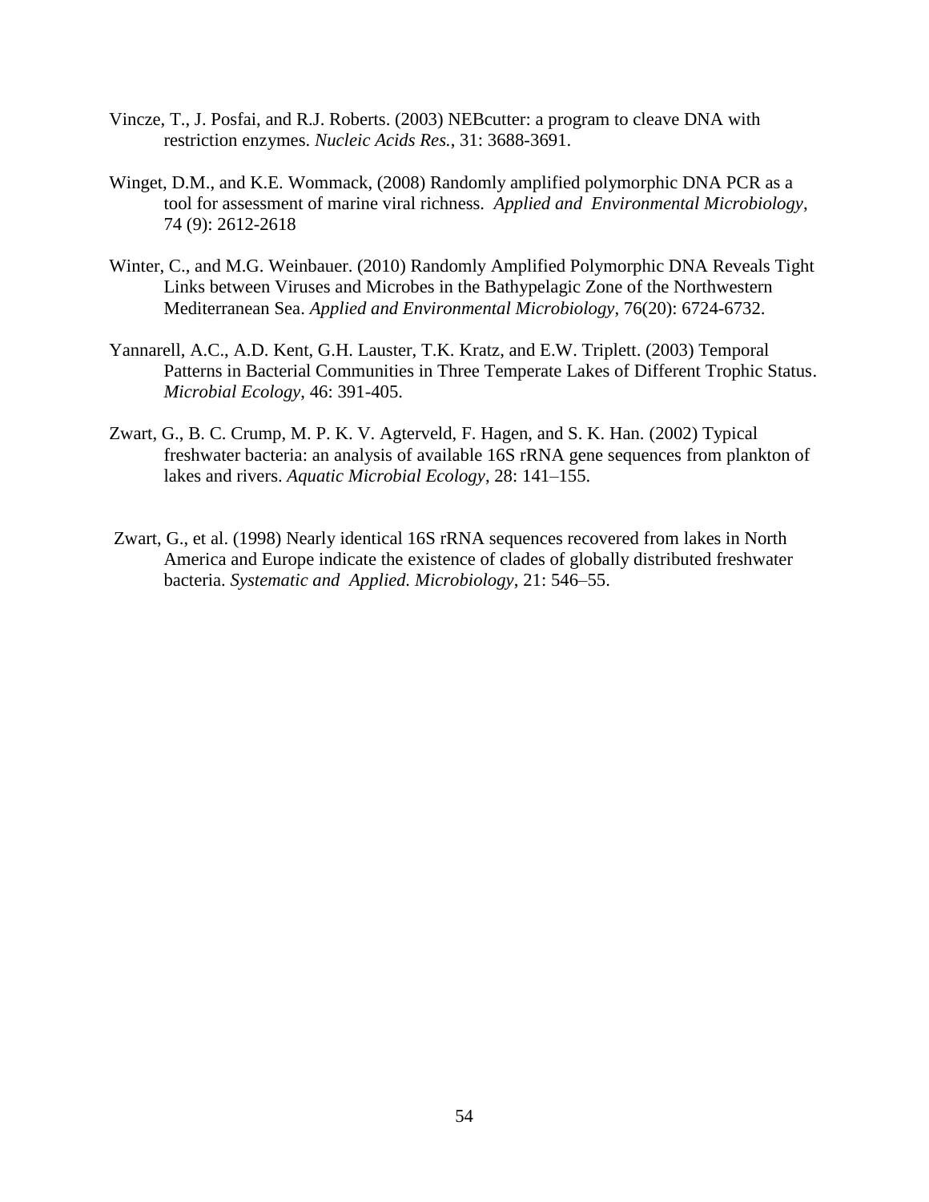Vincze, T., J. Posfai, and R.J. Roberts. (2003) NEBcutter: a program to cleave DNA with restriction enzymes. *Nucleic Acids Res.*, 31: 3688-3691.

Winget, D.M., and K.E. Wommack, (2008) Randomly amplified polymorphic DNA PCR as a tool for assessment of marine viral richness. *Applied and Environmental Microbiology*, 74 (9): 2612-2618

Winter, C., and M.G. Weinbauer. (2010) Randomly Amplified Polymorphic DNA Reveals Tight Links between Viruses and Microbes in the Bathypelagic Zone of the Northwestern Mediterranean Sea. *Applied and Environmental Microbiology*, 76(20): 6724-6732.

Yannarell, A.C., A.D. Kent, G.H. Lauster, T.K. Kratz, and E.W. Triplett. (2003) Temporal Patterns in Bacterial Communities in Three Temperate Lakes of Different Trophic Status. *Microbial Ecology*, 46: 391-405.

Zwart, G., B. C. Crump, M. P. K. V. Agterveld, F. Hagen, and S. K. Han. (2002) Typical freshwater bacteria: an analysis of available 16S rRNA gene sequences from plankton of lakes and rivers. *Aquatic Microbial Ecology*, 28: 141–155.

Zwart, G., et al. (1998) Nearly identical 16S rRNA sequences recovered from lakes in North America and Europe indicate the existence of clades of globally distributed freshwater bacteria. *Systematic and Applied. Microbiology*, 21: 546–55.